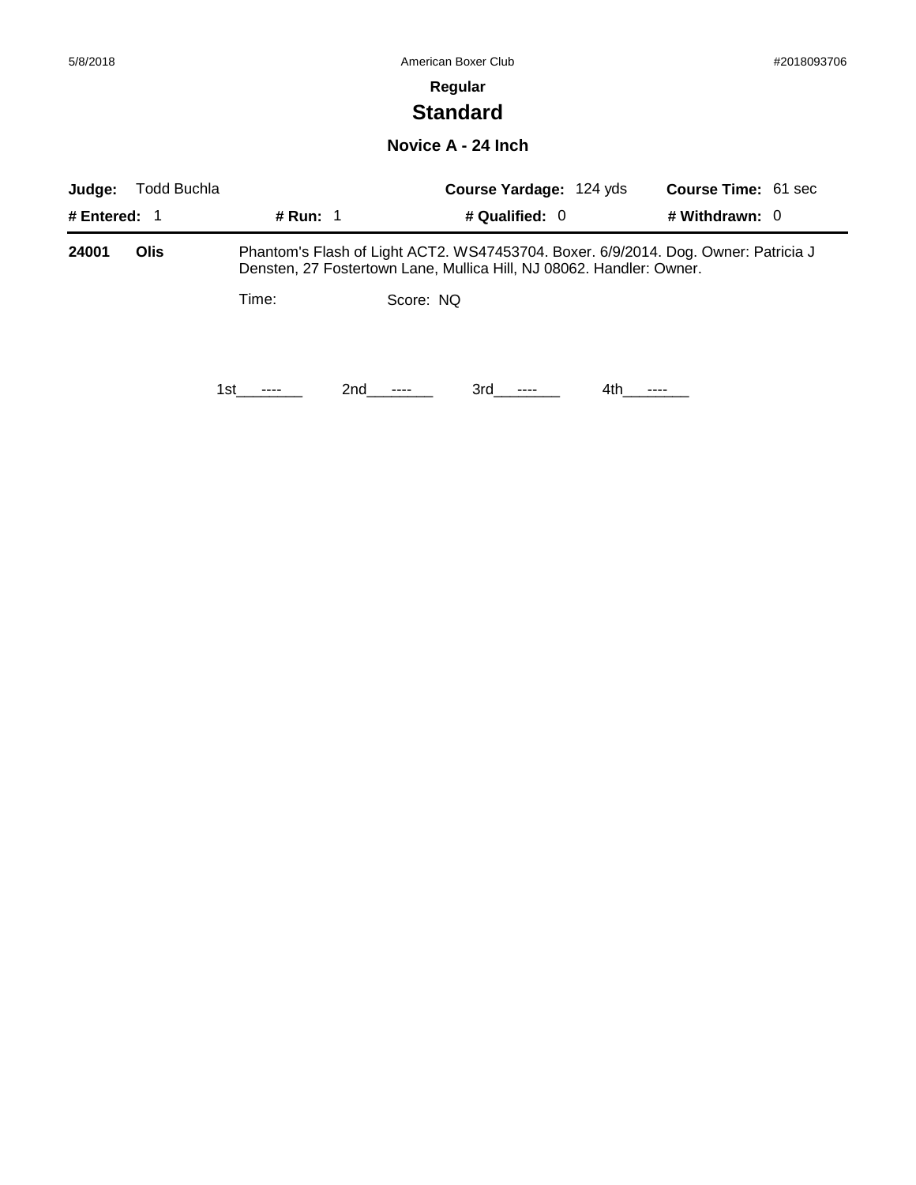**Regular**

# Standard

## Novice A - 24 Inch

**Judge:** Todd Buchla **Course Yardage:** 124 yds **Course Time:** 61 sec

**# Entered:** 1 **# Run:** 1 **# Qualified:** 0 **# Withdrawn:** 0

**24001** **Olis** Phantom's Flash of Light ACT2. WS47453704. Boxer. 6/9/2014. Dog. Owner: Patricia J Densten, 27 Fostertown Lane, Mullica Hill, NJ 08062. Handler: Owner.

Time: Score: NQ

1st\_\_\_----\_\_\_ 2nd\_\_\_----\_\_\_ 3rd\_\_\_----\_\_\_ 4th\_\_\_----\_\_\_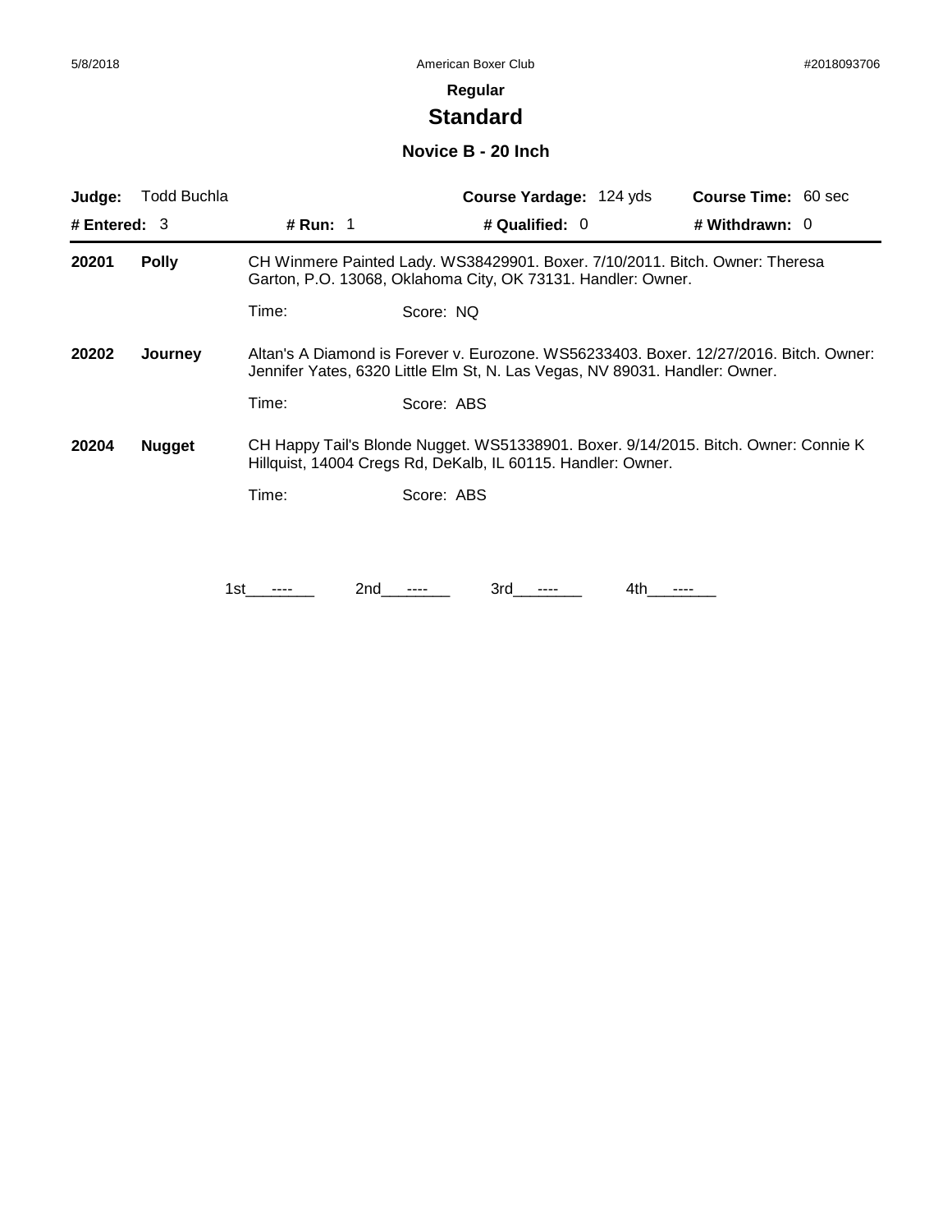**Regular**

# Standard

## Novice B - 20 Inch

**Judge:** Todd Buchla | **Course Yardage:** 124 yds | **Course Time:** 60 sec

**# Entered:** 3 | **# Run:** 1 | **# Qualified:** 0 | **# Withdrawn:** 0

---

**20201** **Polly**
CH Winmere Painted Lady. WS38429901. Boxer. 7/10/2011. Bitch. Owner: Theresa Garton, P.O. 13068, Oklahoma City, OK 73131. Handler: Owner.

Time: Score: NQ

**20202** **Journey**
Altan's A Diamond is Forever v. Eurozone. WS56233403. Boxer. 12/27/2016. Bitch. Owner: Jennifer Yates, 6320 Little Elm St, N. Las Vegas, NV 89031. Handler: Owner.

Time: Score: ABS

**20204** **Nugget**
CH Happy Tail's Blonde Nugget. WS51338901. Boxer. 9/14/2015. Bitch. Owner: Connie K Hillquist, 14004 Cregs Rd, DeKalb, IL 60115. Handler: Owner.

Time: Score: ABS

1st ---- 2nd ---- 3rd ---- 4th ----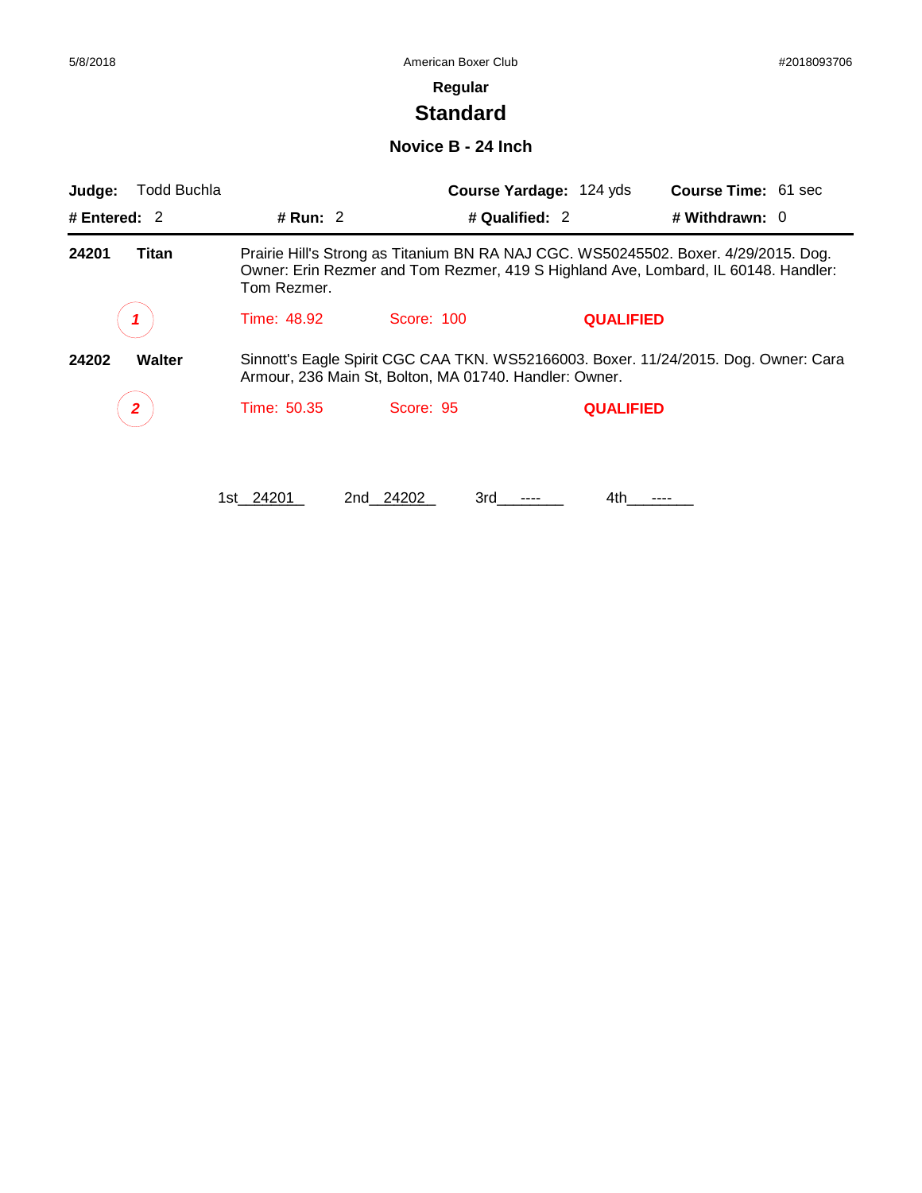5/8/2018 American Boxer Club #2018093706

## Regular

# Standard

### Novice B - 24 Inch

**Judge:** Todd Buchla **Course Yardage:** 124 yds **Course Time:** 61 sec

**# Entered:** 2 **# Run:** 2 **# Qualified:** 2 **# Withdrawn:** 0

---

**24201** **Titan** Prairie Hill's Strong as Titanium BN RA NAJ CGC. WS50245502. Boxer. 4/29/2015. Dog. Owner: Erin Rezmer and Tom Rezmer, 419 S Highland Ave, Lombard, IL 60148. Handler: Tom Rezmer.

*1* Time: 48.92 Score: 100 **QUALIFIED**

**24202** **Walter** Sinnott's Eagle Spirit CGC CAA TKN. WS52166003. Boxer. 11/24/2015. Dog. Owner: Cara Armour, 236 Main St, Bolton, MA 01740. Handler: Owner.

*2* Time: 50.35 Score: 95 **QUALIFIED**

1st__24201__ 2nd__24202__ 3rd___----___ 4th___----___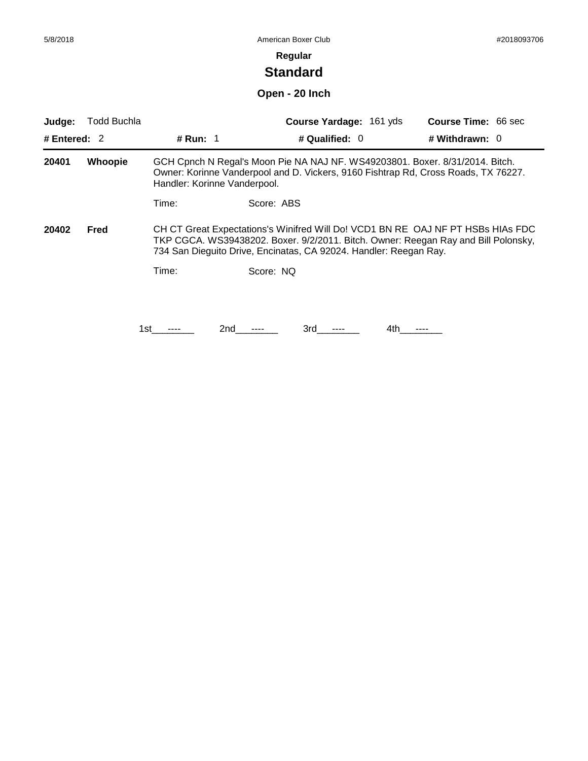**Regular**

# Standard

## Open - 20 Inch

| **Judge:** Todd Buchla | | **Course Yardage:** 161 yds | **Course Time:** 66 sec |
|---|---|---|---|
| **# Entered:** 2 | **# Run:** 1 | **# Qualified:** 0 | **# Withdrawn:** 0 |

**20401** **Whoopie**

GCH Cpnch N Regal's Moon Pie NA NAJ NF. WS49203801. Boxer. 8/31/2014. Bitch. Owner: Korinne Vanderpool and D. Vickers, 9160 Fishtrap Rd, Cross Roads, TX 76227. Handler: Korinne Vanderpool.

Time: Score: ABS

**20402** **Fred**

CH CT Great Expectations's Winifred Will Do! VCD1 BN RE OAJ NF PT HSBs HIAs FDC TKP CGCA. WS39438202. Boxer. 9/2/2011. Bitch. Owner: Reegan Ray and Bill Polonsky, 734 San Dieguito Drive, Encinatas, CA 92024. Handler: Reegan Ray.

Time: Score: NQ

1st\_\_\_----\_\_\_ 2nd\_\_\_----\_\_\_ 3rd\_\_\_----\_\_\_ 4th\_\_\_----\_\_\_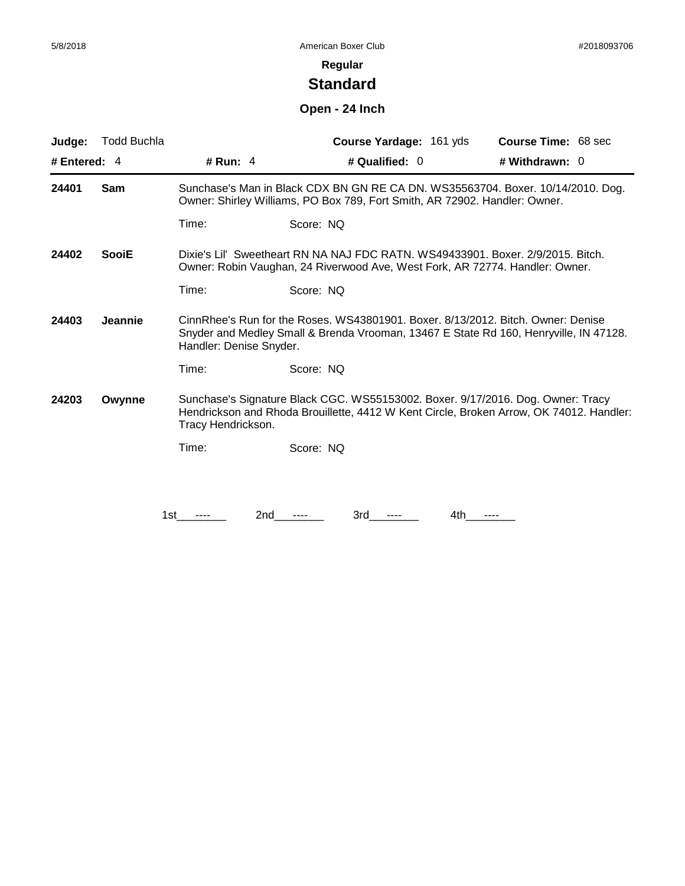**Regular**

## Standard

### Open - 24 Inch

**Judge:** Todd Buchla | **Course Yardage:** 161 yds | **Course Time:** 68 sec

**# Entered:** 4 | **# Run:** 4 | **# Qualified:** 0 | **# Withdrawn:** 0

---

**24401** **Sam**
Sunchase's Man in Black CDX BN GN RE CA DN. WS35563704. Boxer. 10/14/2010. Dog. Owner: Shirley Williams, PO Box 789, Fort Smith, AR 72902. Handler: Owner.

Time: Score: NQ

**24402** **SooiE**
Dixie's Lil' Sweetheart RN NA NAJ FDC RATN. WS49433901. Boxer. 2/9/2015. Bitch. Owner: Robin Vaughan, 24 Riverwood Ave, West Fork, AR 72774. Handler: Owner.

Time: Score: NQ

**24403** **Jeannie**
CinnRhee's Run for the Roses. WS43801901. Boxer. 8/13/2012. Bitch. Owner: Denise Snyder and Medley Small & Brenda Vrooman, 13467 E State Rd 160, Henryville, IN 47128. Handler: Denise Snyder.

Time: Score: NQ

**24203** **Owynne**
Sunchase's Signature Black CGC. WS55153002. Boxer. 9/17/2016. Dog. Owner: Tracy Hendrickson and Rhoda Brouillette, 4412 W Kent Circle, Broken Arrow, OK 74012. Handler: Tracy Hendrickson.

Time: Score: NQ

1st\_\_\_----\_\_\_ 2nd\_\_\_----\_\_\_ 3rd\_\_\_----\_\_\_ 4th\_\_\_----\_\_\_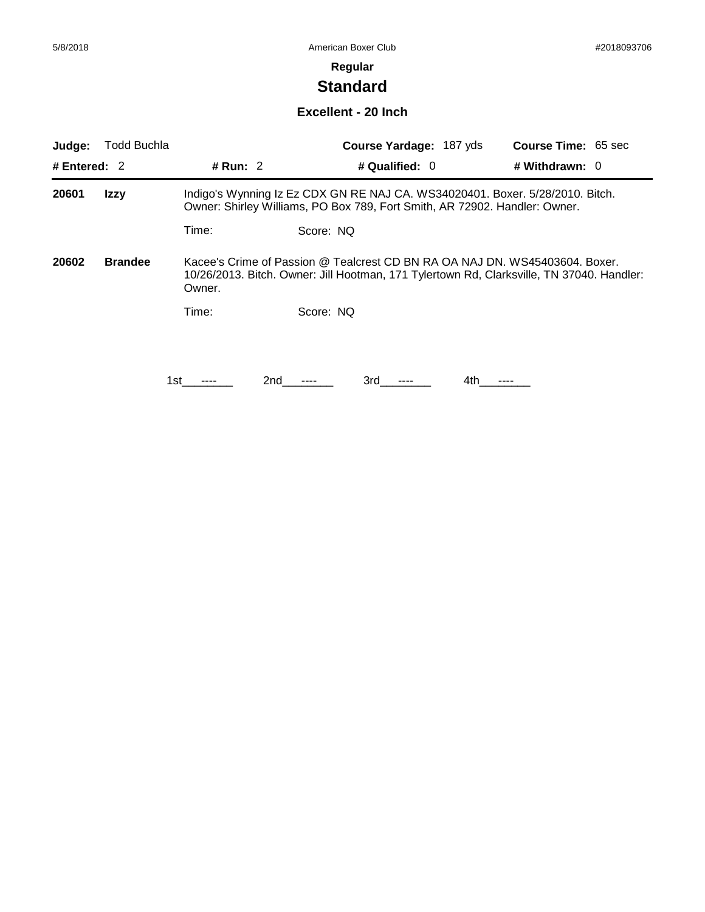**Regular**

# Standard

## Excellent - 20 Inch

**Judge:** Todd Buchla **Course Yardage:** 187 yds **Course Time:** 65 sec

**# Entered:** 2 **# Run:** 2 **# Qualified:** 0 **# Withdrawn:** 0

---

**20601** **Izzy**

Indigo's Wynning Iz Ez CDX GN RE NAJ CA. WS34020401. Boxer. 5/28/2010. Bitch. Owner: Shirley Williams, PO Box 789, Fort Smith, AR 72902. Handler: Owner.

Time: Score: NQ

**20602** **Brandee**

Kacee's Crime of Passion @ Tealcrest CD BN RA OA NAJ DN. WS45403604. Boxer. 10/26/2013. Bitch. Owner: Jill Hootman, 171 Tylertown Rd, Clarksville, TN 37040. Handler: Owner.

Time: Score: NQ

1st\_\_\_----\_\_\_ 2nd\_\_\_----\_\_\_ 3rd\_\_\_----\_\_\_ 4th\_\_\_----\_\_\_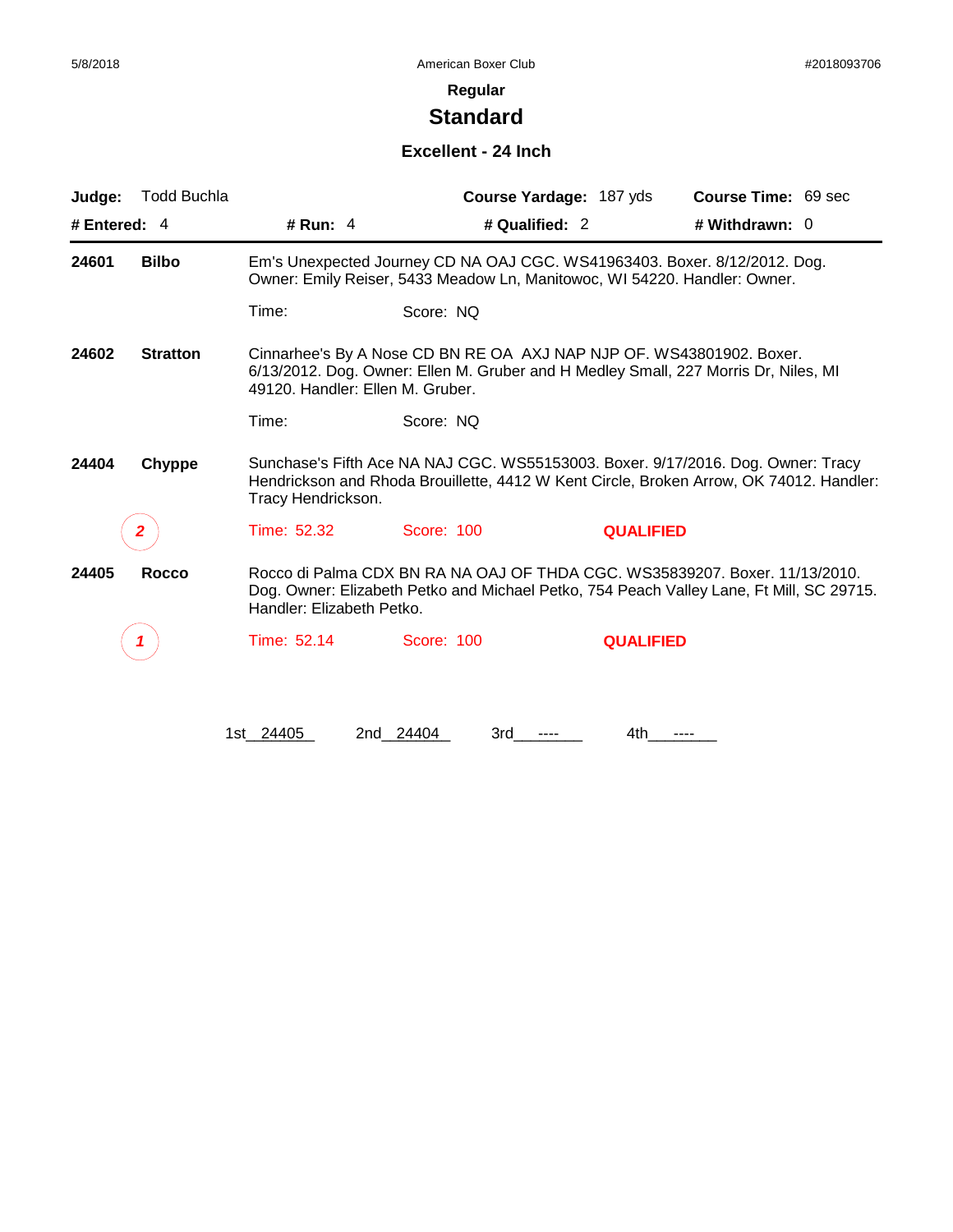### Regular

## Standard

### Excellent - 24 Inch

**Judge:** Todd Buchla **Course Yardage:** 187 yds **Course Time:** 69 sec

**# Entered:** 4 **# Run:** 4 **# Qualified:** 2 **# Withdrawn:** 0

---

**24601** **Bilbo**
Em's Unexpected Journey CD NA OAJ CGC. WS41963403. Boxer. 8/12/2012. Dog. Owner: Emily Reiser, 5433 Meadow Ln, Manitowoc, WI 54220. Handler: Owner.

Time: Score: NQ

**24602** **Stratton**
Cinnarhee's By A Nose CD BN RE OA AXJ NAP NJP OF. WS43801902. Boxer. 6/13/2012. Dog. Owner: Ellen M. Gruber and H Medley Small, 227 Morris Dr, Niles, MI 49120. Handler: Ellen M. Gruber.

Time: Score: NQ

**24404** **Chyppe**
Sunchase's Fifth Ace NA NAJ CGC. WS55153003. Boxer. 9/17/2016. Dog. Owner: Tracy Hendrickson and Rhoda Brouillette, 4412 W Kent Circle, Broken Arrow, OK 74012. Handler: Tracy Hendrickson.

*2* Time: 52.32 Score: 100 **QUALIFIED**

**24405** **Rocco**
Rocco di Palma CDX BN RA NA OAJ OF THDA CGC. WS35839207. Boxer. 11/13/2010. Dog. Owner: Elizabeth Petko and Michael Petko, 754 Peach Valley Lane, Ft Mill, SC 29715. Handler: Elizabeth Petko.

*1* Time: 52.14 Score: 100 **QUALIFIED**

1st 24405 2nd 24404 3rd ---- 4th ----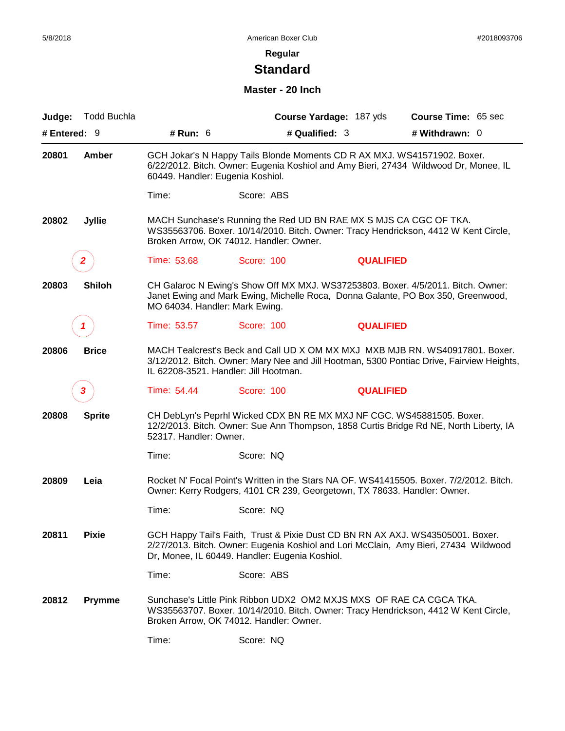## Regular

# Standard

### Master - 20 Inch

**Judge:** Todd Buchla **Course Yardage:** 187 yds **Course Time:** 65 sec

**# Entered:** 9 **# Run:** 6 **# Qualified:** 3 **# Withdrawn:** 0

---

**20801** **Amber**

GCH Jokar's N Happy Tails Blonde Moments CD R AX MXJ. WS41571902. Boxer. 6/22/2012. Bitch. Owner: Eugenia Koshiol and Amy Bieri, 27434 Wildwood Dr, Monee, IL 60449. Handler: Eugenia Koshiol.

Time: Score: ABS

**20802** **Jyllie**

MACH Sunchase's Running the Red UD BN RAE MX S MJS CA CGC OF TKA. WS35563706. Boxer. 10/14/2010. Bitch. Owner: Tracy Hendrickson, 4412 W Kent Circle, Broken Arrow, OK 74012. Handler: Owner.

*2* Time: 53.68 Score: 100 **QUALIFIED**

**20803** **Shiloh**

CH Galaroc N Ewing's Show Off MX MXJ. WS37253803. Boxer. 4/5/2011. Bitch. Owner: Janet Ewing and Mark Ewing, Michelle Roca, Donna Galante, PO Box 350, Greenwood, MO 64034. Handler: Mark Ewing.

*1* Time: 53.57 Score: 100 **QUALIFIED**

**20806** **Brice**

MACH Tealcrest's Beck and Call UD X OM MX MXJ MXB MJB RN. WS40917801. Boxer. 3/12/2012. Bitch. Owner: Mary Nee and Jill Hootman, 5300 Pontiac Drive, Fairview Heights, IL 62208-3521. Handler: Jill Hootman.

*3* Time: 54.44 Score: 100 **QUALIFIED**

**20808** **Sprite**

CH DebLyn's Peprhl Wicked CDX BN RE MX MXJ NF CGC. WS45881505. Boxer. 12/2/2013. Bitch. Owner: Sue Ann Thompson, 1858 Curtis Bridge Rd NE, North Liberty, IA 52317. Handler: Owner.

Time: Score: NQ

**20809** **Leia**

Rocket N' Focal Point's Written in the Stars NA OF. WS41415505. Boxer. 7/2/2012. Bitch. Owner: Kerry Rodgers, 4101 CR 239, Georgetown, TX 78633. Handler: Owner.

Time: Score: NQ

**20811** **Pixie**

GCH Happy Tail's Faith, Trust & Pixie Dust CD BN RN AX AXJ. WS43505001. Boxer. 2/27/2013. Bitch. Owner: Eugenia Koshiol and Lori McClain, Amy Bieri, 27434 Wildwood Dr, Monee, IL 60449. Handler: Eugenia Koshiol.

Time: Score: ABS

**20812** **Prymme**

Sunchase's Little Pink Ribbon UDX2 OM2 MXJS MXS OF RAE CA CGCA TKA. WS35563707. Boxer. 10/14/2010. Bitch. Owner: Tracy Hendrickson, 4412 W Kent Circle, Broken Arrow, OK 74012. Handler: Owner.

Time: Score: NQ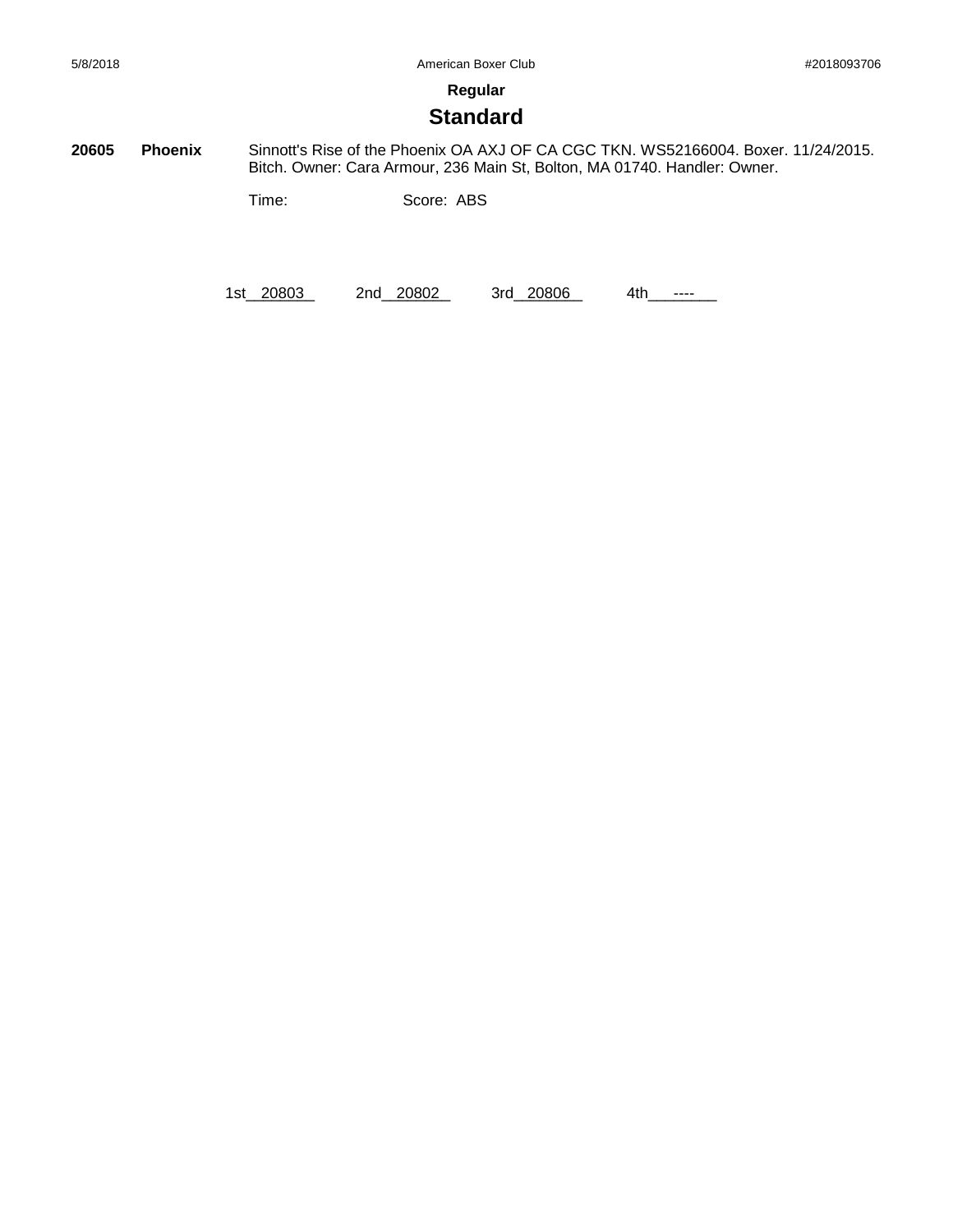**Regular**

# Standard

**20605** **Phoenix** Sinnott's Rise of the Phoenix OA AXJ OF CA CGC TKN. WS52166004. Boxer. 11/24/2015. Bitch. Owner: Cara Armour, 236 Main St, Bolton, MA 01740. Handler: Owner.

Time: Score: ABS

1st__20803__ 2nd__20802__ 3rd__20806__ 4th___----___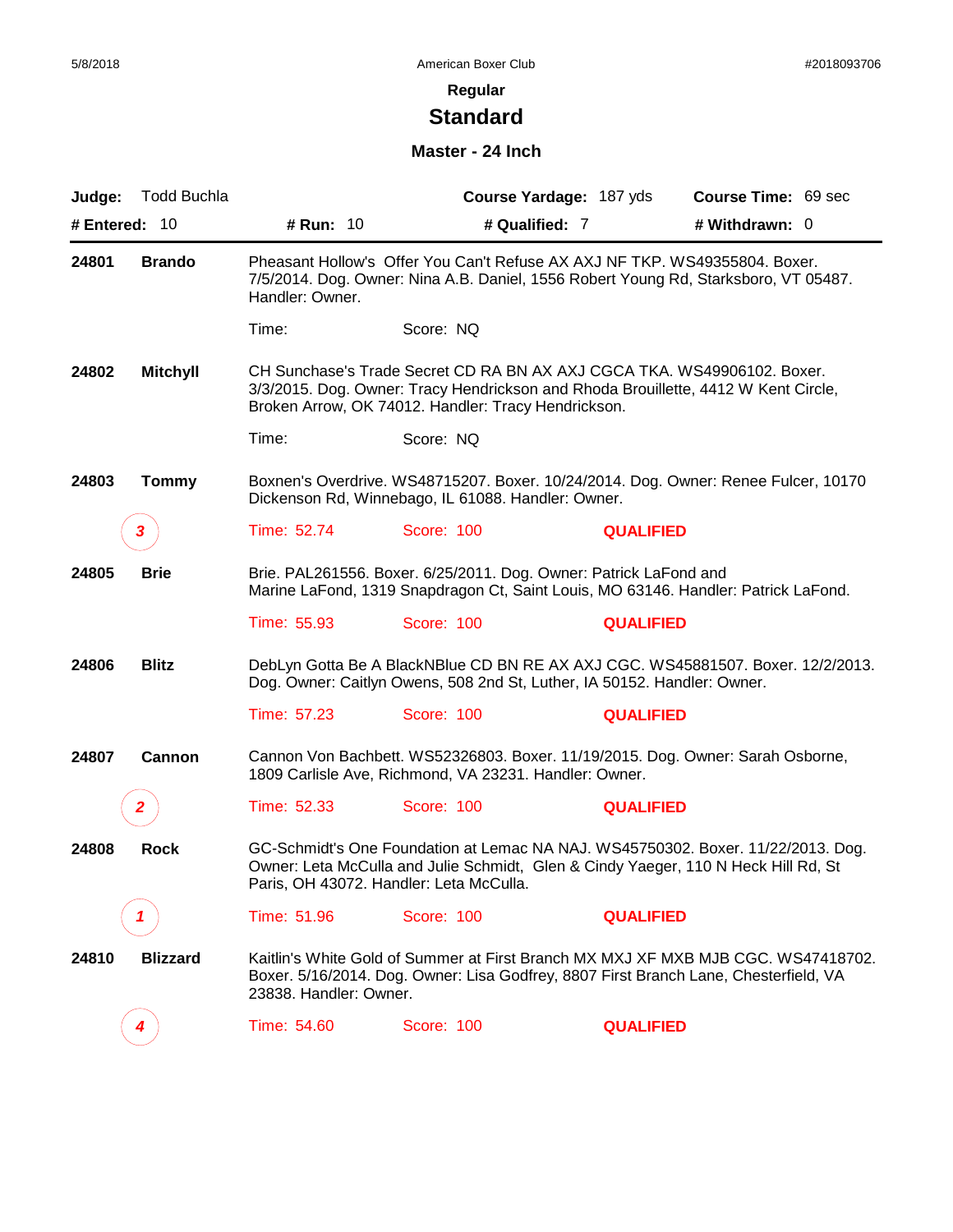5/8/2018 American Boxer Club #2018093706

## Regular

# Standard

### Master - 24 Inch

**Judge:** Todd Buchla **Course Yardage:** 187 yds **Course Time:** 69 sec

**# Entered:** 10 **# Run:** 10 **# Qualified:** 7 **# Withdrawn:** 0

---

**24801** **Brando**

Pheasant Hollow's Offer You Can't Refuse AX AXJ NF TKP. WS49355804. Boxer. 7/5/2014. Dog. Owner: Nina A.B. Daniel, 1556 Robert Young Rd, Starksboro, VT 05487. Handler: Owner.

Time: Score: NQ

**24802** **Mitchyll**

CH Sunchase's Trade Secret CD RA BN AX AXJ CGCA TKA. WS49906102. Boxer. 3/3/2015. Dog. Owner: Tracy Hendrickson and Rhoda Brouillette, 4412 W Kent Circle, Broken Arrow, OK 74012. Handler: Tracy Hendrickson.

Time: Score: NQ

**24803** **Tommy**

Boxnen's Overdrive. WS48715207. Boxer. 10/24/2014. Dog. Owner: Renee Fulcer, 10170 Dickenson Rd, Winnebago, IL 61088. Handler: Owner.

*3* Time: 52.74 Score: 100 **QUALIFIED**

**24805** **Brie**

Brie. PAL261556. Boxer. 6/25/2011. Dog. Owner: Patrick LaFond and Marine LaFond, 1319 Snapdragon Ct, Saint Louis, MO 63146. Handler: Patrick LaFond.

Time: 55.93 Score: 100 **QUALIFIED**

**24806** **Blitz**

DebLyn Gotta Be A BlackNBlue CD BN RE AX AXJ CGC. WS45881507. Boxer. 12/2/2013. Dog. Owner: Caitlyn Owens, 508 2nd St, Luther, IA 50152. Handler: Owner.

Time: 57.23 Score: 100 **QUALIFIED**

**24807** **Cannon**

Cannon Von Bachbett. WS52326803. Boxer. 11/19/2015. Dog. Owner: Sarah Osborne, 1809 Carlisle Ave, Richmond, VA 23231. Handler: Owner.

*2* Time: 52.33 Score: 100 **QUALIFIED**

**24808** **Rock**

GC-Schmidt's One Foundation at Lemac NA NAJ. WS45750302. Boxer. 11/22/2013. Dog. Owner: Leta McCulla and Julie Schmidt, Glen & Cindy Yaeger, 110 N Heck Hill Rd, St Paris, OH 43072. Handler: Leta McCulla.

*1* Time: 51.96 Score: 100 **QUALIFIED**

**24810** **Blizzard**

Kaitlin's White Gold of Summer at First Branch MX MXJ XF MXB MJB CGC. WS47418702. Boxer. 5/16/2014. Dog. Owner: Lisa Godfrey, 8807 First Branch Lane, Chesterfield, VA 23838. Handler: Owner.

*4* Time: 54.60 Score: 100 **QUALIFIED**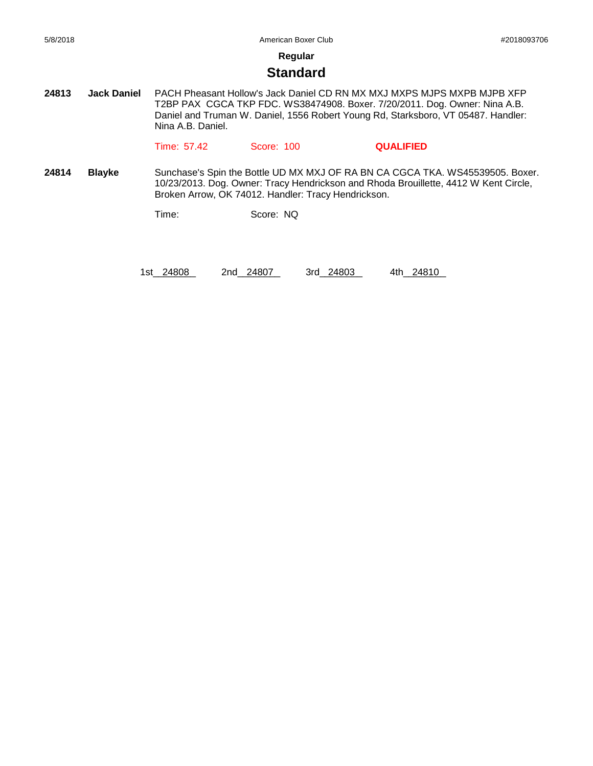**Regular**

## Standard

**24813** **Jack Daniel** PACH Pheasant Hollow's Jack Daniel CD RN MX MXJ MXPS MJPS MXPB MJPB XFP T2BP PAX CGCA TKP FDC. WS38474908. Boxer. 7/20/2011. Dog. Owner: Nina A.B. Daniel and Truman W. Daniel, 1556 Robert Young Rd, Starksboro, VT 05487. Handler: Nina A.B. Daniel.

Time: 57.42 Score: 100 **QUALIFIED**

**24814** **Blayke** Sunchase's Spin the Bottle UD MX MXJ OF RA BN CA CGCA TKA. WS45539505. Boxer. 10/23/2013. Dog. Owner: Tracy Hendrickson and Rhoda Brouillette, 4412 W Kent Circle, Broken Arrow, OK 74012. Handler: Tracy Hendrickson.

Time: Score: NQ

1st 24808 2nd 24807 3rd 24803 4th 24810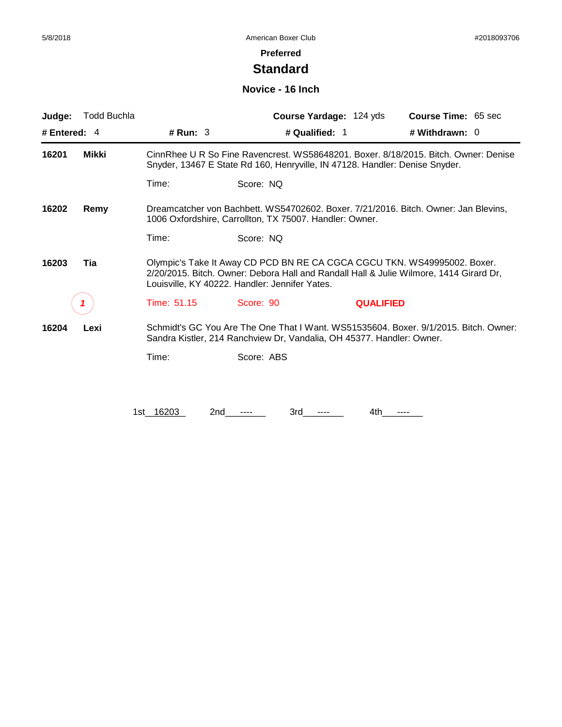American Boxer Club

**Preferred**

# Standard

## Novice - 16 Inch

**Judge:** Todd Buchla | **Course Yardage:** 124 yds | **Course Time:** 65 sec

**# Entered:** 4 | **# Run:** 3 | **# Qualified:** 1 | **# Withdrawn:** 0

---

**16201 Mikki**

CinnRhee U R So Fine Ravencrest. WS58648201. Boxer. 8/18/2015. Bitch. Owner: Denise Snyder, 13467 E State Rd 160, Henryville, IN 47128. Handler: Denise Snyder.

Time: Score: NQ

**16202 Remy**

Dreamcatcher von Bachbett. WS54702602. Boxer. 7/21/2016. Bitch. Owner: Jan Blevins, 1006 Oxfordshire, Carrollton, TX 75007. Handler: Owner.

Time: Score: NQ

**16203 Tia**

Olympic's Take It Away CD PCD BN RE CA CGCA CGCU TKN. WS49995002. Boxer. 2/20/2015. Bitch. Owner: Debora Hall and Randall Hall & Julie Wilmore, 1414 Girard Dr, Louisville, KY 40222. Handler: Jennifer Yates.

1 Time: 51.15 Score: 90 **QUALIFIED**

**16204 Lexi**

Schmidt's GC You Are The One That I Want. WS51535604. Boxer. 9/1/2015. Bitch. Owner: Sandra Kistler, 214 Ranchview Dr, Vandalia, OH 45377. Handler: Owner.

Time: Score: ABS

1st 16203 2nd ---- 3rd ---- 4th ----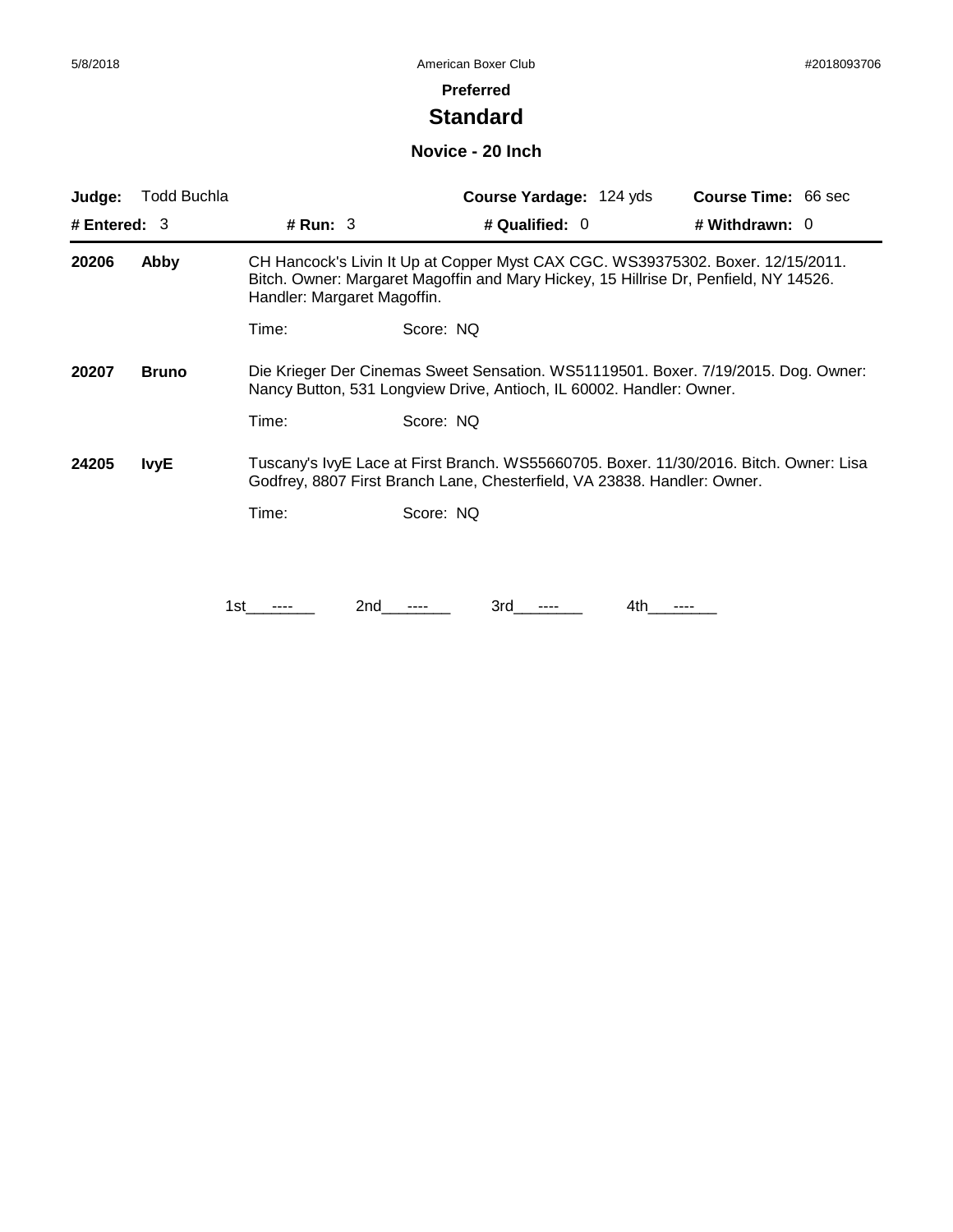**Preferred**

# Standard

## Novice - 20 Inch

| **Judge:** Todd Buchla | | **Course Yardage:** 124 yds | **Course Time:** 66 sec |
|---|---|---|---|
| **# Entered:** 3 | **# Run:** 3 | **# Qualified:** 0 | **# Withdrawn:** 0 |

**20206** **Abby** CH Hancock's Livin It Up at Copper Myst CAX CGC. WS39375302. Boxer. 12/15/2011. Bitch. Owner: Margaret Magoffin and Mary Hickey, 15 Hillrise Dr, Penfield, NY 14526. Handler: Margaret Magoffin.

Time: Score: NQ

**20207** **Bruno** Die Krieger Der Cinemas Sweet Sensation. WS51119501. Boxer. 7/19/2015. Dog. Owner: Nancy Button, 531 Longview Drive, Antioch, IL 60002. Handler: Owner.

Time: Score: NQ

**24205** **IvyE** Tuscany's IvyE Lace at First Branch. WS55660705. Boxer. 11/30/2016. Bitch. Owner: Lisa Godfrey, 8807 First Branch Lane, Chesterfield, VA 23838. Handler: Owner.

Time: Score: NQ

1st\_\_\_----\_\_\_ 2nd\_\_\_----\_\_\_ 3rd\_\_\_----\_\_\_ 4th\_\_\_----\_\_\_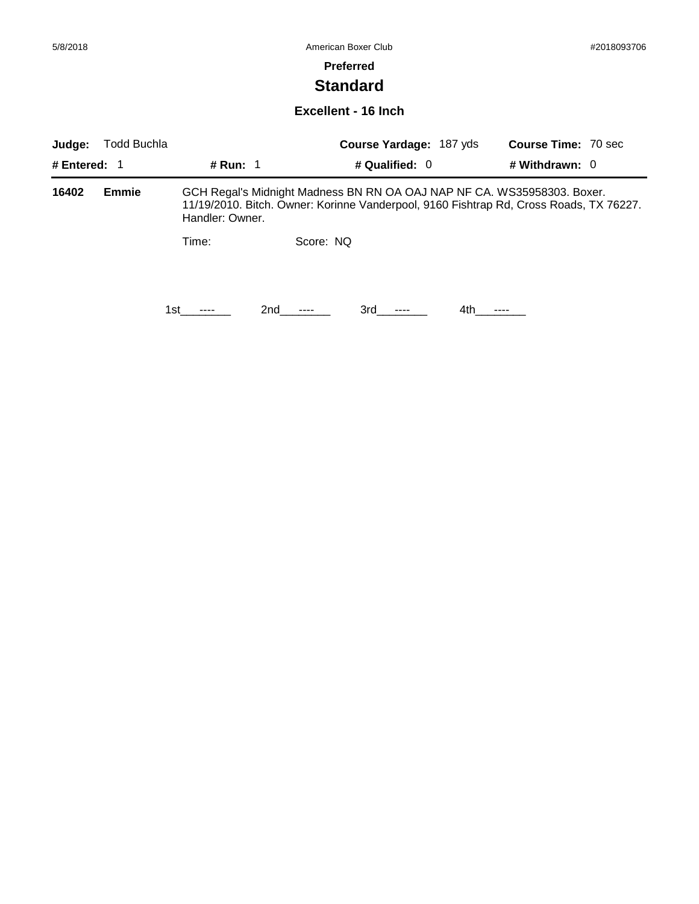**Preferred**

# Standard

### Excellent - 16 Inch

**Judge:** Todd Buchla **Course Yardage:** 187 yds **Course Time:** 70 sec

**# Entered:** 1 **# Run:** 1 **# Qualified:** 0 **# Withdrawn:** 0

**16402** **Emmie** GCH Regal's Midnight Madness BN RN OA OAJ NAP NF CA. WS35958303. Boxer. 11/19/2010. Bitch. Owner: Korinne Vanderpool, 9160 Fishtrap Rd, Cross Roads, TX 76227. Handler: Owner.

Time: Score: NQ

1st\_\_\_----\_\_\_ 2nd\_\_\_----\_\_\_ 3rd\_\_\_----\_\_\_ 4th\_\_\_----\_\_\_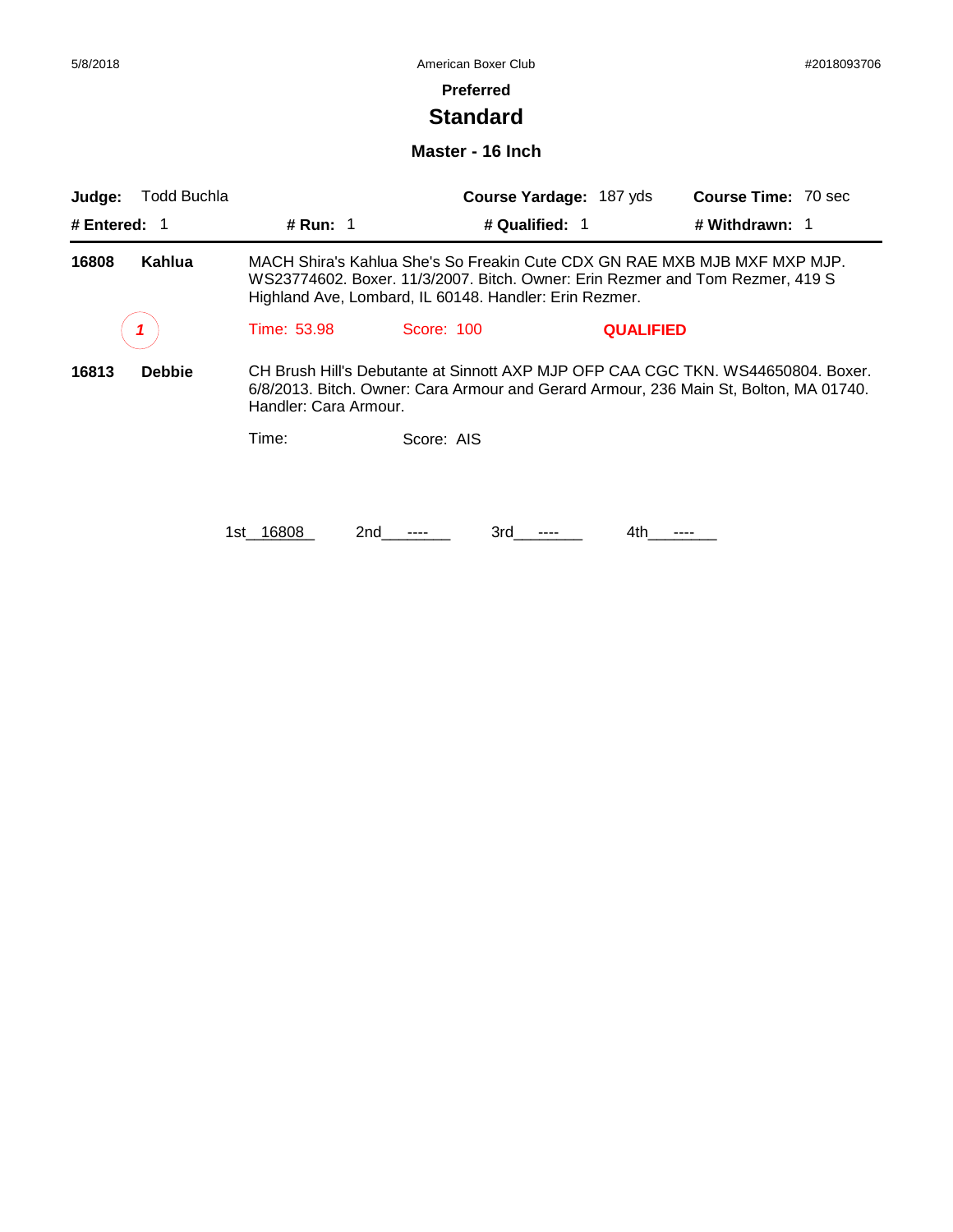5/8/2018 American Boxer Club #2018093706

**Preferred**

# Standard

## Master - 16 Inch

**Judge:** Todd Buchla **Course Yardage:** 187 yds **Course Time:** 70 sec

**# Entered:** 1 **# Run:** 1 **# Qualified:** 1 **# Withdrawn:** 1

---

**16808** **Kahlua**

MACH Shira's Kahlua She's So Freakin Cute CDX GN RAE MXB MJB MXF MXP MJP. WS23774602. Boxer. 11/3/2007. Bitch. Owner: Erin Rezmer and Tom Rezmer, 419 S Highland Ave, Lombard, IL 60148. Handler: Erin Rezmer.

*1* Time: 53.98 Score: 100 **QUALIFIED**

**16813** **Debbie**

CH Brush Hill's Debutante at Sinnott AXP MJP OFP CAA CGC TKN. WS44650804. Boxer. 6/8/2013. Bitch. Owner: Cara Armour and Gerard Armour, 236 Main St, Bolton, MA 01740. Handler: Cara Armour.

Time: Score: AIS

1st\_\_16808\_\_ 2nd\_\_\_----\_\_\_ 3rd\_\_\_----\_\_\_ 4th\_\_\_----\_\_\_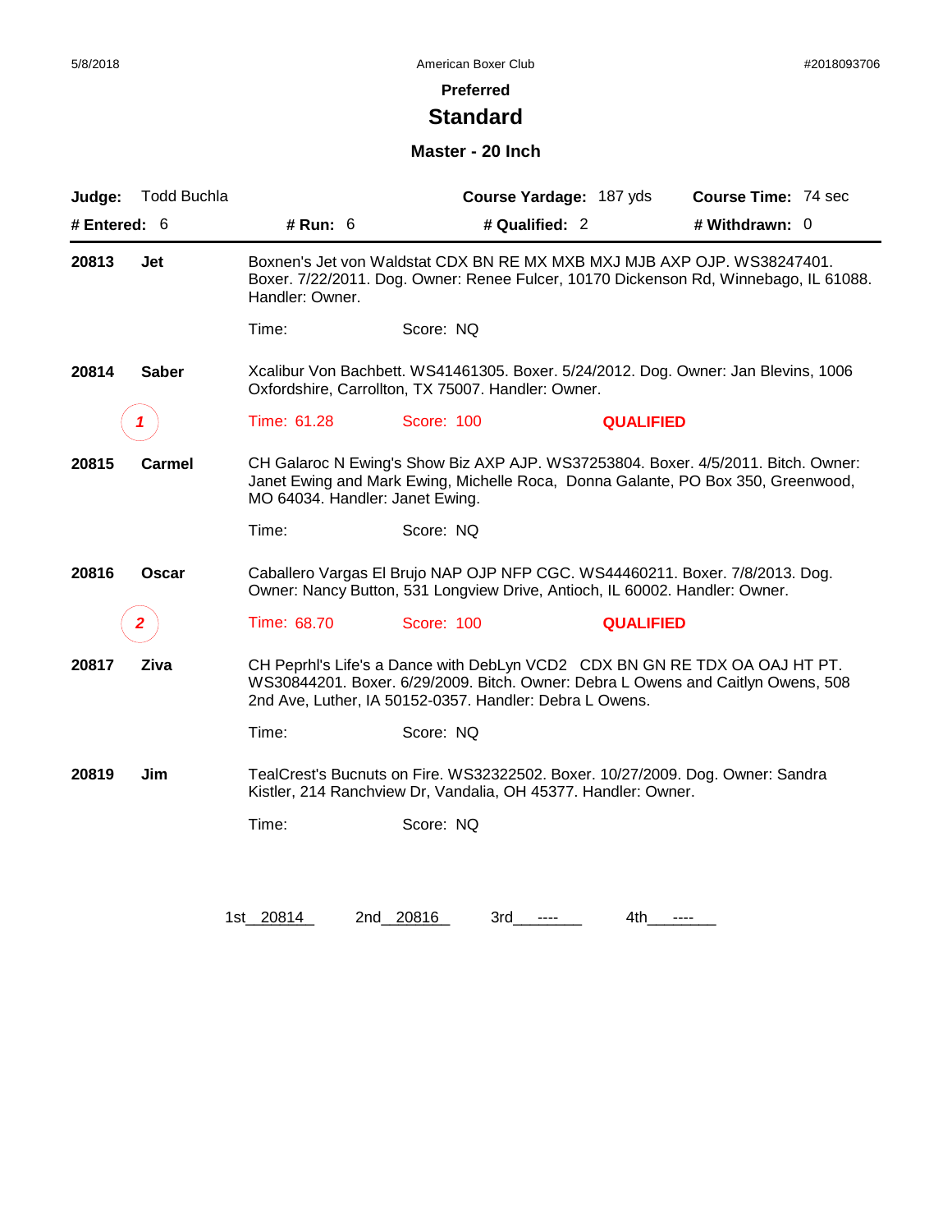5/8/2018 American Boxer Club #2018093706

## Preferred

# Standard

### Master - 20 Inch

**Judge:** Todd Buchla **Course Yardage:** 187 yds **Course Time:** 74 sec

**# Entered:** 6 **# Run:** 6 **# Qualified:** 2 **# Withdrawn:** 0

---

**20813** **Jet**

Boxnen's Jet von Waldstat CDX BN RE MX MXB MXJ MJB AXP OJP. WS38247401. Boxer. 7/22/2011. Dog. Owner: Renee Fulcer, 10170 Dickenson Rd, Winnebago, IL 61088. Handler: Owner.

Time: Score: NQ

**20814** **Saber**

Xcalibur Von Bachbett. WS41461305. Boxer. 5/24/2012. Dog. Owner: Jan Blevins, 1006 Oxfordshire, Carrollton, TX 75007. Handler: Owner.

*1* Time: 61.28 Score: 100 **QUALIFIED**

**20815** **Carmel**

CH Galaroc N Ewing's Show Biz AXP AJP. WS37253804. Boxer. 4/5/2011. Bitch. Owner: Janet Ewing and Mark Ewing, Michelle Roca, Donna Galante, PO Box 350, Greenwood, MO 64034. Handler: Janet Ewing.

Time: Score: NQ

**20816** **Oscar**

Caballero Vargas El Brujo NAP OJP NFP CGC. WS44460211. Boxer. 7/8/2013. Dog. Owner: Nancy Button, 531 Longview Drive, Antioch, IL 60002. Handler: Owner.

*2* Time: 68.70 Score: 100 **QUALIFIED**

**20817** **Ziva**

CH Peprhl's Life's a Dance with DebLyn VCD2 CDX BN GN RE TDX OA OAJ HT PT. WS30844201. Boxer. 6/29/2009. Bitch. Owner: Debra L Owens and Caitlyn Owens, 508 2nd Ave, Luther, IA 50152-0357. Handler: Debra L Owens.

Time: Score: NQ

**20819** **Jim**

TealCrest's Bucnuts on Fire. WS32322502. Boxer. 10/27/2009. Dog. Owner: Sandra Kistler, 214 Ranchview Dr, Vandalia, OH 45377. Handler: Owner.

Time: Score: NQ

1st 20814 2nd 20816 3rd ---- 4th ----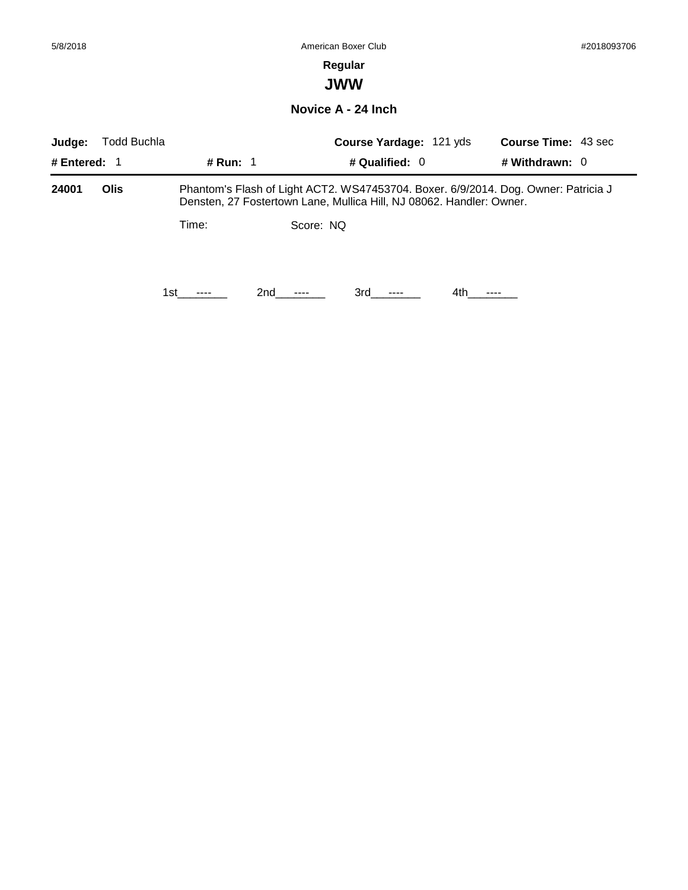# Regular

## JWW

### Novice A - 24 Inch

| **Judge:** Todd Buchla | | **Course Yardage:** 121 yds | **Course Time:** 43 sec |
|---|---|---|---|
| **# Entered:** 1 | **# Run:** 1 | **# Qualified:** 0 | **# Withdrawn:** 0 |

**24001** **Olis** Phantom's Flash of Light ACT2. WS47453704. Boxer. 6/9/2014. Dog. Owner: Patricia J Densten, 27 Fostertown Lane, Mullica Hill, NJ 08062. Handler: Owner.

Time: Score: NQ

1st\_\_\_----\_\_\_ 2nd\_\_\_----\_\_\_ 3rd\_\_\_----\_\_\_ 4th\_\_\_----\_\_\_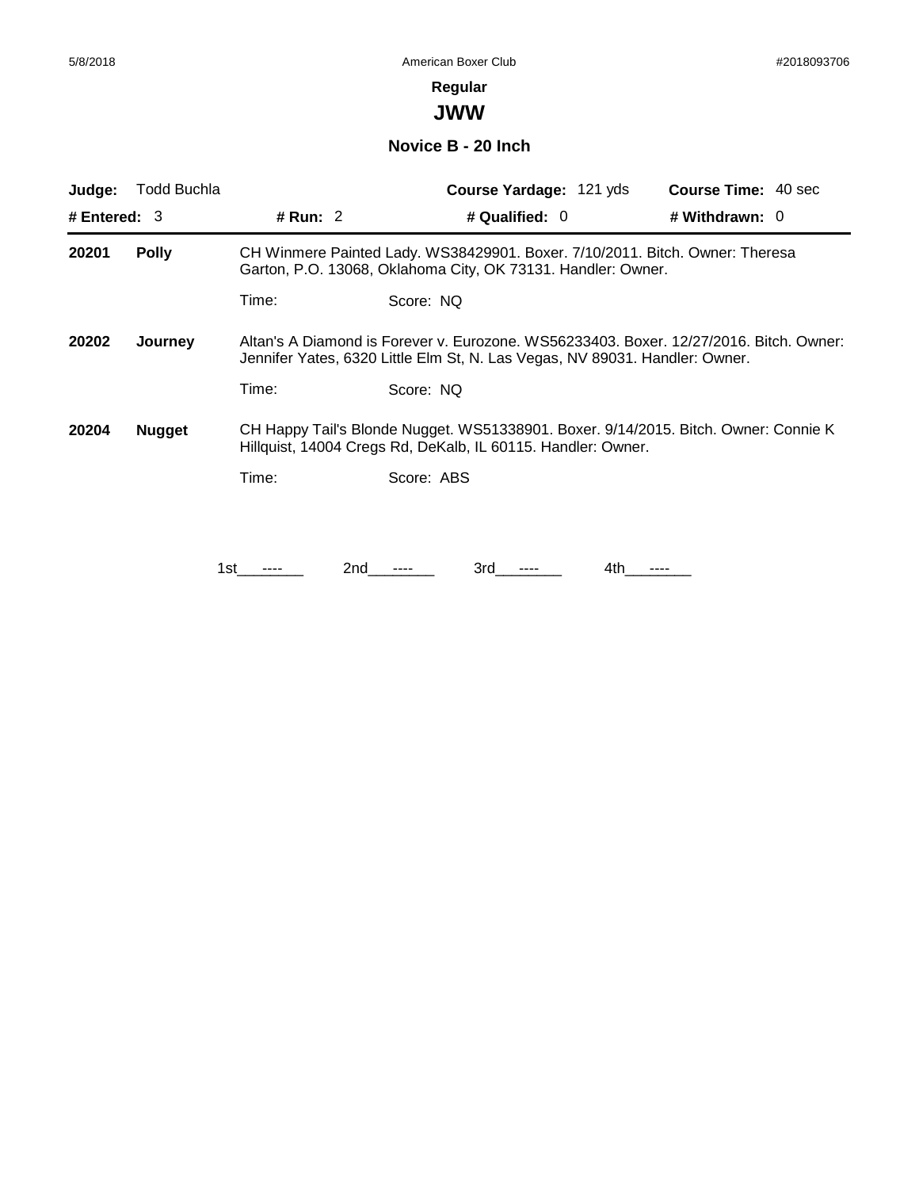**Regular**

# JWW

## Novice B - 20 Inch

| **Judge:** Todd Buchla | | **Course Yardage:** 121 yds | **Course Time:** 40 sec |
|---|---|---|---|
| **# Entered:** 3 | **# Run:** 2 | **# Qualified:** 0 | **# Withdrawn:** 0 |

**20201** **Polly** — CH Winmere Painted Lady. WS38429901. Boxer. 7/10/2011. Bitch. Owner: Theresa Garton, P.O. 13068, Oklahoma City, OK 73131. Handler: Owner.

Time: Score: NQ

**20202** **Journey** — Altan's A Diamond is Forever v. Eurozone. WS56233403. Boxer. 12/27/2016. Bitch. Owner: Jennifer Yates, 6320 Little Elm St, N. Las Vegas, NV 89031. Handler: Owner.

Time: Score: NQ

**20204** **Nugget** — CH Happy Tail's Blonde Nugget. WS51338901. Boxer. 9/14/2015. Bitch. Owner: Connie K Hillquist, 14004 Cregs Rd, DeKalb, IL 60115. Handler: Owner.

Time: Score: ABS

1st ---- 2nd ---- 3rd ---- 4th ----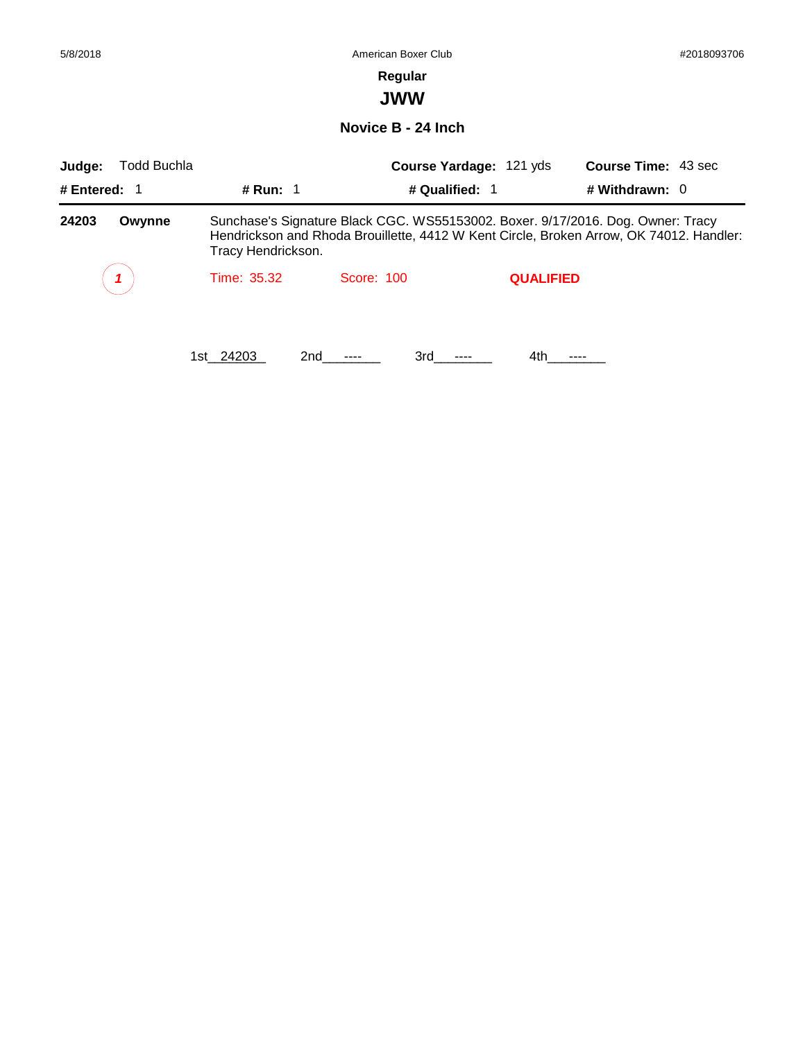## Regular

# JWW

### Novice B - 24 Inch

**Judge:** Todd Buchla **Course Yardage:** 121 yds **Course Time:** 43 sec

**# Entered:** 1 **# Run:** 1 **# Qualified:** 1 **# Withdrawn:** 0

---

**24203** **Owynne** Sunchase's Signature Black CGC. WS55153002. Boxer. 9/17/2016. Dog. Owner: Tracy Hendrickson and Rhoda Brouillette, 4412 W Kent Circle, Broken Arrow, OK 74012. Handler: Tracy Hendrickson.

*1* Time: 35.32 Score: 100 **QUALIFIED**

1st 24203 2nd ---- 3rd ---- 4th ----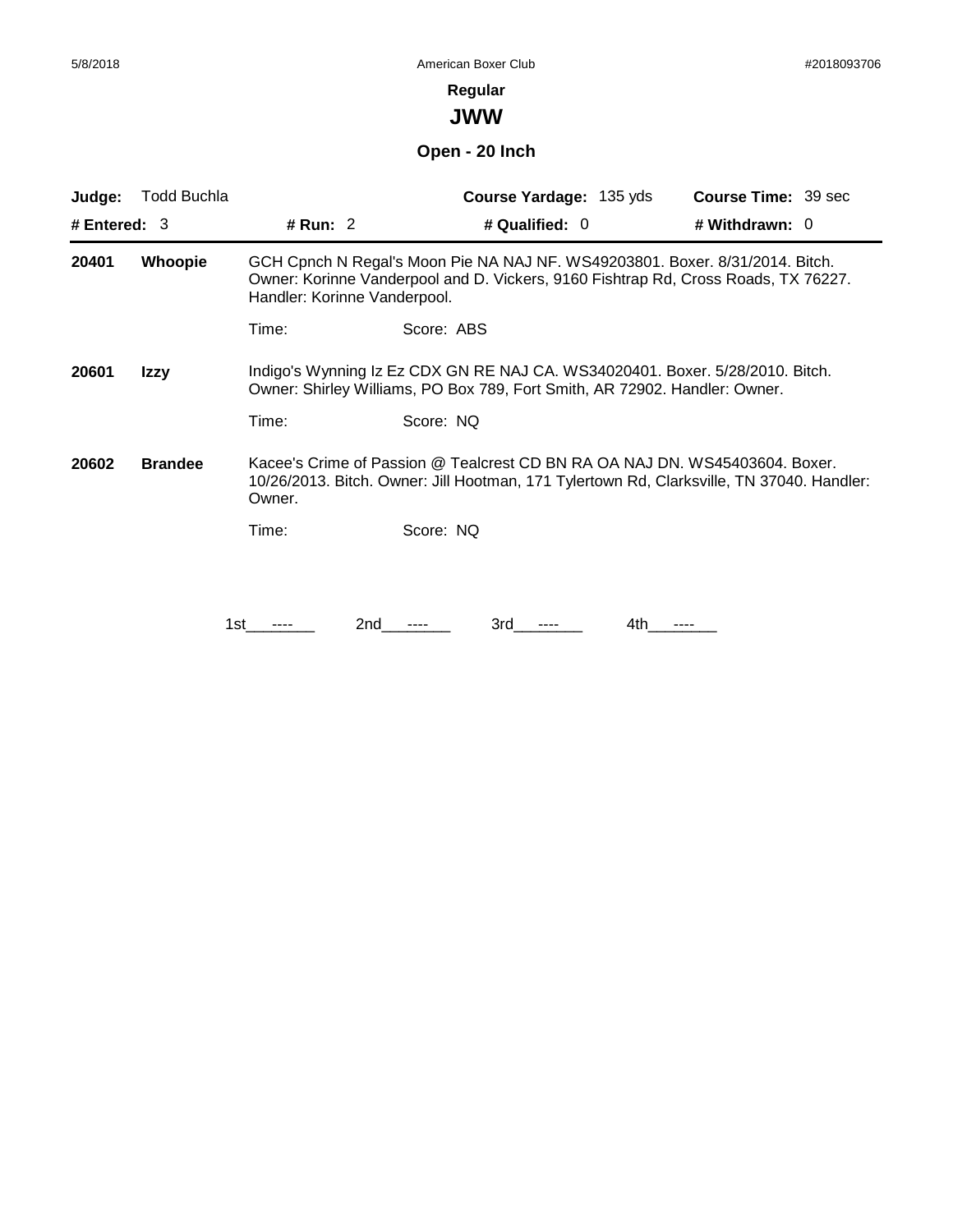**Regular**

# JWW

## Open - 20 Inch

| **Judge:** Todd Buchla | | **Course Yardage:** 135 yds | **Course Time:** 39 sec |
|---|---|---|---|
| **# Entered:** 3 | **# Run:** 2 | **# Qualified:** 0 | **# Withdrawn:** 0 |

**20401** **Whoopie** GCH Cpnch N Regal's Moon Pie NA NAJ NF. WS49203801. Boxer. 8/31/2014. Bitch. Owner: Korinne Vanderpool and D. Vickers, 9160 Fishtrap Rd, Cross Roads, TX 76227. Handler: Korinne Vanderpool.

Time: Score: ABS

**20601** **Izzy** Indigo's Wynning Iz Ez CDX GN RE NAJ CA. WS34020401. Boxer. 5/28/2010. Bitch. Owner: Shirley Williams, PO Box 789, Fort Smith, AR 72902. Handler: Owner.

Time: Score: NQ

**20602** **Brandee** Kacee's Crime of Passion @ Tealcrest CD BN RA OA NAJ DN. WS45403604. Boxer. 10/26/2013. Bitch. Owner: Jill Hootman, 171 Tylertown Rd, Clarksville, TN 37040. Handler: Owner.

Time: Score: NQ

1st ---- 2nd ---- 3rd ---- 4th ----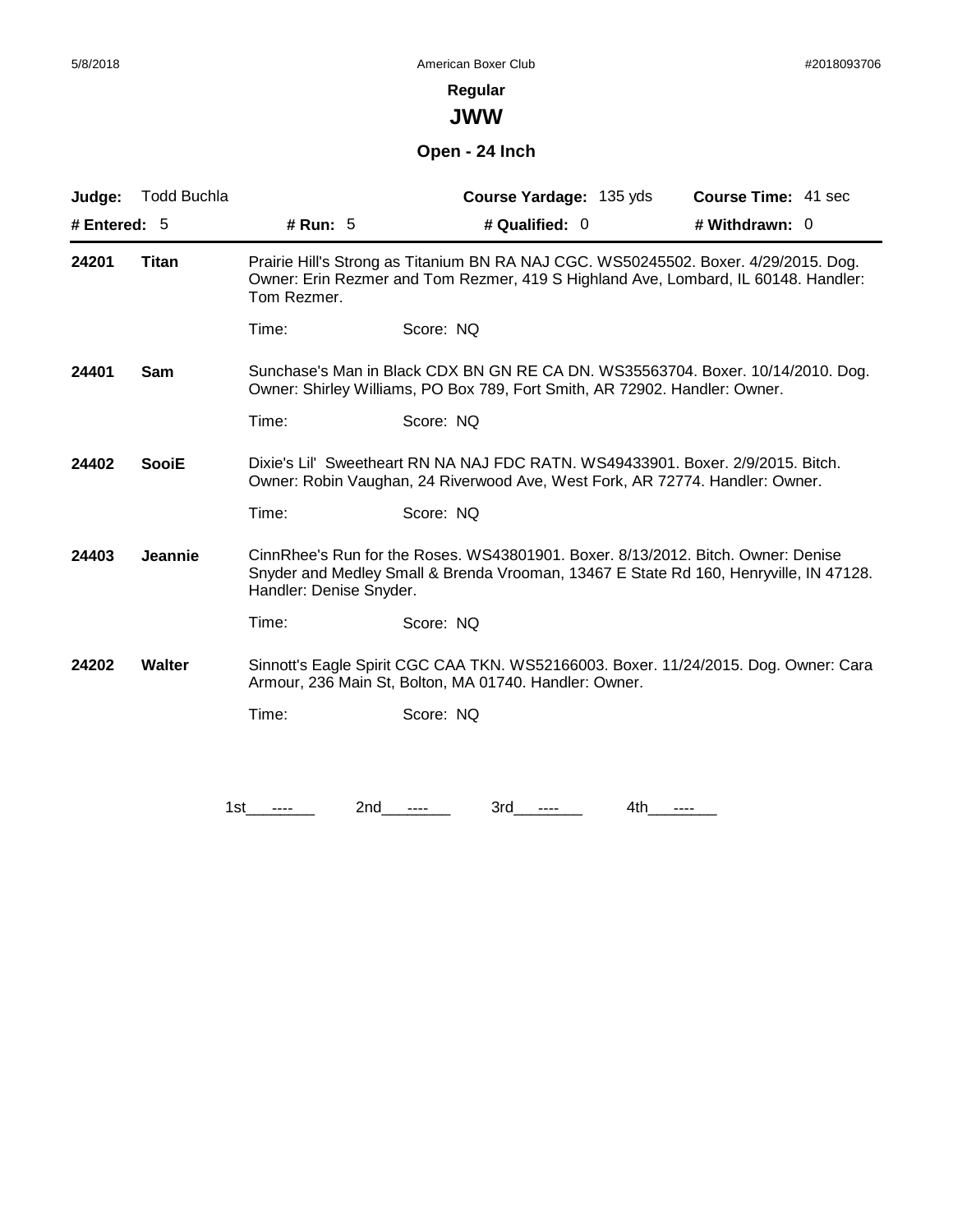**Regular**

## JWW

### Open - 24 Inch

| Judge: Todd Buchla | | Course Yardage: 135 yds | Course Time: 41 sec |
|---|---|---|---|
| # Entered: 5 | # Run: 5 | # Qualified: 0 | # Withdrawn: 0 |

**24201** **Titan**
Prairie Hill's Strong as Titanium BN RA NAJ CGC. WS50245502. Boxer. 4/29/2015. Dog. Owner: Erin Rezmer and Tom Rezmer, 419 S Highland Ave, Lombard, IL 60148. Handler: Tom Rezmer.

Time: Score: NQ

**24401** **Sam**
Sunchase's Man in Black CDX BN GN RE CA DN. WS35563704. Boxer. 10/14/2010. Dog. Owner: Shirley Williams, PO Box 789, Fort Smith, AR 72902. Handler: Owner.

Time: Score: NQ

**24402** **SooiE**
Dixie's Lil' Sweetheart RN NA NAJ FDC RATN. WS49433901. Boxer. 2/9/2015. Bitch. Owner: Robin Vaughan, 24 Riverwood Ave, West Fork, AR 72774. Handler: Owner.

Time: Score: NQ

**24403** **Jeannie**
CinnRhee's Run for the Roses. WS43801901. Boxer. 8/13/2012. Bitch. Owner: Denise Snyder and Medley Small & Brenda Vrooman, 13467 E State Rd 160, Henryville, IN 47128. Handler: Denise Snyder.

Time: Score: NQ

**24202** **Walter**
Sinnott's Eagle Spirit CGC CAA TKN. WS52166003. Boxer. 11/24/2015. Dog. Owner: Cara Armour, 236 Main St, Bolton, MA 01740. Handler: Owner.

Time: Score: NQ

1st ---- 2nd ---- 3rd ---- 4th ----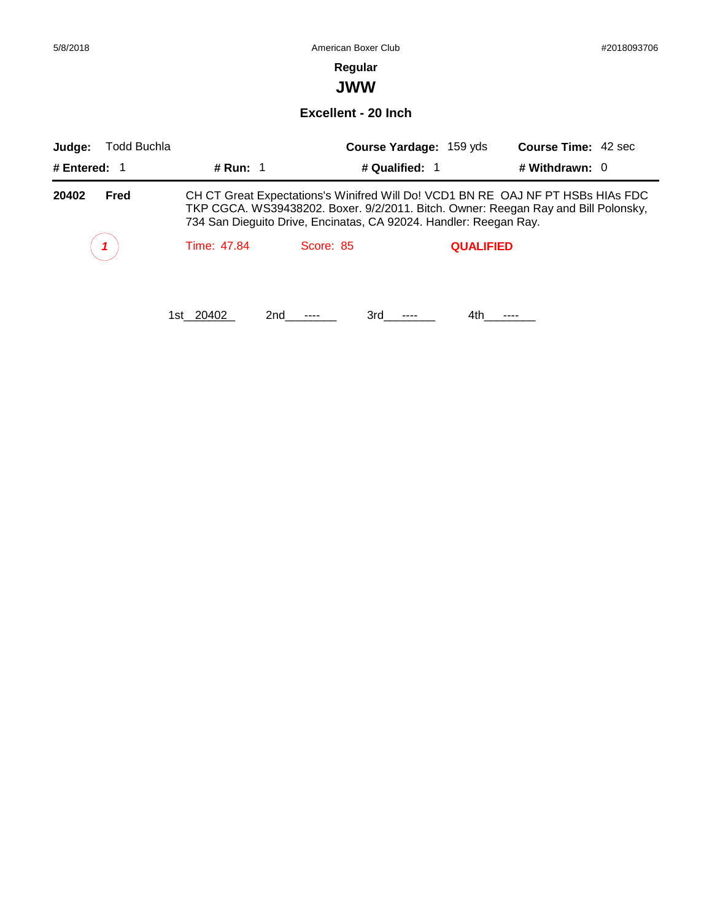**Regular**

## JWW

### Excellent - 20 Inch

**Judge:** Todd Buchla | **Course Yardage:** 159 yds | **Course Time:** 42 sec

**# Entered:** 1 | **# Run:** 1 | **# Qualified:** 1 | **# Withdrawn:** 0

---

**20402** **Fred**

CH CT Great Expectations's Winifred Will Do! VCD1 BN RE OAJ NF PT HSBs HIAs FDC TKP CGCA. WS39438202. Boxer. 9/2/2011. Bitch. Owner: Reegan Ray and Bill Polonsky, 734 San Dieguito Drive, Encinatas, CA 92024. Handler: Reegan Ray.

*1* | Time: 47.84 | Score: 85 | **QUALIFIED**

1st__20402__ 2nd___----___ 3rd___----___ 4th___----___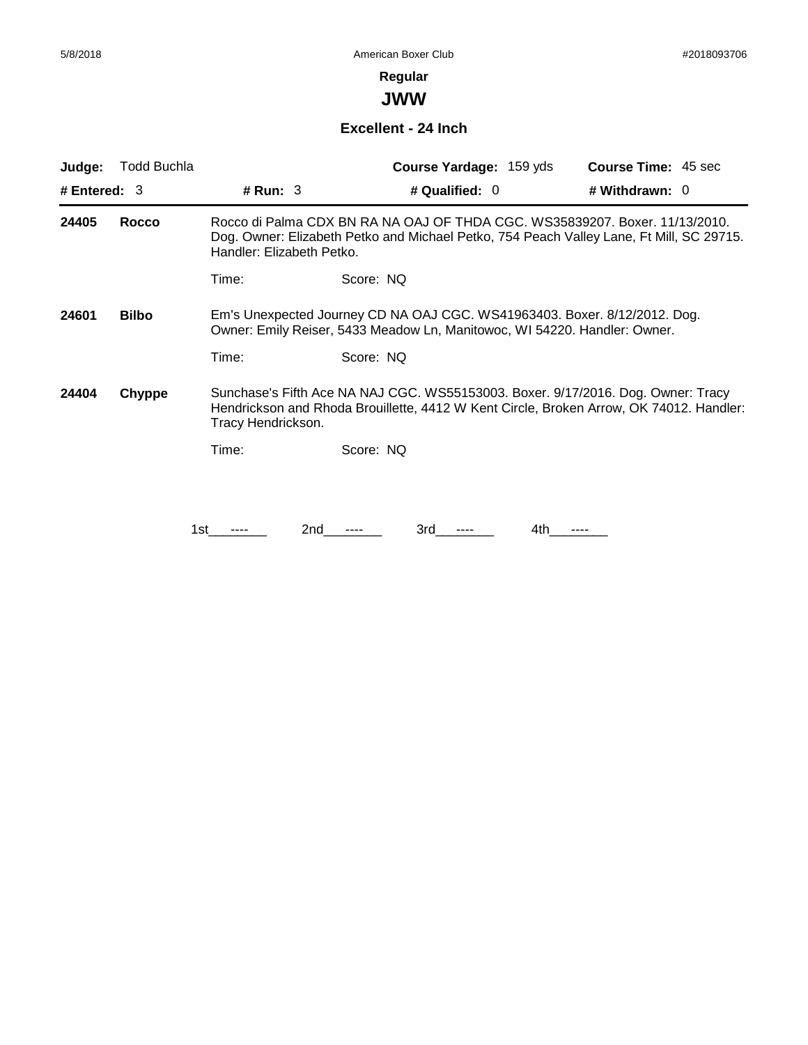**Regular**

## JWW

### Excellent - 24 Inch

**Judge:** Todd Buchla | **Course Yardage:** 159 yds | **Course Time:** 45 sec

**# Entered:** 3 | **# Run:** 3 | **# Qualified:** 0 | **# Withdrawn:** 0

---

**24405** **Rocco** — Rocco di Palma CDX BN RA NA OAJ OF THDA CGC. WS35839207. Boxer. 11/13/2010. Dog. Owner: Elizabeth Petko and Michael Petko, 754 Peach Valley Lane, Ft Mill, SC 29715. Handler: Elizabeth Petko.

Time: Score: NQ

**24601** **Bilbo** — Em's Unexpected Journey CD NA OAJ CGC. WS41963403. Boxer. 8/12/2012. Dog. Owner: Emily Reiser, 5433 Meadow Ln, Manitowoc, WI 54220. Handler: Owner.

Time: Score: NQ

**24404** **Chyppe** — Sunchase's Fifth Ace NA NAJ CGC. WS55153003. Boxer. 9/17/2016. Dog. Owner: Tracy Hendrickson and Rhoda Brouillette, 4412 W Kent Circle, Broken Arrow, OK 74012. Handler: Tracy Hendrickson.

Time: Score: NQ

1st ---- 2nd ---- 3rd ---- 4th ----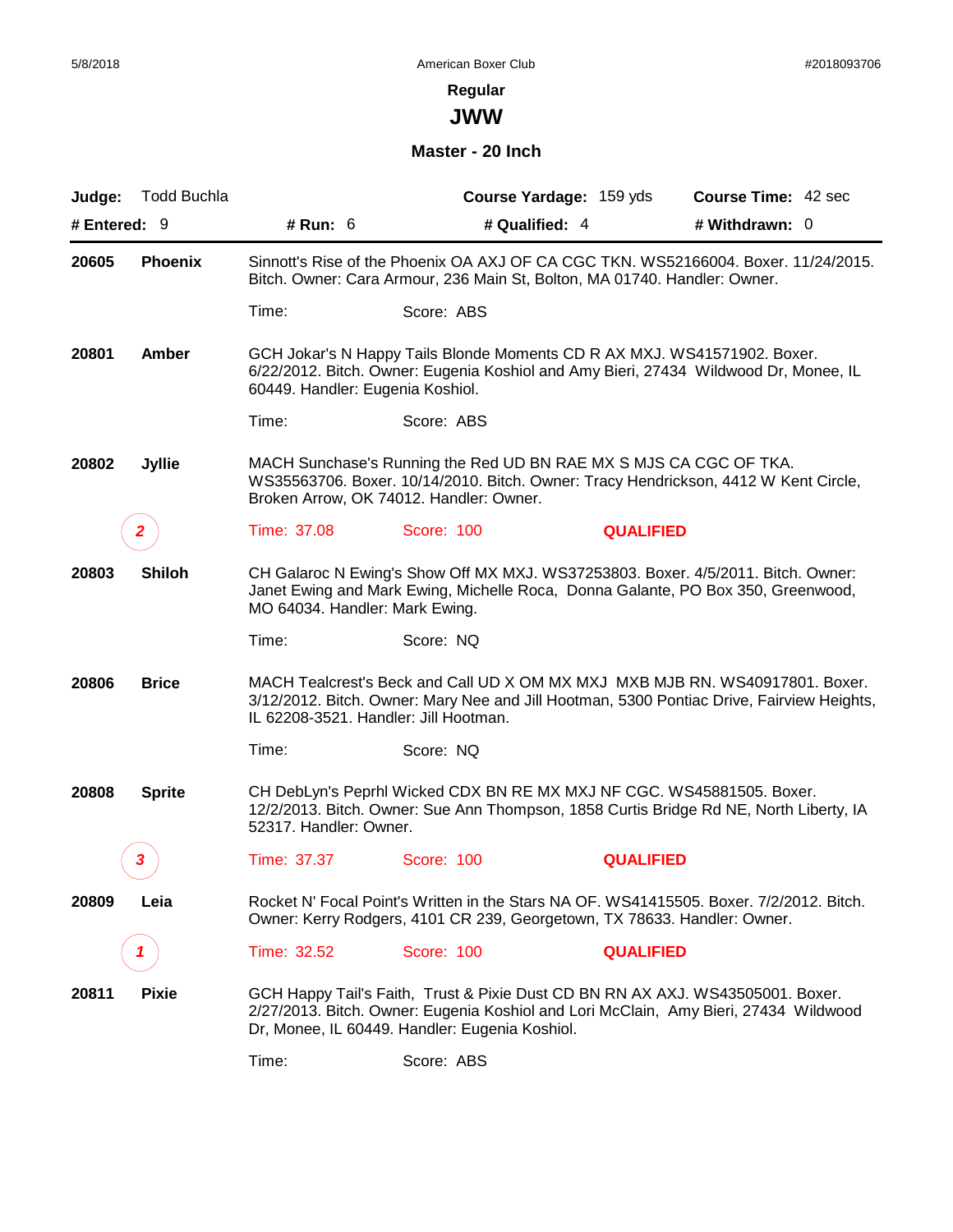## Regular

# JWW

### Master - 20 Inch

**Judge:** Todd Buchla | **Course Yardage:** 159 yds | **Course Time:** 42 sec

**# Entered:** 9 | **# Run:** 6 | **# Qualified:** 4 | **# Withdrawn:** 0

---

**20605** **Phoenix**

Sinnott's Rise of the Phoenix OA AXJ OF CA CGC TKN. WS52166004. Boxer. 11/24/2015. Bitch. Owner: Cara Armour, 236 Main St, Bolton, MA 01740. Handler: Owner.

Time: Score: ABS

**20801** **Amber**

GCH Jokar's N Happy Tails Blonde Moments CD R AX MXJ. WS41571902. Boxer. 6/22/2012. Bitch. Owner: Eugenia Koshiol and Amy Bieri, 27434 Wildwood Dr, Monee, IL 60449. Handler: Eugenia Koshiol.

Time: Score: ABS

**20802** **Jyllie**

MACH Sunchase's Running the Red UD BN RAE MX S MJS CA CGC OF TKA. WS35563706. Boxer. 10/14/2010. Bitch. Owner: Tracy Hendrickson, 4412 W Kent Circle, Broken Arrow, OK 74012. Handler: Owner.

*2* Time: 37.08 Score: 100 **QUALIFIED**

**20803** **Shiloh**

CH Galaroc N Ewing's Show Off MX MXJ. WS37253803. Boxer. 4/5/2011. Bitch. Owner: Janet Ewing and Mark Ewing, Michelle Roca, Donna Galante, PO Box 350, Greenwood, MO 64034. Handler: Mark Ewing.

Time: Score: NQ

**20806** **Brice**

MACH Tealcrest's Beck and Call UD X OM MX MXJ MXB MJB RN. WS40917801. Boxer. 3/12/2012. Bitch. Owner: Mary Nee and Jill Hootman, 5300 Pontiac Drive, Fairview Heights, IL 62208-3521. Handler: Jill Hootman.

Time: Score: NQ

**20808** **Sprite**

CH DebLyn's Peprhl Wicked CDX BN RE MX MXJ NF CGC. WS45881505. Boxer. 12/2/2013. Bitch. Owner: Sue Ann Thompson, 1858 Curtis Bridge Rd NE, North Liberty, IA 52317. Handler: Owner.

*3* Time: 37.37 Score: 100 **QUALIFIED**

**20809** **Leia**

Rocket N' Focal Point's Written in the Stars NA OF. WS41415505. Boxer. 7/2/2012. Bitch. Owner: Kerry Rodgers, 4101 CR 239, Georgetown, TX 78633. Handler: Owner.

*1* Time: 32.52 Score: 100 **QUALIFIED**

**20811** **Pixie**

GCH Happy Tail's Faith, Trust & Pixie Dust CD BN RN AX AXJ. WS43505001. Boxer. 2/27/2013. Bitch. Owner: Eugenia Koshiol and Lori McClain, Amy Bieri, 27434 Wildwood Dr, Monee, IL 60449. Handler: Eugenia Koshiol.

Time: Score: ABS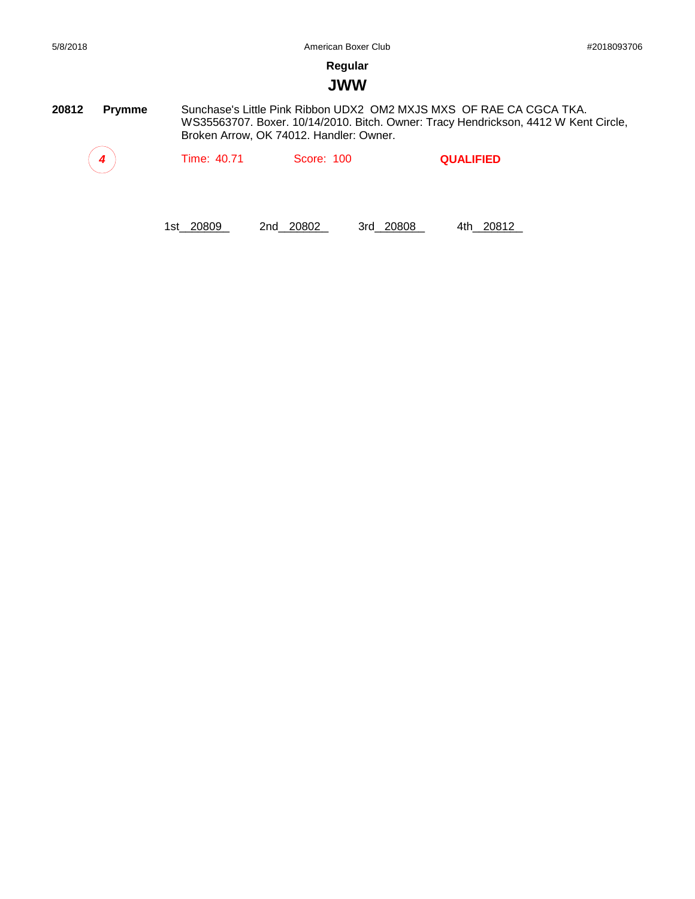**Regular**

## JWW

**20812** **Prymme** Sunchase's Little Pink Ribbon UDX2 OM2 MXJS MXS OF RAE CA CGCA TKA. WS35563707. Boxer. 10/14/2010. Bitch. Owner: Tracy Hendrickson, 4412 W Kent Circle, Broken Arrow, OK 74012. Handler: Owner.

*4* Time: 40.71 Score: 100 **QUALIFIED**

1st 20809 2nd 20802 3rd 20808 4th 20812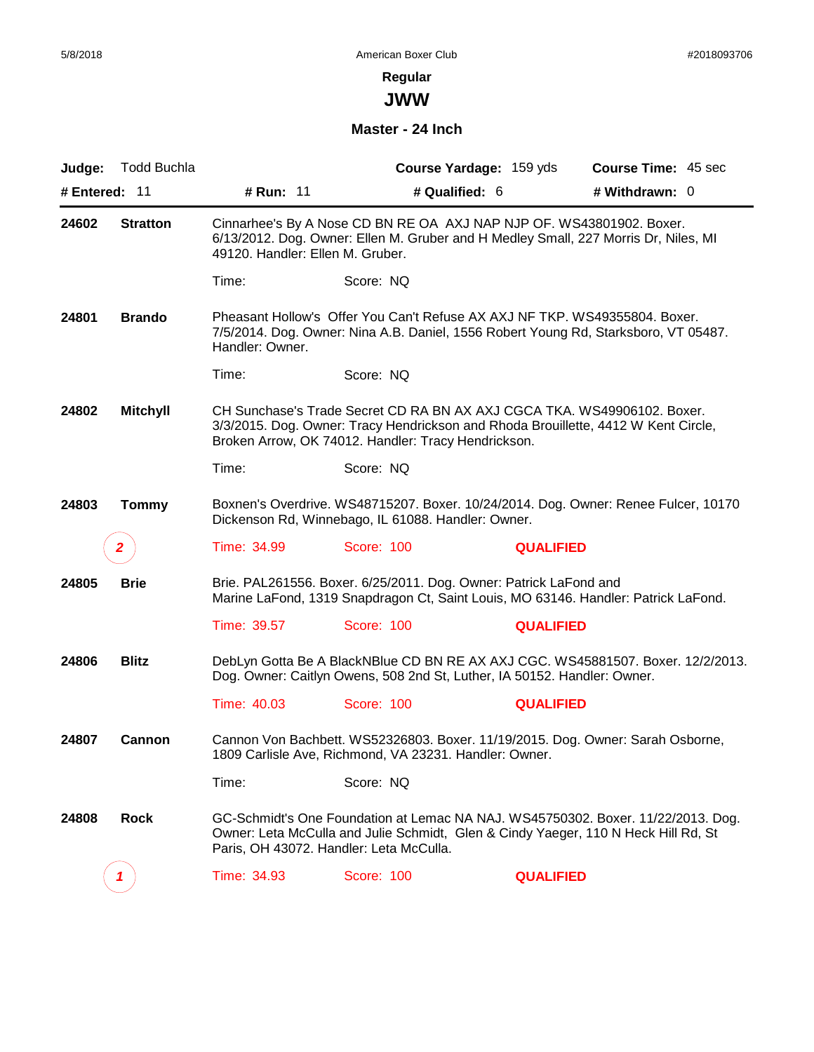**Regular**

# JWW

## Master - 24 Inch

**Judge:** Todd Buchla | **Course Yardage:** 159 yds | **Course Time:** 45 sec

**# Entered:** 11 | **# Run:** 11 | **# Qualified:** 6 | **# Withdrawn:** 0

---

**24602** **Stratton** — Cinnarhee's By A Nose CD BN RE OA AXJ NAP NJP OF. WS43801902. Boxer. 6/13/2012. Dog. Owner: Ellen M. Gruber and H Medley Small, 227 Morris Dr, Niles, MI 49120. Handler: Ellen M. Gruber.

Time: Score: NQ

**24801** **Brando** — Pheasant Hollow's Offer You Can't Refuse AX AXJ NF TKP. WS49355804. Boxer. 7/5/2014. Dog. Owner: Nina A.B. Daniel, 1556 Robert Young Rd, Starksboro, VT 05487. Handler: Owner.

Time: Score: NQ

**24802** **Mitchyll** — CH Sunchase's Trade Secret CD RA BN AX AXJ CGCA TKA. WS49906102. Boxer. 3/3/2015. Dog. Owner: Tracy Hendrickson and Rhoda Brouillette, 4412 W Kent Circle, Broken Arrow, OK 74012. Handler: Tracy Hendrickson.

Time: Score: NQ

**24803** **Tommy** — Boxnen's Overdrive. WS48715207. Boxer. 10/24/2014. Dog. Owner: Renee Fulcer, 10170 Dickenson Rd, Winnebago, IL 61088. Handler: Owner.

*2* Time: 34.99 Score: 100 **QUALIFIED**

**24805** **Brie** — Brie. PAL261556. Boxer. 6/25/2011. Dog. Owner: Patrick LaFond and Marine LaFond, 1319 Snapdragon Ct, Saint Louis, MO 63146. Handler: Patrick LaFond.

Time: 39.57 Score: 100 **QUALIFIED**

**24806** **Blitz** — DebLyn Gotta Be A BlackNBlue CD BN RE AX AXJ CGC. WS45881507. Boxer. 12/2/2013. Dog. Owner: Caitlyn Owens, 508 2nd St, Luther, IA 50152. Handler: Owner.

Time: 40.03 Score: 100 **QUALIFIED**

**24807** **Cannon** — Cannon Von Bachbett. WS52326803. Boxer. 11/19/2015. Dog. Owner: Sarah Osborne, 1809 Carlisle Ave, Richmond, VA 23231. Handler: Owner.

Time: Score: NQ

**24808** **Rock** — GC-Schmidt's One Foundation at Lemac NA NAJ. WS45750302. Boxer. 11/22/2013. Dog. Owner: Leta McCulla and Julie Schmidt, Glen & Cindy Yaeger, 110 N Heck Hill Rd, St Paris, OH 43072. Handler: Leta McCulla.

*1* Time: 34.93 Score: 100 **QUALIFIED**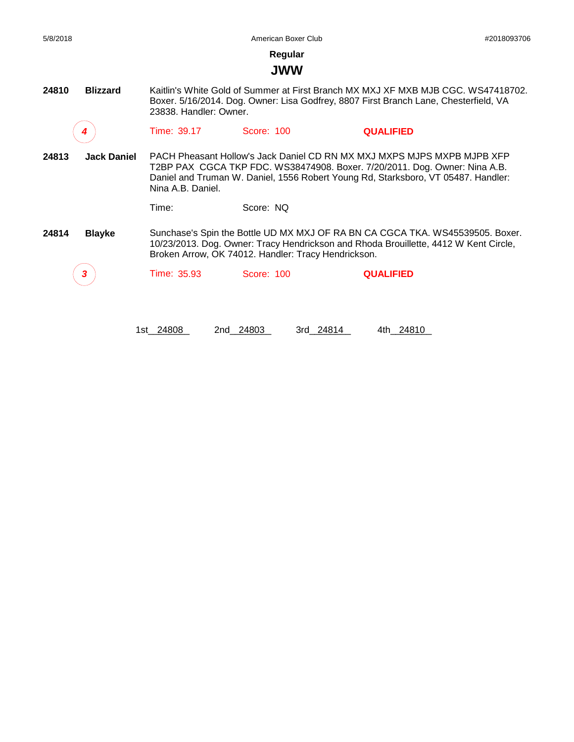## Regular

# JWW

**24810** **Blizzard** Kaitlin's White Gold of Summer at First Branch MX MXJ XF MXB MJB CGC. WS47418702. Boxer. 5/16/2014. Dog. Owner: Lisa Godfrey, 8807 First Branch Lane, Chesterfield, VA 23838. Handler: Owner.

*4* Time: 39.17 Score: 100 **QUALIFIED**

**24813** **Jack Daniel** PACH Pheasant Hollow's Jack Daniel CD RN MX MXJ MXPS MJPS MXPB MJPB XFP T2BP PAX CGCA TKP FDC. WS38474908. Boxer. 7/20/2011. Dog. Owner: Nina A.B. Daniel and Truman W. Daniel, 1556 Robert Young Rd, Starksboro, VT 05487. Handler: Nina A.B. Daniel.

Time: Score: NQ

**24814** **Blayke** Sunchase's Spin the Bottle UD MX MXJ OF RA BN CA CGCA TKA. WS45539505. Boxer. 10/23/2013. Dog. Owner: Tracy Hendrickson and Rhoda Brouillette, 4412 W Kent Circle, Broken Arrow, OK 74012. Handler: Tracy Hendrickson.

*3* Time: 35.93 Score: 100 **QUALIFIED**

1st 24808 2nd 24803 3rd 24814 4th 24810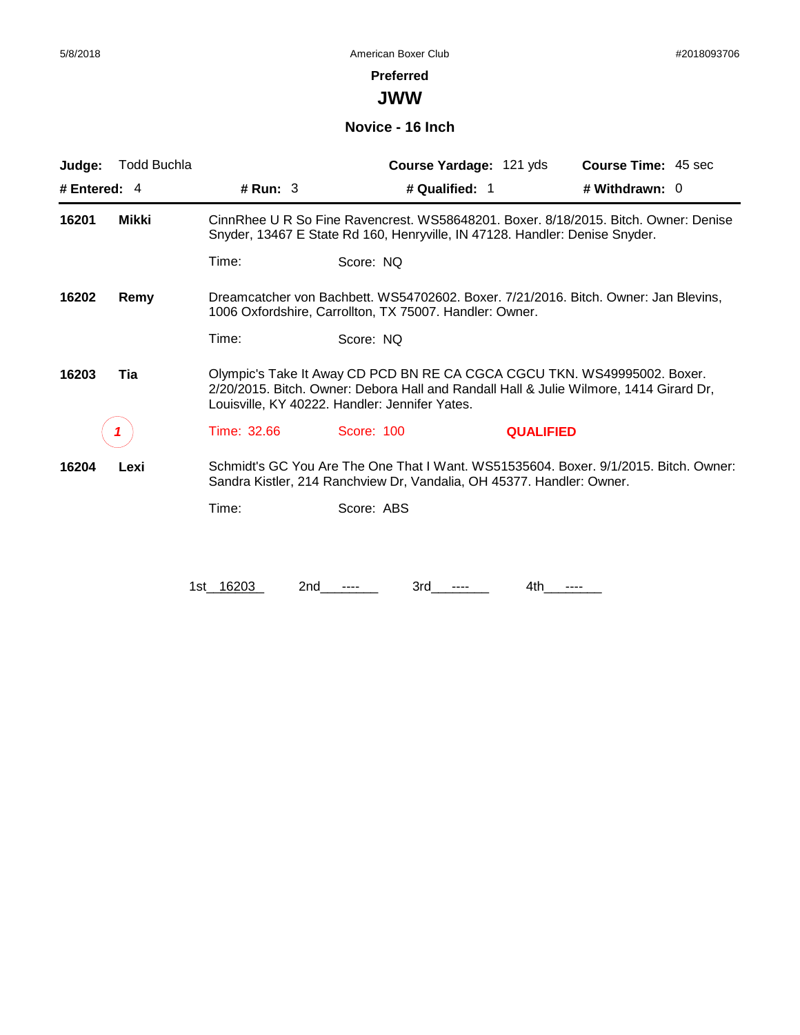# Preferred

## JWW

### Novice - 16 Inch

**Judge:** Todd Buchla | **Course Yardage:** 121 yds | **Course Time:** 45 sec

**# Entered:** 4 | **# Run:** 3 | **# Qualified:** 1 | **# Withdrawn:** 0

---

**16201** **Mikki**
CinnRhee U R So Fine Ravencrest. WS58648201. Boxer. 8/18/2015. Bitch. Owner: Denise Snyder, 13467 E State Rd 160, Henryville, IN 47128. Handler: Denise Snyder.

Time: Score: NQ

**16202** **Remy**
Dreamcatcher von Bachbett. WS54702602. Boxer. 7/21/2016. Bitch. Owner: Jan Blevins, 1006 Oxfordshire, Carrollton, TX 75007. Handler: Owner.

Time: Score: NQ

**16203** **Tia**
Olympic's Take It Away CD PCD BN RE CA CGCA CGCU TKN. WS49995002. Boxer. 2/20/2015. Bitch. Owner: Debora Hall and Randall Hall & Julie Wilmore, 1414 Girard Dr, Louisville, KY 40222. Handler: Jennifer Yates.

1 Time: 32.66 Score: 100 **QUALIFIED**

**16204** **Lexi**
Schmidt's GC You Are The One That I Want. WS51535604. Boxer. 9/1/2015. Bitch. Owner: Sandra Kistler, 214 Ranchview Dr, Vandalia, OH 45377. Handler: Owner.

Time: Score: ABS

1st 16203 2nd ---- 3rd ---- 4th ----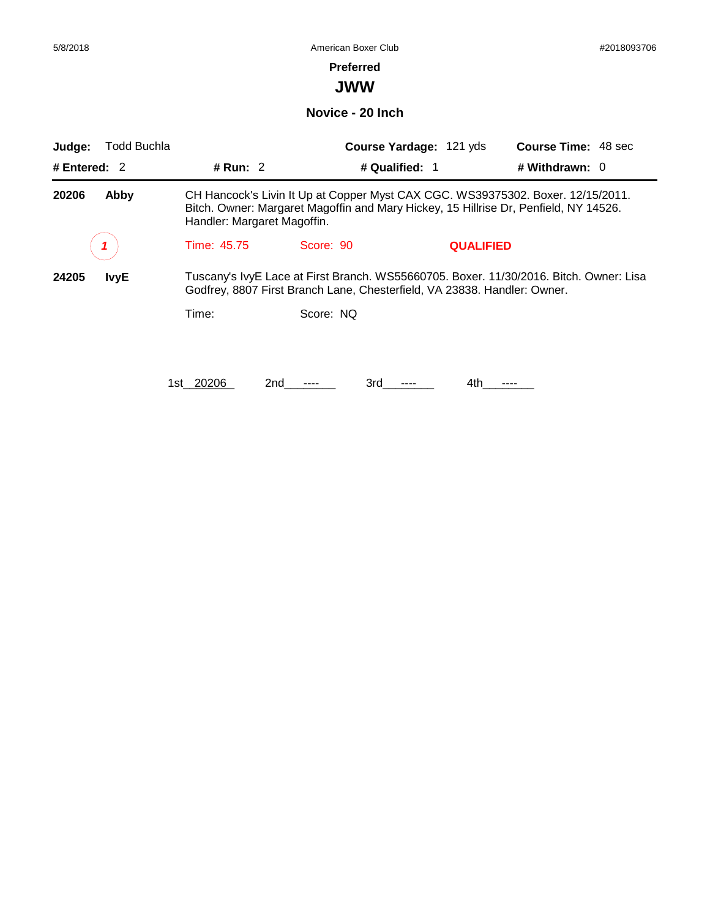**Preferred**

# JWW

## Novice - 20 Inch

**Judge:** Todd Buchla | **Course Yardage:** 121 yds | **Course Time:** 48 sec

**# Entered:** 2 | **# Run:** 2 | **# Qualified:** 1 | **# Withdrawn:** 0

---

**20206** **Abby**

CH Hancock's Livin It Up at Copper Myst CAX CGC. WS39375302. Boxer. 12/15/2011. Bitch. Owner: Margaret Magoffin and Mary Hickey, 15 Hillrise Dr, Penfield, NY 14526. Handler: Margaret Magoffin.

*1* Time: 45.75 Score: 90 **QUALIFIED**

**24205** **IvyE**

Tuscany's IvyE Lace at First Branch. WS55660705. Boxer. 11/30/2016. Bitch. Owner: Lisa Godfrey, 8807 First Branch Lane, Chesterfield, VA 23838. Handler: Owner.

Time: Score: NQ

1st 20206 2nd ---- 3rd ---- 4th ----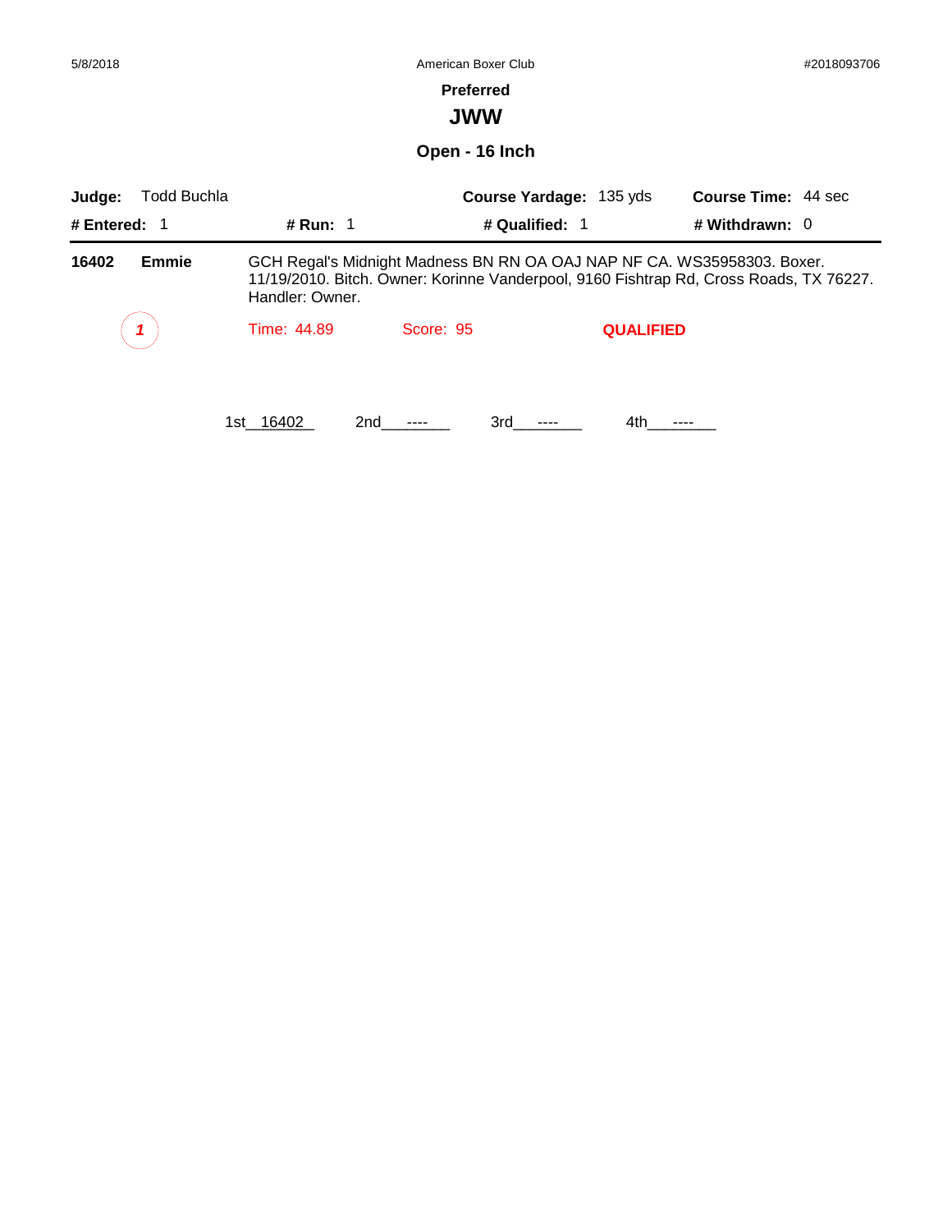5/8/2018 American Boxer Club #2018093706

**Preferred**

## JWW

### Open - 16 Inch

**Judge:** Todd Buchla **Course Yardage:** 135 yds **Course Time:** 44 sec

**# Entered:** 1 **# Run:** 1 **# Qualified:** 1 **# Withdrawn:** 0

---

**16402** **Emmie** GCH Regal's Midnight Madness BN RN OA OAJ NAP NF CA. WS35958303. Boxer. 11/19/2010. Bitch. Owner: Korinne Vanderpool, 9160 Fishtrap Rd, Cross Roads, TX 76227. Handler: Owner.

*1* Time: 44.89 Score: 95 **QUALIFIED**

1st__16402__ 2nd___----___ 3rd___----___ 4th___----___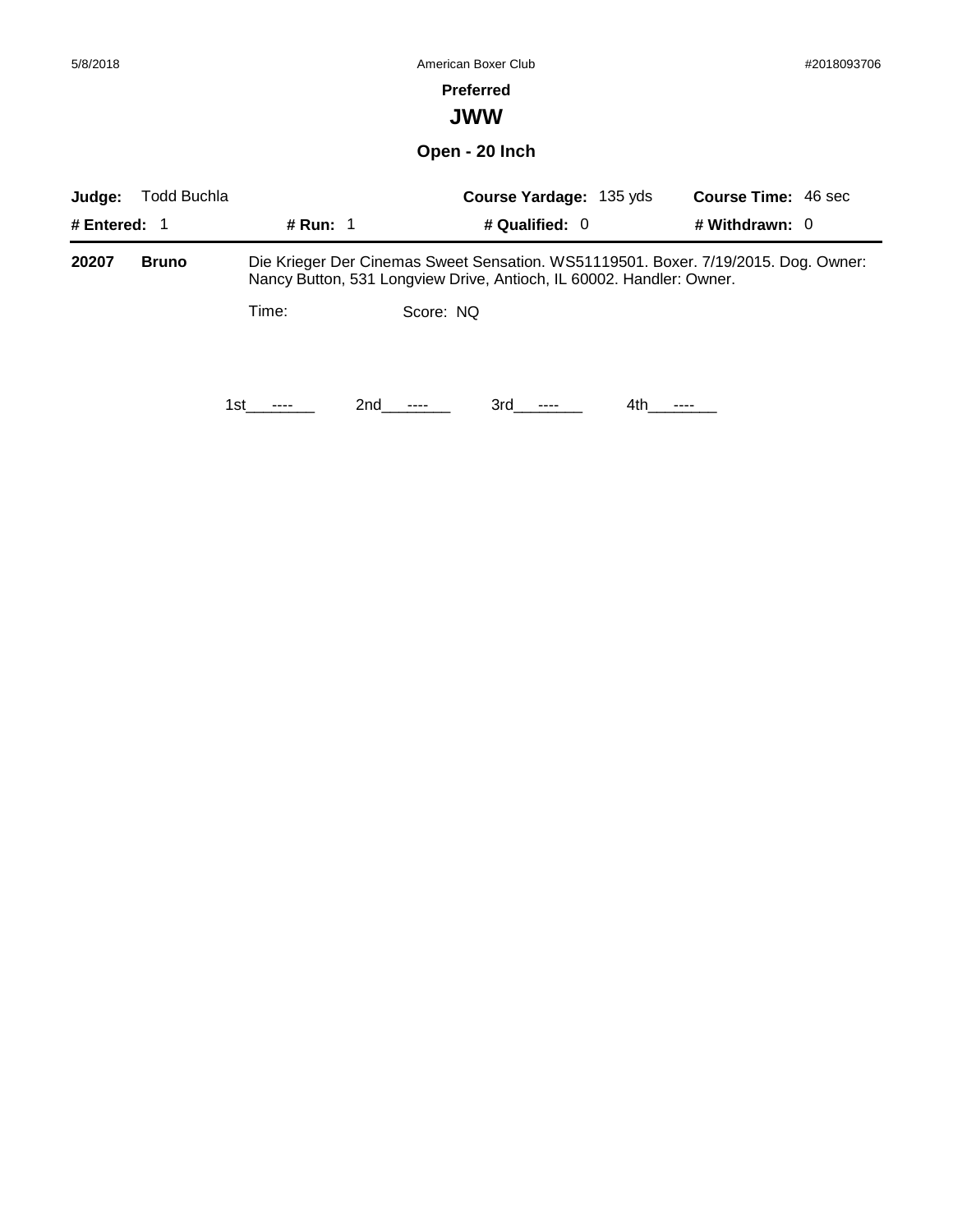**Preferred**

# JWW

## Open - 20 Inch

**Judge:** Todd Buchla **Course Yardage:** 135 yds **Course Time:** 46 sec

**# Entered:** 1 **# Run:** 1 **# Qualified:** 0 **# Withdrawn:** 0

---

**20207** **Bruno** Die Krieger Der Cinemas Sweet Sensation. WS51119501. Boxer. 7/19/2015. Dog. Owner: Nancy Button, 531 Longview Drive, Antioch, IL 60002. Handler: Owner.

Time: Score: NQ

1st ---- 2nd ---- 3rd ---- 4th ----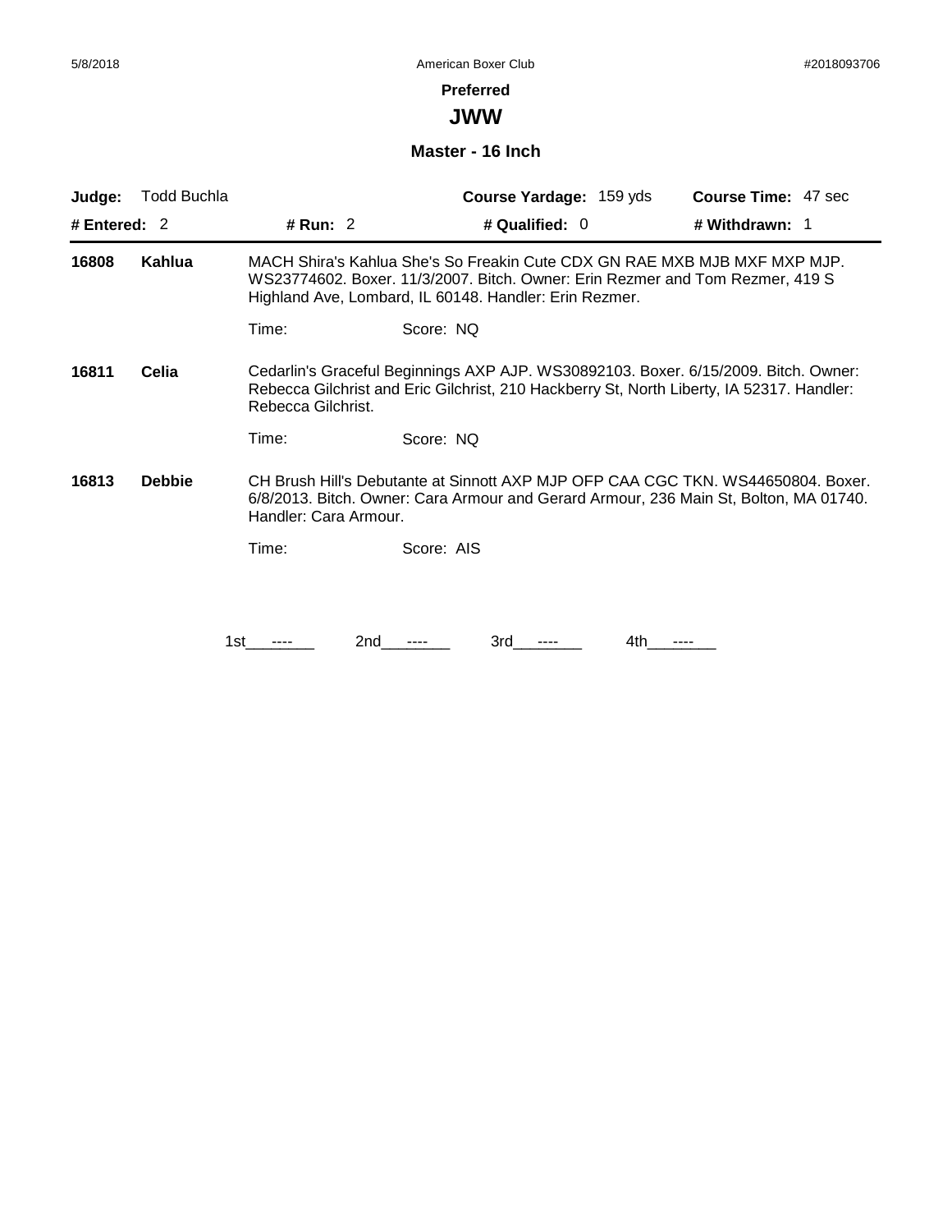Preferred

# JWW

## Master - 16 Inch

| Judge: Todd Buchla | | Course Yardage: 159 yds | Course Time: 47 sec |
|---|---|---|---|
| # Entered: 2 | # Run: 2 | # Qualified: 0 | # Withdrawn: 1 |

**16808** **Kahlua** MACH Shira's Kahlua She's So Freakin Cute CDX GN RAE MXB MJB MXF MXP MJP. WS23774602. Boxer. 11/3/2007. Bitch. Owner: Erin Rezmer and Tom Rezmer, 419 S Highland Ave, Lombard, IL 60148. Handler: Erin Rezmer.

Time: Score: NQ

**16811** **Celia** Cedarlin's Graceful Beginnings AXP AJP. WS30892103. Boxer. 6/15/2009. Bitch. Owner: Rebecca Gilchrist and Eric Gilchrist, 210 Hackberry St, North Liberty, IA 52317. Handler: Rebecca Gilchrist.

Time: Score: NQ

**16813** **Debbie** CH Brush Hill's Debutante at Sinnott AXP MJP OFP CAA CGC TKN. WS44650804. Boxer. 6/8/2013. Bitch. Owner: Cara Armour and Gerard Armour, 236 Main St, Bolton, MA 01740. Handler: Cara Armour.

Time: Score: AIS

1st\_\_\_----\_\_\_ 2nd\_\_\_----\_\_\_ 3rd\_\_\_----\_\_\_ 4th\_\_\_----\_\_\_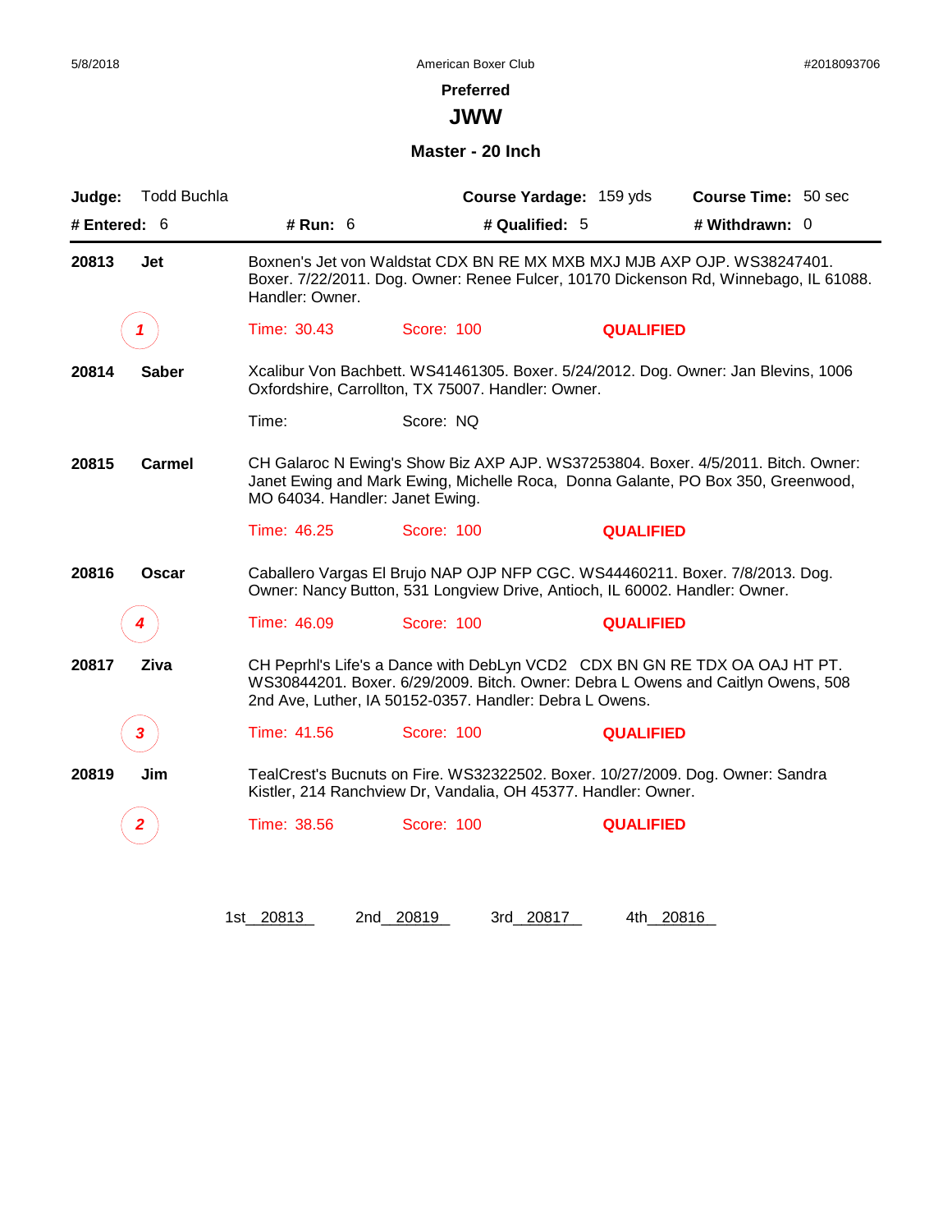5/8/2018 American Boxer Club #2018093706

**Preferred**

# JWW

## Master - 20 Inch

**Judge:** Todd Buchla **Course Yardage:** 159 yds **Course Time:** 50 sec

**# Entered:** 6 **# Run:** 6 **# Qualified:** 5 **# Withdrawn:** 0

---

**20813 Jet** Boxnen's Jet von Waldstat CDX BN RE MX MXB MXJ MJB AXP OJP. WS38247401. Boxer. 7/22/2011. Dog. Owner: Renee Fulcer, 10170 Dickenson Rd, Winnebago, IL 61088. Handler: Owner.

*1* Time: 30.43 Score: 100 **QUALIFIED**

**20814 Saber** Xcalibur Von Bachbett. WS41461305. Boxer. 5/24/2012. Dog. Owner: Jan Blevins, 1006 Oxfordshire, Carrollton, TX 75007. Handler: Owner.

Time: Score: NQ

**20815 Carmel** CH Galaroc N Ewing's Show Biz AXP AJP. WS37253804. Boxer. 4/5/2011. Bitch. Owner: Janet Ewing and Mark Ewing, Michelle Roca, Donna Galante, PO Box 350, Greenwood, MO 64034. Handler: Janet Ewing.

Time: 46.25 Score: 100 **QUALIFIED**

**20816 Oscar** Caballero Vargas El Brujo NAP OJP NFP CGC. WS44460211. Boxer. 7/8/2013. Dog. Owner: Nancy Button, 531 Longview Drive, Antioch, IL 60002. Handler: Owner.

*4* Time: 46.09 Score: 100 **QUALIFIED**

**20817 Ziva** CH Peprhl's Life's a Dance with DebLyn VCD2 CDX BN GN RE TDX OA OAJ HT PT. WS30844201. Boxer. 6/29/2009. Bitch. Owner: Debra L Owens and Caitlyn Owens, 508 2nd Ave, Luther, IA 50152-0357. Handler: Debra L Owens.

*3* Time: 41.56 Score: 100 **QUALIFIED**

**20819 Jim** TealCrest's Bucnuts on Fire. WS32322502. Boxer. 10/27/2009. Dog. Owner: Sandra Kistler, 214 Ranchview Dr, Vandalia, OH 45377. Handler: Owner.

*2* Time: 38.56 Score: 100 **QUALIFIED**

1st 20813 2nd 20819 3rd 20817 4th 20816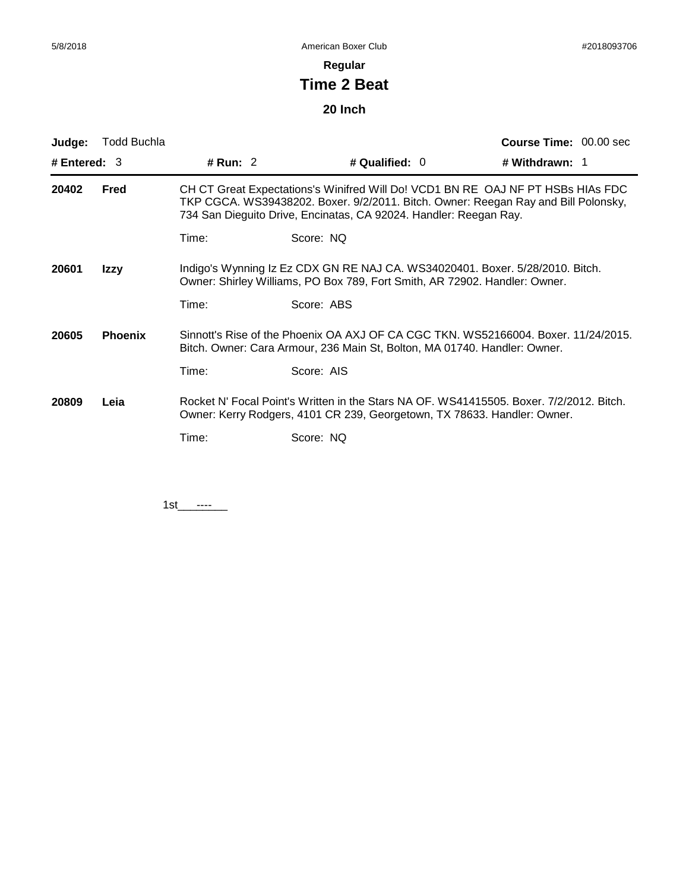**Regular**

# Time 2 Beat

## 20 Inch

**Judge:** Todd Buchla **Course Time:** 00.00 sec

**# Entered:** 3 **# Run:** 2 **# Qualified:** 0 **# Withdrawn:** 1

**20402** **Fred** CH CT Great Expectations's Winifred Will Do! VCD1 BN RE OAJ NF PT HSBs HIAs FDC TKP CGCA. WS39438202. Boxer. 9/2/2011. Bitch. Owner: Reegan Ray and Bill Polonsky, 734 San Dieguito Drive, Encinatas, CA 92024. Handler: Reegan Ray.

Time: Score: NQ

**20601** **Izzy** Indigo's Wynning Iz Ez CDX GN RE NAJ CA. WS34020401. Boxer. 5/28/2010. Bitch. Owner: Shirley Williams, PO Box 789, Fort Smith, AR 72902. Handler: Owner.

Time: Score: ABS

**20605** **Phoenix** Sinnott's Rise of the Phoenix OA AXJ OF CA CGC TKN. WS52166004. Boxer. 11/24/2015. Bitch. Owner: Cara Armour, 236 Main St, Bolton, MA 01740. Handler: Owner.

Time: Score: AIS

**20809** **Leia** Rocket N' Focal Point's Written in the Stars NA OF. WS41415505. Boxer. 7/2/2012. Bitch. Owner: Kerry Rodgers, 4101 CR 239, Georgetown, TX 78633. Handler: Owner.

Time: Score: NQ

1st\_\_\_----\_\_\_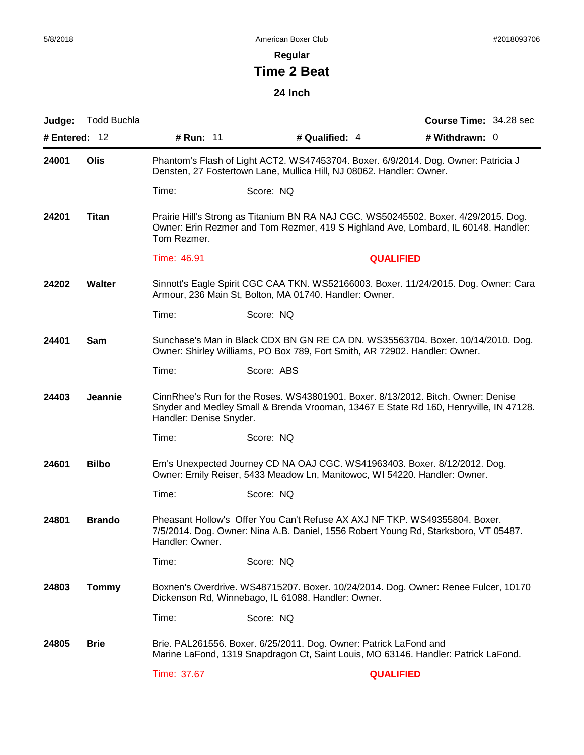**Regular**

# Time 2 Beat

**24 Inch**

**Judge:** Todd Buchla **Course Time:** 34.28 sec

**# Entered:** 12 **# Run:** 11 **# Qualified:** 4 **# Withdrawn:** 0

---

**24001** **Olis**

Phantom's Flash of Light ACT2. WS47453704. Boxer. 6/9/2014. Dog. Owner: Patricia J Densten, 27 Fostertown Lane, Mullica Hill, NJ 08062. Handler: Owner.

Time: Score: NQ

**24201** **Titan**

Prairie Hill's Strong as Titanium BN RA NAJ CGC. WS50245502. Boxer. 4/29/2015. Dog. Owner: Erin Rezmer and Tom Rezmer, 419 S Highland Ave, Lombard, IL 60148. Handler: Tom Rezmer.

Time: 46.91 **QUALIFIED**

**24202** **Walter**

Sinnott's Eagle Spirit CGC CAA TKN. WS52166003. Boxer. 11/24/2015. Dog. Owner: Cara Armour, 236 Main St, Bolton, MA 01740. Handler: Owner.

Time: Score: NQ

**24401** **Sam**

Sunchase's Man in Black CDX BN GN RE CA DN. WS35563704. Boxer. 10/14/2010. Dog. Owner: Shirley Williams, PO Box 789, Fort Smith, AR 72902. Handler: Owner.

Time: Score: ABS

**24403** **Jeannie**

CinnRhee's Run for the Roses. WS43801901. Boxer. 8/13/2012. Bitch. Owner: Denise Snyder and Medley Small & Brenda Vrooman, 13467 E State Rd 160, Henryville, IN 47128. Handler: Denise Snyder.

Time: Score: NQ

**24601** **Bilbo**

Em's Unexpected Journey CD NA OAJ CGC. WS41963403. Boxer. 8/12/2012. Dog. Owner: Emily Reiser, 5433 Meadow Ln, Manitowoc, WI 54220. Handler: Owner.

Time: Score: NQ

**24801** **Brando**

Pheasant Hollow's Offer You Can't Refuse AX AXJ NF TKP. WS49355804. Boxer. 7/5/2014. Dog. Owner: Nina A.B. Daniel, 1556 Robert Young Rd, Starksboro, VT 05487. Handler: Owner.

Time: Score: NQ

**24803** **Tommy**

Boxnen's Overdrive. WS48715207. Boxer. 10/24/2014. Dog. Owner: Renee Fulcer, 10170 Dickenson Rd, Winnebago, IL 61088. Handler: Owner.

Time: Score: NQ

**24805** **Brie**

Brie. PAL261556. Boxer. 6/25/2011. Dog. Owner: Patrick LaFond and Marine LaFond, 1319 Snapdragon Ct, Saint Louis, MO 63146. Handler: Patrick LaFond.

Time: 37.67 **QUALIFIED**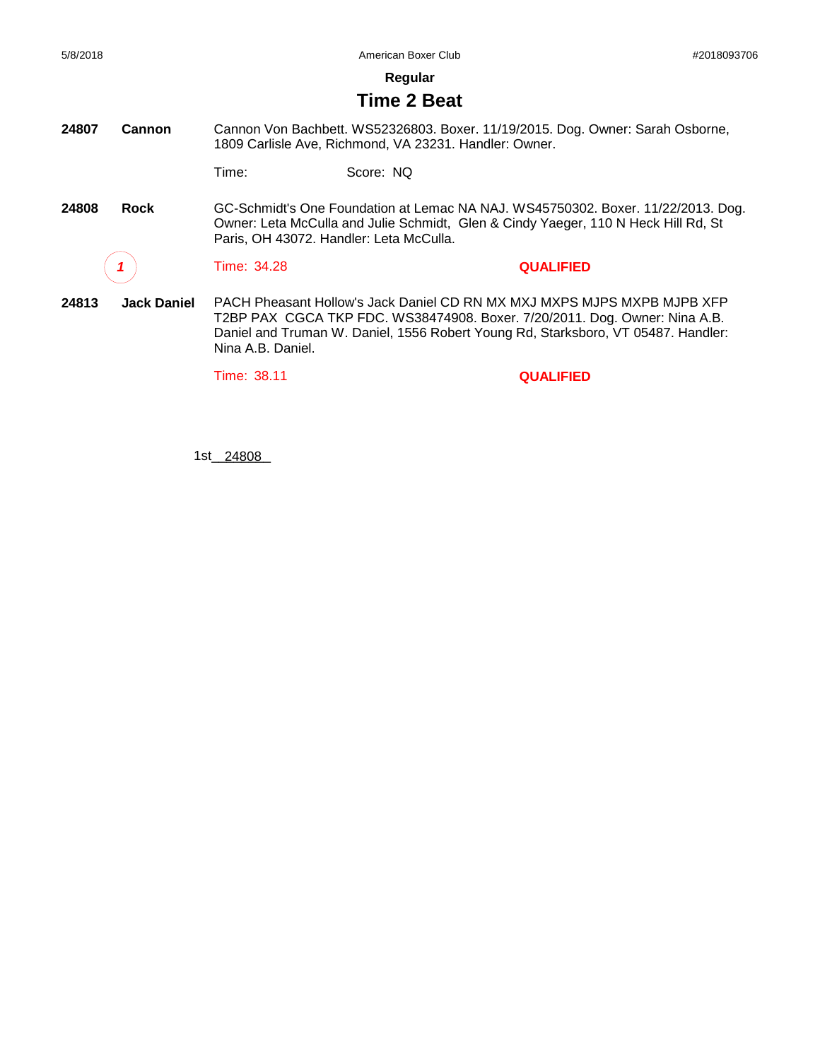**Regular**

## Time 2 Beat

**24807** **Cannon** Cannon Von Bachbett. WS52326803. Boxer. 11/19/2015. Dog. Owner: Sarah Osborne, 1809 Carlisle Ave, Richmond, VA 23231. Handler: Owner.

Time: Score: NQ

**24808** **Rock** GC-Schmidt's One Foundation at Lemac NA NAJ. WS45750302. Boxer. 11/22/2013. Dog. Owner: Leta McCulla and Julie Schmidt, Glen & Cindy Yaeger, 110 N Heck Hill Rd, St Paris, OH 43072. Handler: Leta McCulla.

*1* Time: 34.28 **QUALIFIED**

**24813** **Jack Daniel** PACH Pheasant Hollow's Jack Daniel CD RN MX MXJ MXPS MJPS MXPB MJPB XFP T2BP PAX CGCA TKP FDC. WS38474908. Boxer. 7/20/2011. Dog. Owner: Nina A.B. Daniel and Truman W. Daniel, 1556 Robert Young Rd, Starksboro, VT 05487. Handler: Nina A.B. Daniel.

Time: 38.11 **QUALIFIED**

1st 24808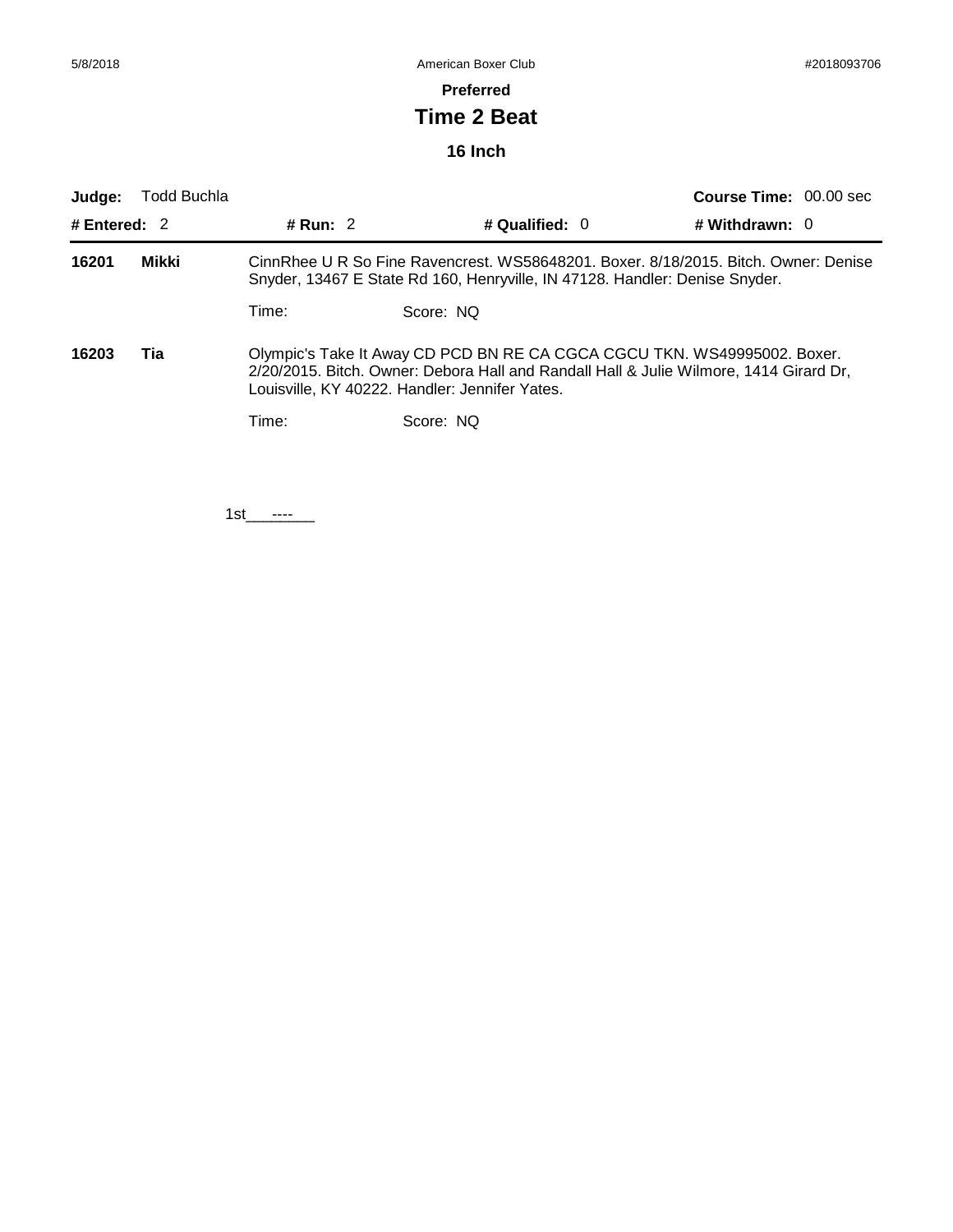**Preferred**

# Time 2 Beat

### 16 Inch

**Judge:** Todd Buchla **Course Time:** 00.00 sec

**# Entered:** 2 **# Run:** 2 **# Qualified:** 0 **# Withdrawn:** 0

---

**16201** **Mikki**

CinnRhee U R So Fine Ravencrest. WS58648201. Boxer. 8/18/2015. Bitch. Owner: Denise Snyder, 13467 E State Rd 160, Henryville, IN 47128. Handler: Denise Snyder.

Time: Score: NQ

**16203** **Tia**

Olympic's Take It Away CD PCD BN RE CA CGCA CGCU TKN. WS49995002. Boxer. 2/20/2015. Bitch. Owner: Debora Hall and Randall Hall & Julie Wilmore, 1414 Girard Dr, Louisville, KY 40222. Handler: Jennifer Yates.

Time: Score: NQ

1st\_\_\_----\_\_\_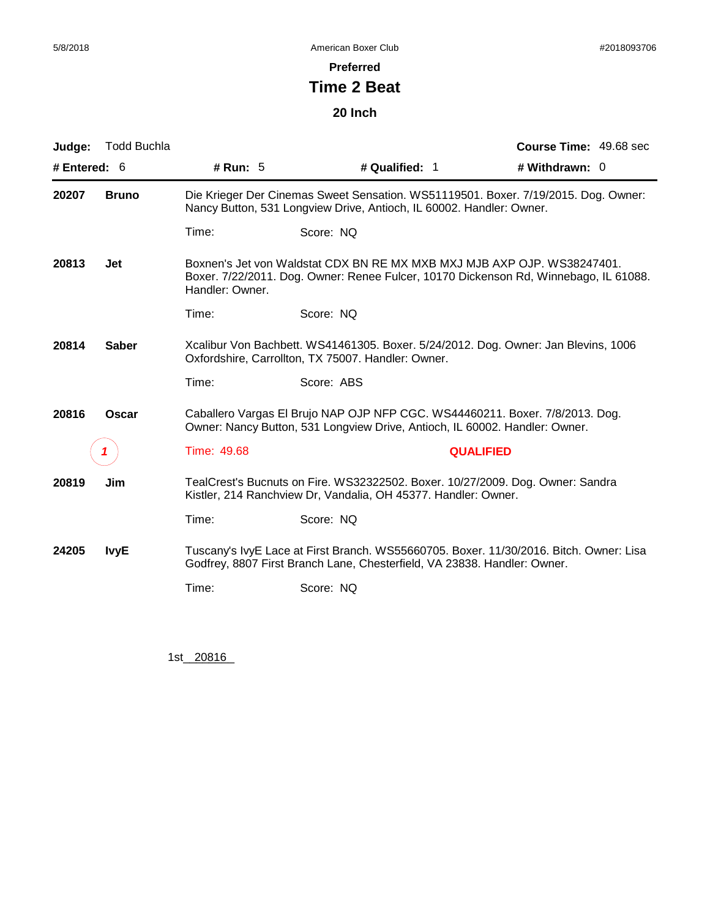5/8/2018 American Boxer Club #2018093706

## Preferred

# Time 2 Beat

### 20 Inch

**Judge:** Todd Buchla **Course Time:** 49.68 sec

**# Entered:** 6 **# Run:** 5 **# Qualified:** 1 **# Withdrawn:** 0

---

**20207** **Bruno** Die Krieger Der Cinemas Sweet Sensation. WS51119501. Boxer. 7/19/2015. Dog. Owner: Nancy Button, 531 Longview Drive, Antioch, IL 60002. Handler: Owner.

Time: Score: NQ

**20813** **Jet** Boxnen's Jet von Waldstat CDX BN RE MX MXB MXJ MJB AXP OJP. WS38247401. Boxer. 7/22/2011. Dog. Owner: Renee Fulcer, 10170 Dickenson Rd, Winnebago, IL 61088. Handler: Owner.

Time: Score: NQ

**20814** **Saber** Xcalibur Von Bachbett. WS41461305. Boxer. 5/24/2012. Dog. Owner: Jan Blevins, 1006 Oxfordshire, Carrollton, TX 75007. Handler: Owner.

Time: Score: ABS

**20816** **Oscar** Caballero Vargas El Brujo NAP OJP NFP CGC. WS44460211. Boxer. 7/8/2013. Dog. Owner: Nancy Button, 531 Longview Drive, Antioch, IL 60002. Handler: Owner.

*1* Time: 49.68 **QUALIFIED**

**20819** **Jim** TealCrest's Bucnuts on Fire. WS32322502. Boxer. 10/27/2009. Dog. Owner: Sandra Kistler, 214 Ranchview Dr, Vandalia, OH 45377. Handler: Owner.

Time: Score: NQ

**24205** **IvyE** Tuscany's IvyE Lace at First Branch. WS55660705. Boxer. 11/30/2016. Bitch. Owner: Lisa Godfrey, 8807 First Branch Lane, Chesterfield, VA 23838. Handler: Owner.

Time: Score: NQ

1st 20816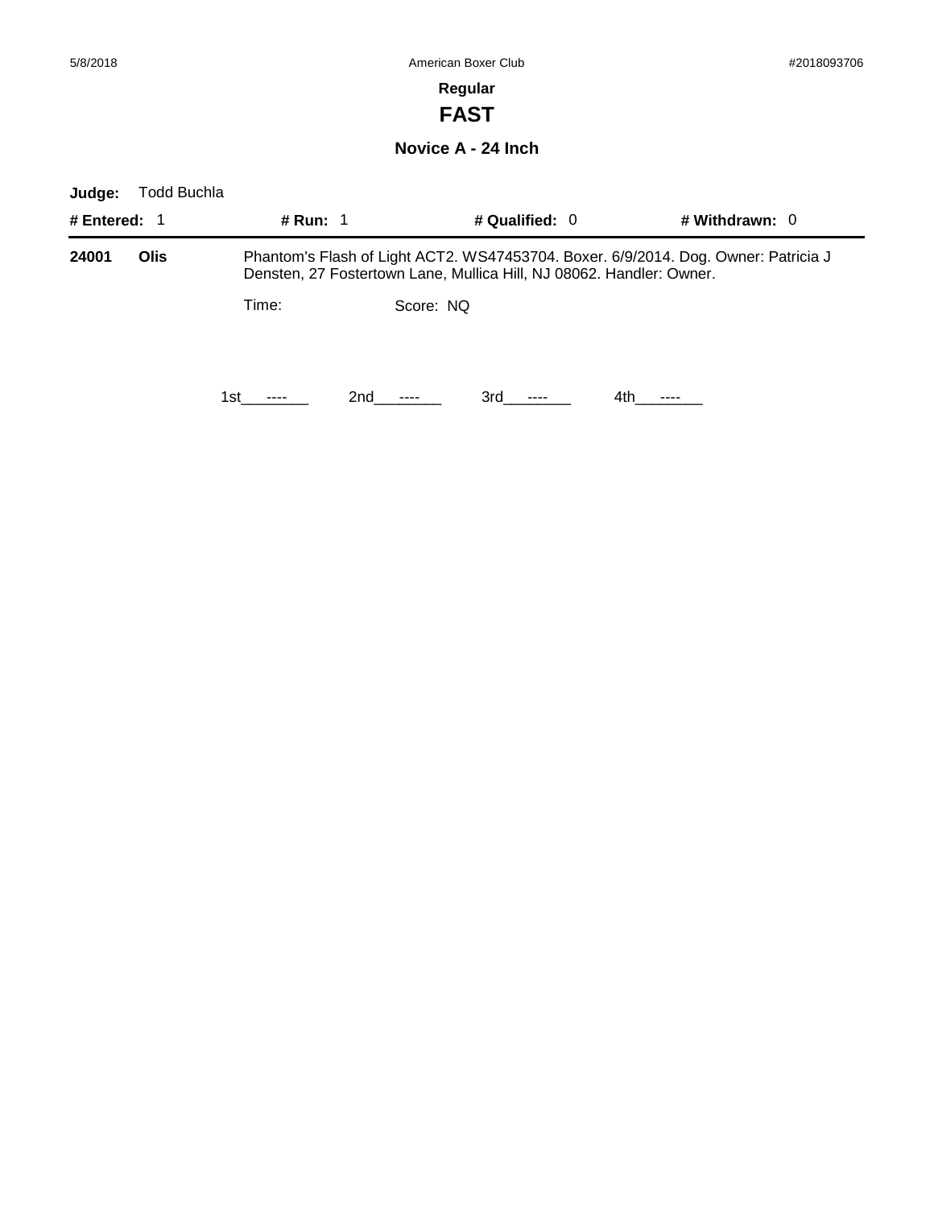## Regular

# FAST

### Novice A - 24 Inch

**Judge:** Todd Buchla

**# Entered:** 1 **# Run:** 1 **# Qualified:** 0 **# Withdrawn:** 0

---

**24001** **Olis** Phantom's Flash of Light ACT2. WS47453704. Boxer. 6/9/2014. Dog. Owner: Patricia J Densten, 27 Fostertown Lane, Mullica Hill, NJ 08062. Handler: Owner.

Time: Score: NQ

1st\_\_\_----\_\_\_ 2nd\_\_\_----\_\_\_ 3rd\_\_\_----\_\_\_ 4th\_\_\_----\_\_\_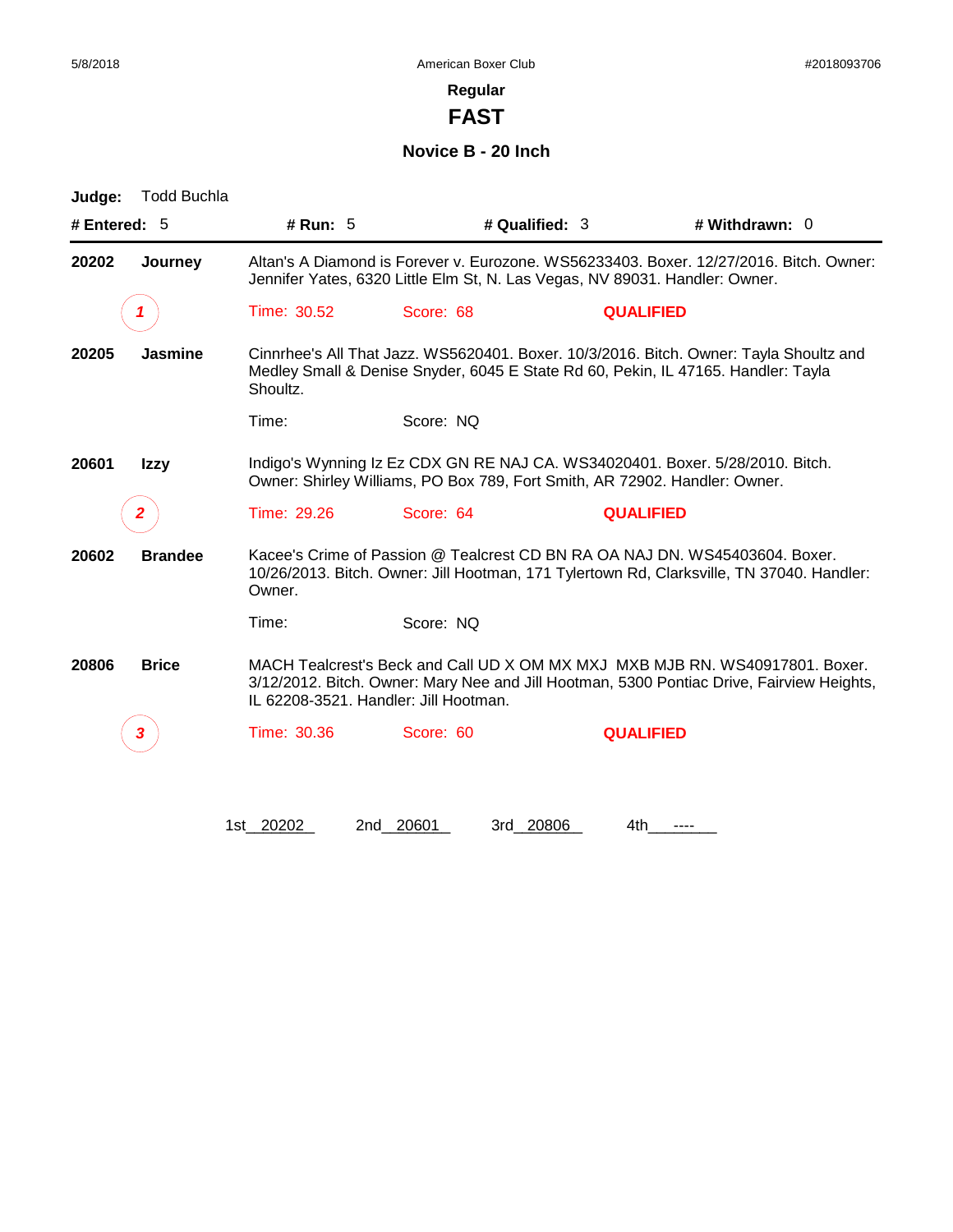**Regular**

# FAST

### Novice B - 20 Inch

**Judge:** Todd Buchla

**# Entered:** 5 **# Run:** 5 **# Qualified:** 3 **# Withdrawn:** 0

---

**20202 Journey** — Altan's A Diamond is Forever v. Eurozone. WS56233403. Boxer. 12/27/2016. Bitch. Owner: Jennifer Yates, 6320 Little Elm St, N. Las Vegas, NV 89031. Handler: Owner.

*1* Time: 30.52 Score: 68 **QUALIFIED**

**20205 Jasmine** — Cinnrhee's All That Jazz. WS5620401. Boxer. 10/3/2016. Bitch. Owner: Tayla Shoultz and Medley Small & Denise Snyder, 6045 E State Rd 60, Pekin, IL 47165. Handler: Tayla Shoultz.

Time: Score: NQ

**20601 Izzy** — Indigo's Wynning Iz Ez CDX GN RE NAJ CA. WS34020401. Boxer. 5/28/2010. Bitch. Owner: Shirley Williams, PO Box 789, Fort Smith, AR 72902. Handler: Owner.

*2* Time: 29.26 Score: 64 **QUALIFIED**

**20602 Brandee** — Kacee's Crime of Passion @ Tealcrest CD BN RA OA NAJ DN. WS45403604. Boxer. 10/26/2013. Bitch. Owner: Jill Hootman, 171 Tylertown Rd, Clarksville, TN 37040. Handler: Owner.

Time: Score: NQ

**20806 Brice** — MACH Tealcrest's Beck and Call UD X OM MX MXJ MXB MJB RN. WS40917801. Boxer. 3/12/2012. Bitch. Owner: Mary Nee and Jill Hootman, 5300 Pontiac Drive, Fairview Heights, IL 62208-3521. Handler: Jill Hootman.

*3* Time: 30.36 Score: 60 **QUALIFIED**

1st 20202 2nd 20601 3rd 20806 4th ----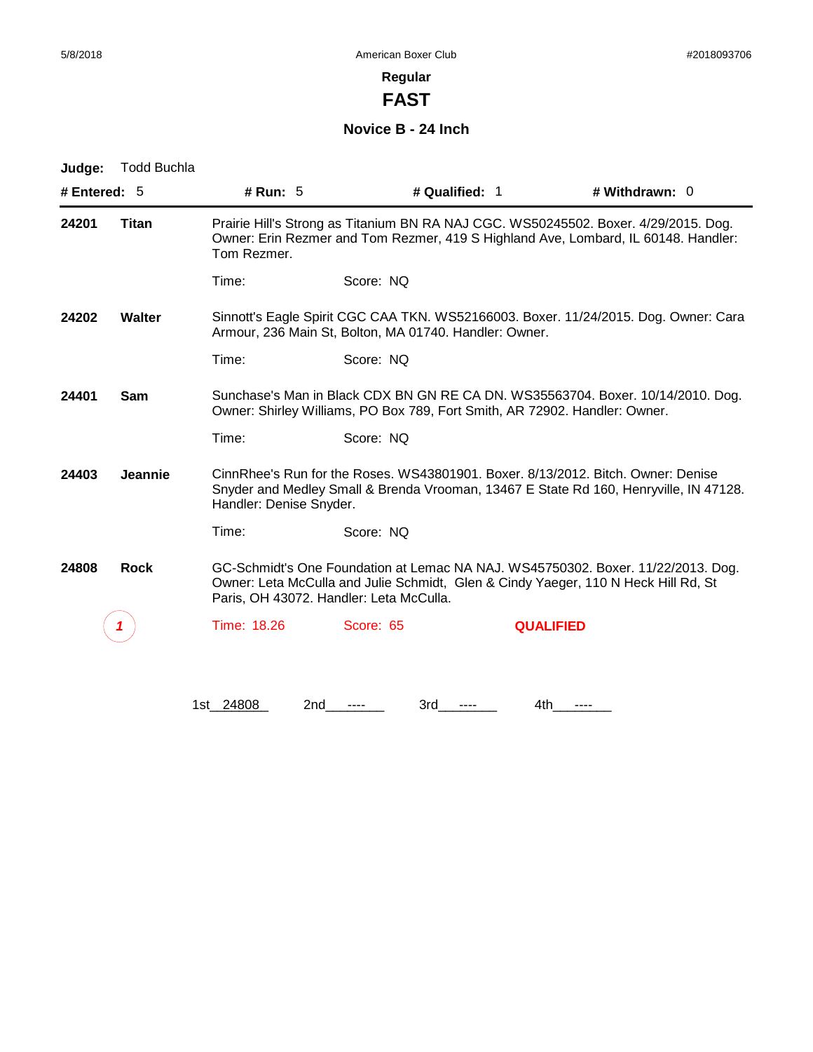## Regular

# FAST

### Novice B - 24 Inch

**Judge:** Todd Buchla

**# Entered:** 5 **# Run:** 5 **# Qualified:** 1 **# Withdrawn:** 0

---

**24201** **Titan**

Prairie Hill's Strong as Titanium BN RA NAJ CGC. WS50245502. Boxer. 4/29/2015. Dog. Owner: Erin Rezmer and Tom Rezmer, 419 S Highland Ave, Lombard, IL 60148. Handler: Tom Rezmer.

Time: Score: NQ

**24202** **Walter**

Sinnott's Eagle Spirit CGC CAA TKN. WS52166003. Boxer. 11/24/2015. Dog. Owner: Cara Armour, 236 Main St, Bolton, MA 01740. Handler: Owner.

Time: Score: NQ

**24401** **Sam**

Sunchase's Man in Black CDX BN GN RE CA DN. WS35563704. Boxer. 10/14/2010. Dog. Owner: Shirley Williams, PO Box 789, Fort Smith, AR 72902. Handler: Owner.

Time: Score: NQ

**24403** **Jeannie**

CinnRhee's Run for the Roses. WS43801901. Boxer. 8/13/2012. Bitch. Owner: Denise Snyder and Medley Small & Brenda Vrooman, 13467 E State Rd 160, Henryville, IN 47128. Handler: Denise Snyder.

Time: Score: NQ

**24808** **Rock**

GC-Schmidt's One Foundation at Lemac NA NAJ. WS45750302. Boxer. 11/22/2013. Dog. Owner: Leta McCulla and Julie Schmidt, Glen & Cindy Yaeger, 110 N Heck Hill Rd, St Paris, OH 43072. Handler: Leta McCulla.

1 Time: 18.26 Score: 65 **QUALIFIED**

1st 24808 2nd ---- 3rd ---- 4th ----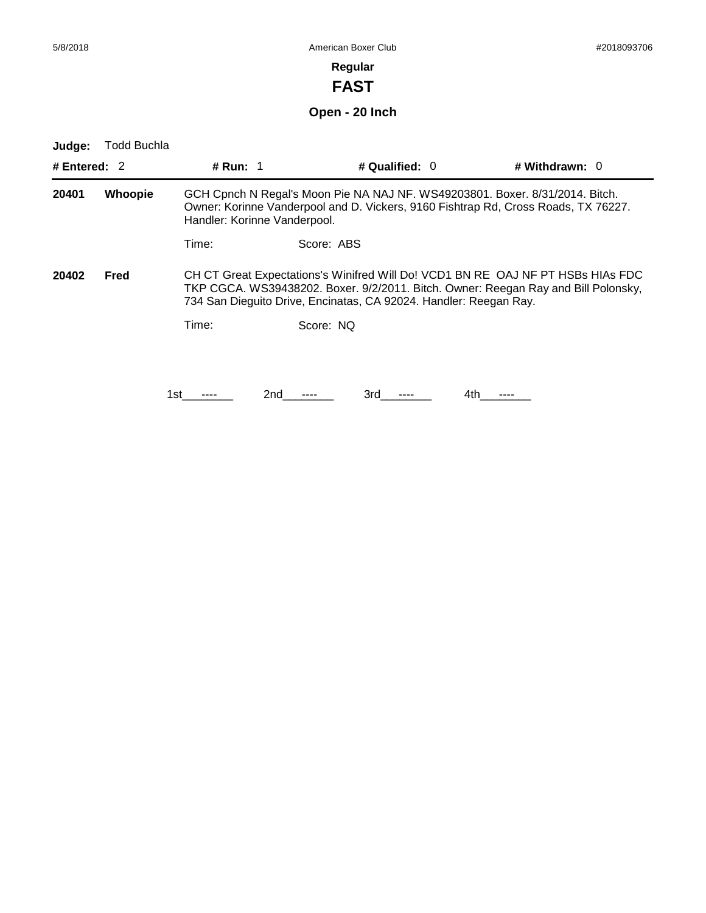**Regular**

# FAST

## Open - 20 Inch

**Judge:** Todd Buchla

**# Entered:** 2 **# Run:** 1 **# Qualified:** 0 **# Withdrawn:** 0

**20401** **Whoopie** GCH Cpnch N Regal's Moon Pie NA NAJ NF. WS49203801. Boxer. 8/31/2014. Bitch. Owner: Korinne Vanderpool and D. Vickers, 9160 Fishtrap Rd, Cross Roads, TX 76227. Handler: Korinne Vanderpool.

Time: Score: ABS

**20402** **Fred** CH CT Great Expectations's Winifred Will Do! VCD1 BN RE OAJ NF PT HSBs HIAs FDC TKP CGCA. WS39438202. Boxer. 9/2/2011. Bitch. Owner: Reegan Ray and Bill Polonsky, 734 San Dieguito Drive, Encinatas, CA 92024. Handler: Reegan Ray.

Time: Score: NQ

1st\_\_\_----\_\_\_ 2nd\_\_\_----\_\_\_ 3rd\_\_\_----\_\_\_ 4th\_\_\_----\_\_\_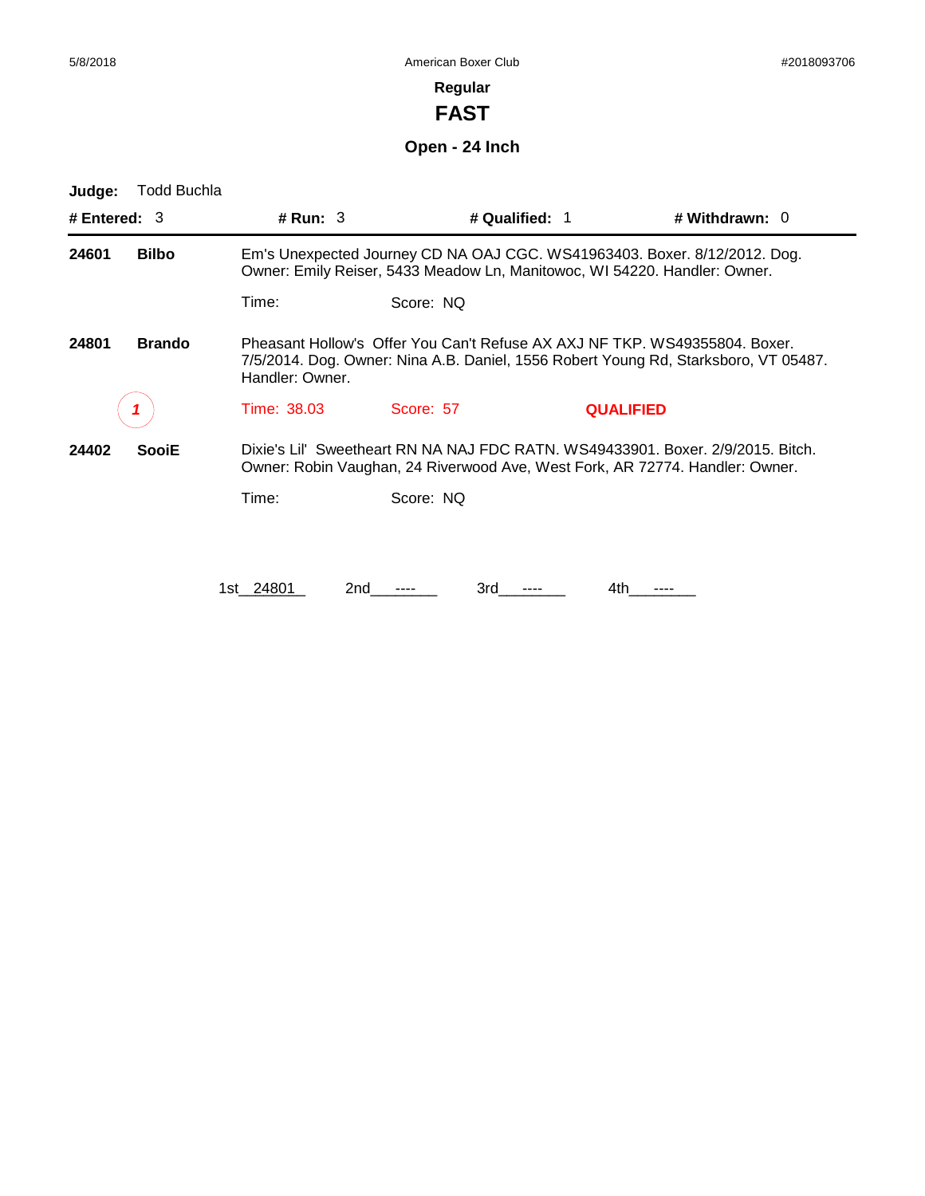American Boxer Club

## Regular

# FAST

### Open - 24 Inch

**Judge:** Todd Buchla

**# Entered:** 3 **# Run:** 3 **# Qualified:** 1 **# Withdrawn:** 0

---

**24601** **Bilbo** Em's Unexpected Journey CD NA OAJ CGC. WS41963403. Boxer. 8/12/2012. Dog. Owner: Emily Reiser, 5433 Meadow Ln, Manitowoc, WI 54220. Handler: Owner.

Time: Score: NQ

**24801** **Brando** Pheasant Hollow's Offer You Can't Refuse AX AXJ NF TKP. WS49355804. Boxer. 7/5/2014. Dog. Owner: Nina A.B. Daniel, 1556 Robert Young Rd, Starksboro, VT 05487. Handler: Owner.

*1* Time: 38.03 Score: 57 **QUALIFIED**

**24402** **SooiE** Dixie's Lil' Sweetheart RN NA NAJ FDC RATN. WS49433901. Boxer. 2/9/2015. Bitch. Owner: Robin Vaughan, 24 Riverwood Ave, West Fork, AR 72774. Handler: Owner.

Time: Score: NQ

1st 24801 2nd ---- 3rd ---- 4th ----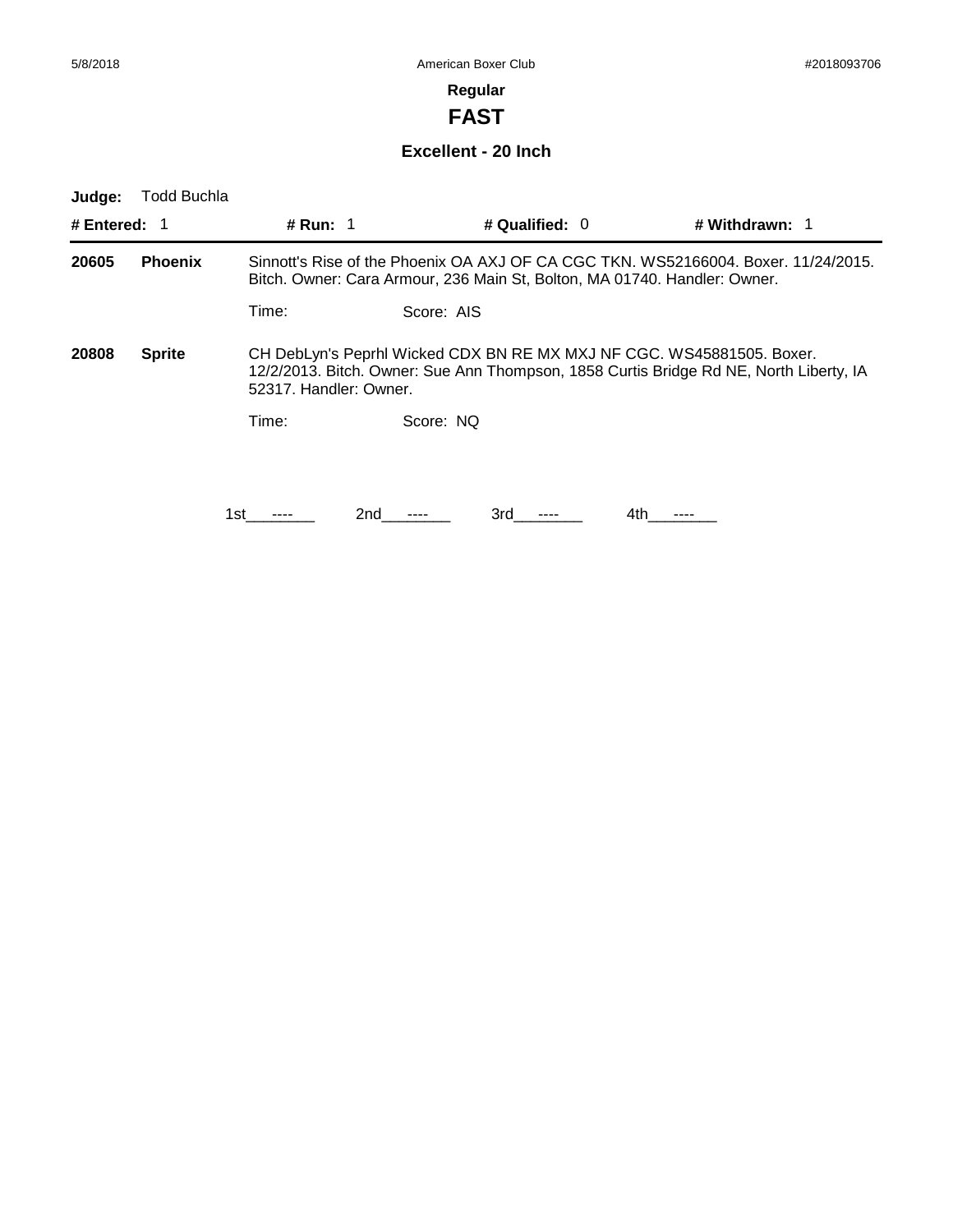**Regular**

# FAST

## Excellent - 20 Inch

**Judge:** Todd Buchla

**# Entered:** 1 **# Run:** 1 **# Qualified:** 0 **# Withdrawn:** 1

**20605** **Phoenix** Sinnott's Rise of the Phoenix OA AXJ OF CA CGC TKN. WS52166004. Boxer. 11/24/2015. Bitch. Owner: Cara Armour, 236 Main St, Bolton, MA 01740. Handler: Owner.

Time: Score: AIS

**20808** **Sprite** CH DebLyn's Peprhl Wicked CDX BN RE MX MXJ NF CGC. WS45881505. Boxer. 12/2/2013. Bitch. Owner: Sue Ann Thompson, 1858 Curtis Bridge Rd NE, North Liberty, IA 52317. Handler: Owner.

Time: Score: NQ

1st\_\_\_----\_\_\_ 2nd\_\_\_----\_\_\_ 3rd\_\_\_----\_\_\_ 4th\_\_\_----\_\_\_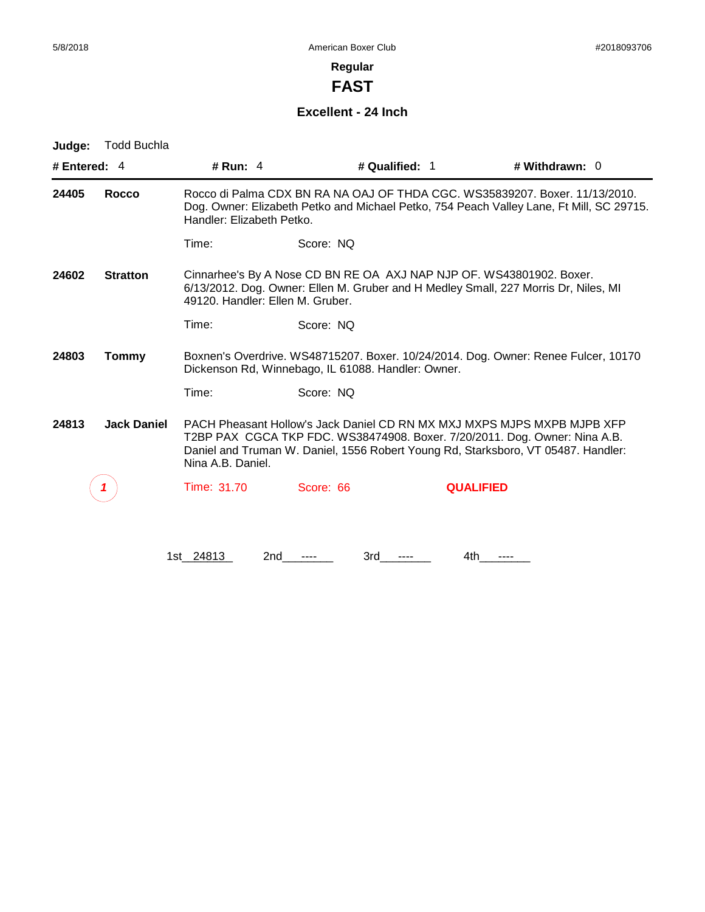**Regular**

# FAST

### Excellent - 24 Inch

**Judge:** Todd Buchla

**# Entered:** 4 **# Run:** 4 **# Qualified:** 1 **# Withdrawn:** 0

---

**24405** **Rocco**

Rocco di Palma CDX BN RA NA OAJ OF THDA CGC. WS35839207. Boxer. 11/13/2010. Dog. Owner: Elizabeth Petko and Michael Petko, 754 Peach Valley Lane, Ft Mill, SC 29715. Handler: Elizabeth Petko.

Time: Score: NQ

**24602** **Stratton**

Cinnarhee's By A Nose CD BN RE OA AXJ NAP NJP OF. WS43801902. Boxer. 6/13/2012. Dog. Owner: Ellen M. Gruber and H Medley Small, 227 Morris Dr, Niles, MI 49120. Handler: Ellen M. Gruber.

Time: Score: NQ

**24803** **Tommy**

Boxnen's Overdrive. WS48715207. Boxer. 10/24/2014. Dog. Owner: Renee Fulcer, 10170 Dickenson Rd, Winnebago, IL 61088. Handler: Owner.

Time: Score: NQ

**24813** **Jack Daniel**

PACH Pheasant Hollow's Jack Daniel CD RN MX MXJ MXPS MJPS MXPB MJPB XFP T2BP PAX CGCA TKP FDC. WS38474908. Boxer. 7/20/2011. Dog. Owner: Nina A.B. Daniel and Truman W. Daniel, 1556 Robert Young Rd, Starksboro, VT 05487. Handler: Nina A.B. Daniel.

*1* Time: 31.70 Score: 66 **QUALIFIED**

1st 24813 2nd ---- 3rd ---- 4th ----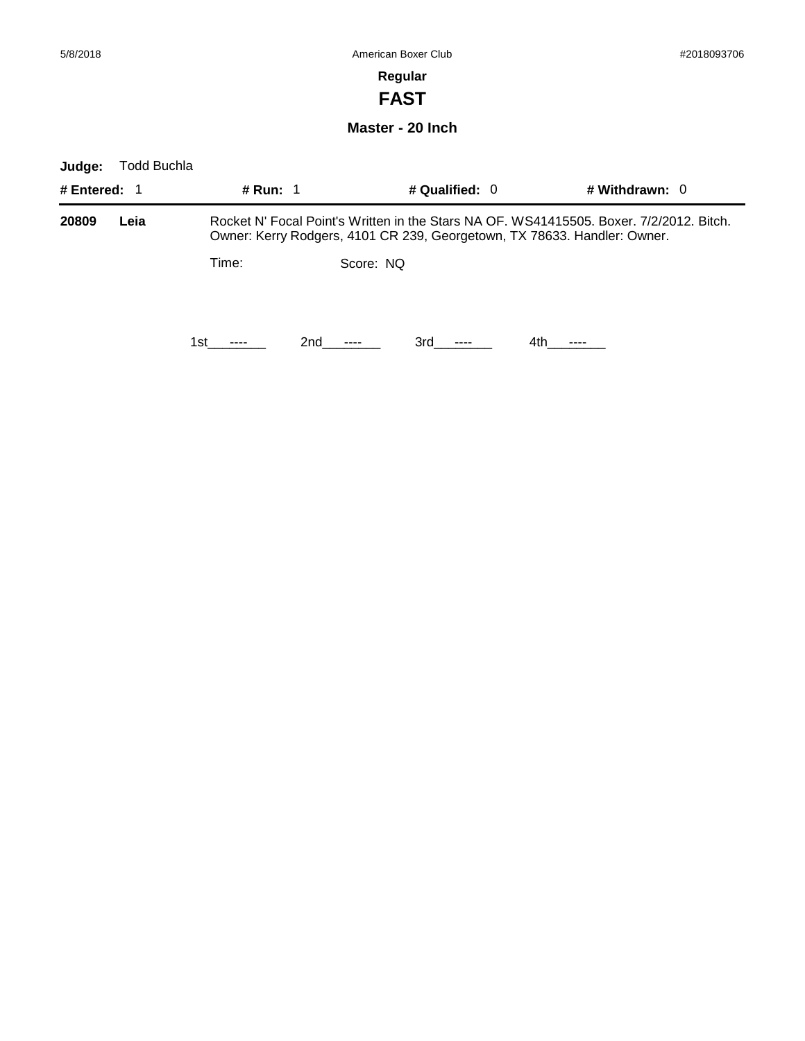**Regular**

# FAST

## Master - 20 Inch

**Judge:** Todd Buchla

**# Entered:** 1 **# Run:** 1 **# Qualified:** 0 **# Withdrawn:** 0

---

**20809** **Leia** Rocket N' Focal Point's Written in the Stars NA OF. WS41415505. Boxer. 7/2/2012. Bitch. Owner: Kerry Rodgers, 4101 CR 239, Georgetown, TX 78633. Handler: Owner.

Time: Score: NQ

1st\_\_\_----\_\_\_ 2nd\_\_\_----\_\_\_ 3rd\_\_\_----\_\_\_ 4th\_\_\_----\_\_\_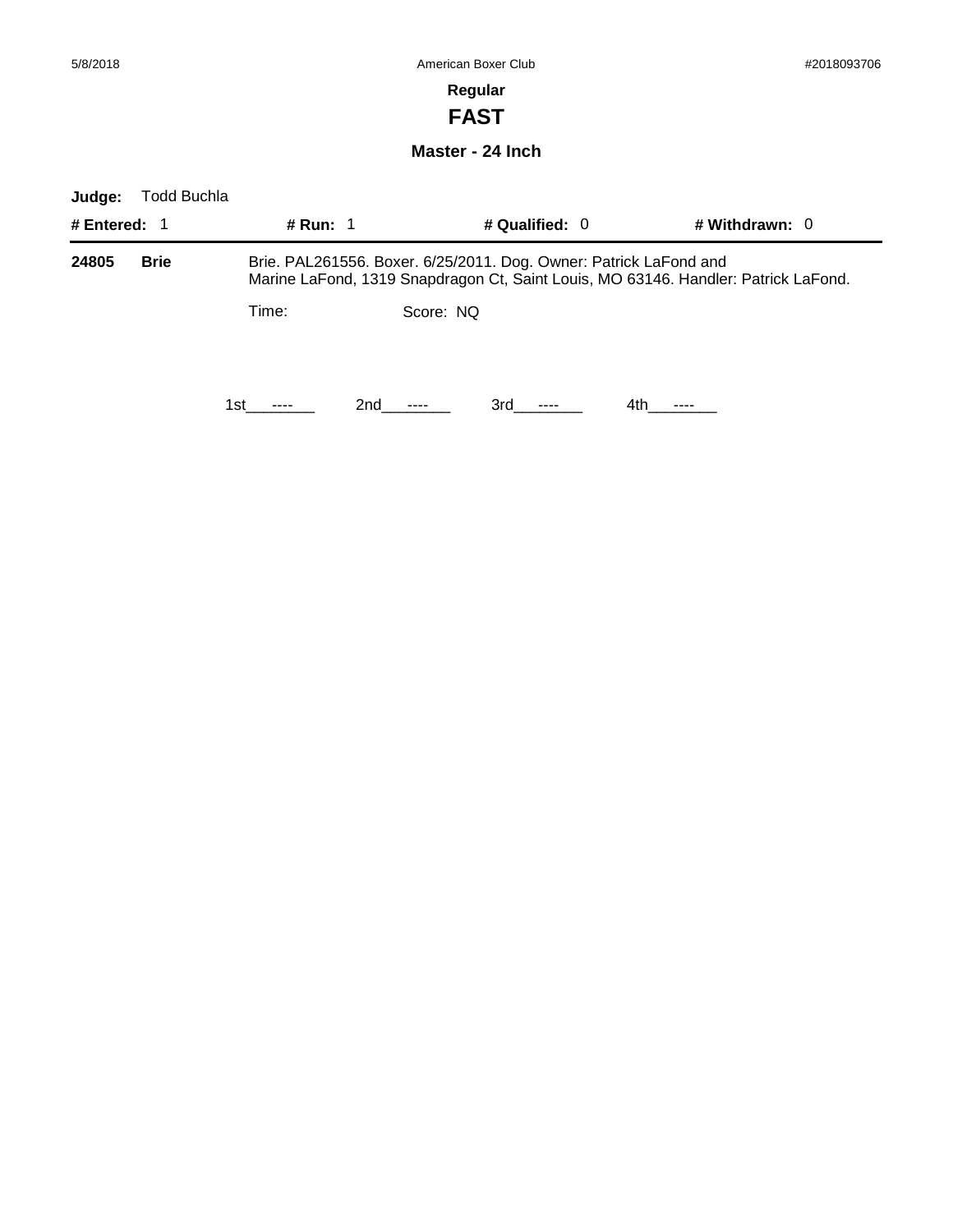5/8/2018 American Boxer Club #2018093706

**Regular**

# FAST

### Master - 24 Inch

**Judge:** Todd Buchla

**# Entered:** 1 **# Run:** 1 **# Qualified:** 0 **# Withdrawn:** 0

---

**24805** **Brie** Brie. PAL261556. Boxer. 6/25/2011. Dog. Owner: Patrick LaFond and Marine LaFond, 1319 Snapdragon Ct, Saint Louis, MO 63146. Handler: Patrick LaFond.

Time: Score: NQ

1st\_\_\_----\_\_\_ 2nd\_\_\_----\_\_\_ 3rd\_\_\_----\_\_\_ 4th\_\_\_----\_\_\_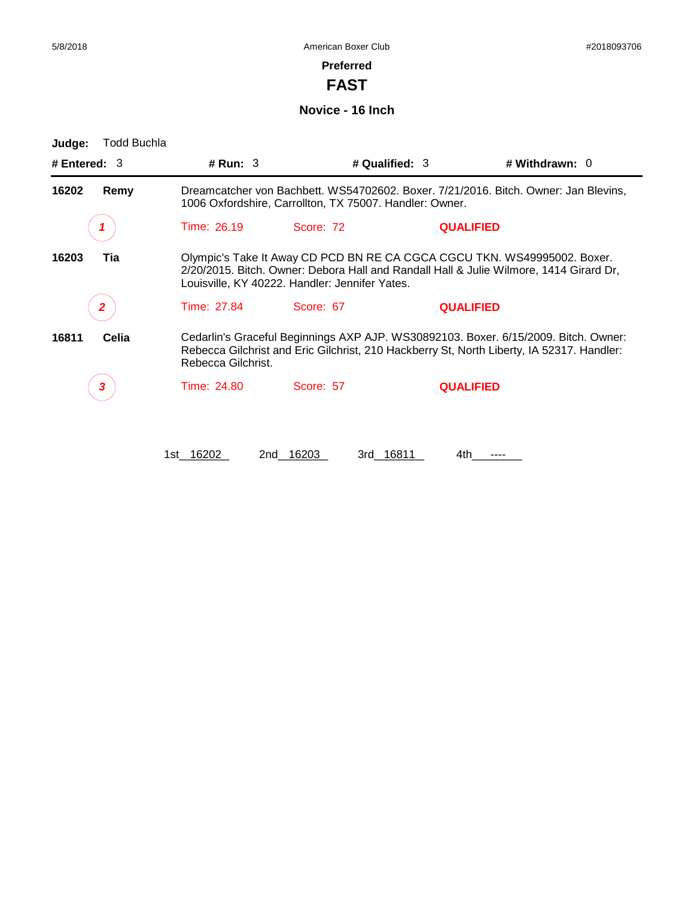American Boxer Club

5/8/2018 #2018093706

**Preferred**

# FAST

## Novice - 16 Inch

**Judge:** Todd Buchla

**# Entered:** 3 **# Run:** 3 **# Qualified:** 3 **# Withdrawn:** 0

**16202 Remy** Dreamcatcher von Bachbett. WS54702602. Boxer. 7/21/2016. Bitch. Owner: Jan Blevins, 1006 Oxfordshire, Carrollton, TX 75007. Handler: Owner.

*1* Time: 26.19 Score: 72 **QUALIFIED**

**16203 Tia** Olympic's Take It Away CD PCD BN RE CA CGCA CGCU TKN. WS49995002. Boxer. 2/20/2015. Bitch. Owner: Debora Hall and Randall Hall & Julie Wilmore, 1414 Girard Dr, Louisville, KY 40222. Handler: Jennifer Yates.

*2* Time: 27.84 Score: 67 **QUALIFIED**

**16811 Celia** Cedarlin's Graceful Beginnings AXP AJP. WS30892103. Boxer. 6/15/2009. Bitch. Owner: Rebecca Gilchrist and Eric Gilchrist, 210 Hackberry St, North Liberty, IA 52317. Handler: Rebecca Gilchrist.

*3* Time: 24.80 Score: 57 **QUALIFIED**

1st 16202 2nd 16203 3rd 16811 4th ----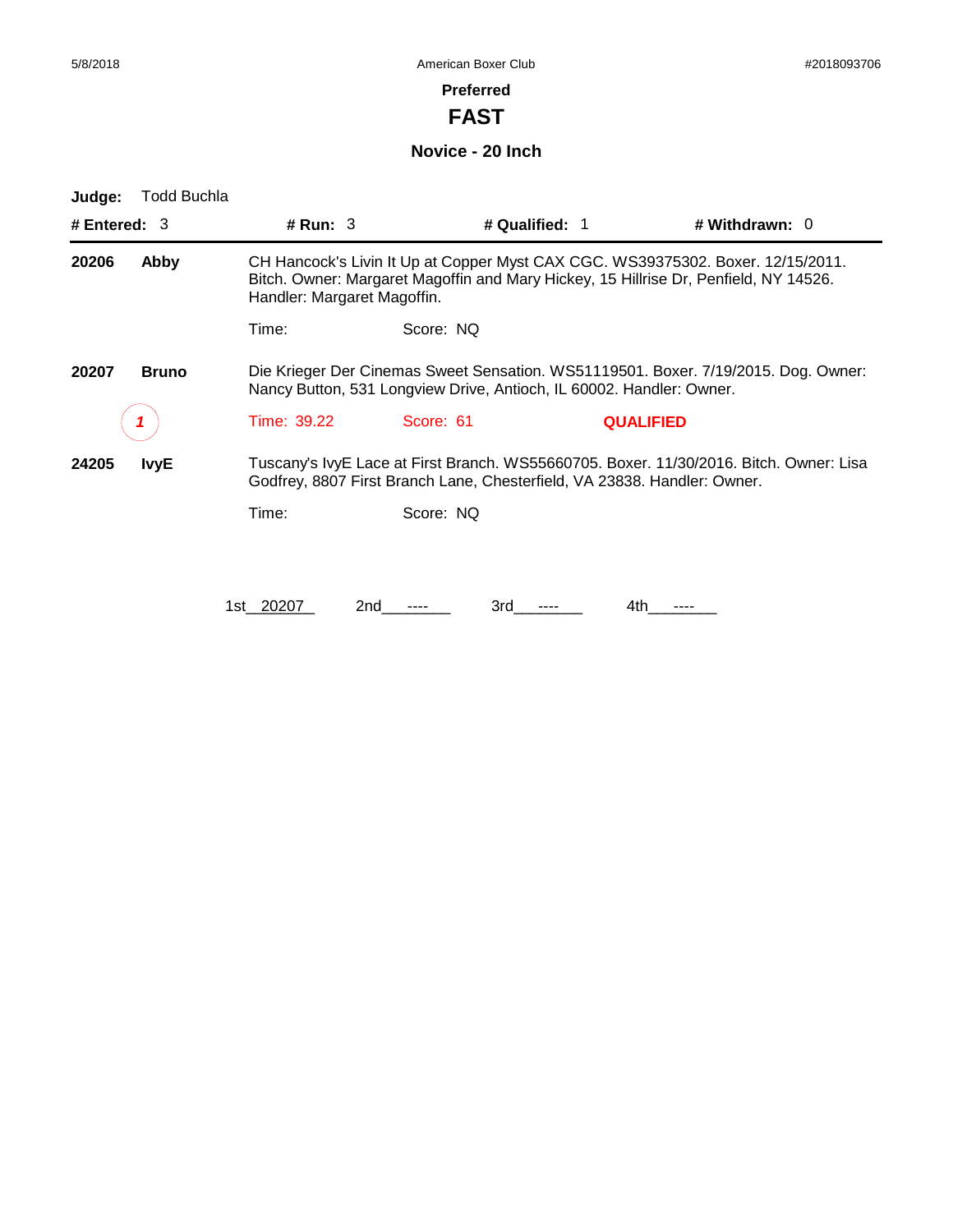5/8/2018 American Boxer Club #2018093706

## Preferred

# FAST

### Novice - 20 Inch

**Judge:** Todd Buchla

**# Entered:** 3 **# Run:** 3 **# Qualified:** 1 **# Withdrawn:** 0

---

**20206** **Abby** CH Hancock's Livin It Up at Copper Myst CAX CGC. WS39375302. Boxer. 12/15/2011. Bitch. Owner: Margaret Magoffin and Mary Hickey, 15 Hillrise Dr, Penfield, NY 14526. Handler: Margaret Magoffin.

Time: Score: NQ

**20207** **Bruno** Die Krieger Der Cinemas Sweet Sensation. WS51119501. Boxer. 7/19/2015. Dog. Owner: Nancy Button, 531 Longview Drive, Antioch, IL 60002. Handler: Owner.

*1* Time: 39.22 Score: 61 **QUALIFIED**

**24205** **IvyE** Tuscany's IvyE Lace at First Branch. WS55660705. Boxer. 11/30/2016. Bitch. Owner: Lisa Godfrey, 8807 First Branch Lane, Chesterfield, VA 23838. Handler: Owner.

Time: Score: NQ

1st 20207 2nd ---- 3rd ---- 4th ----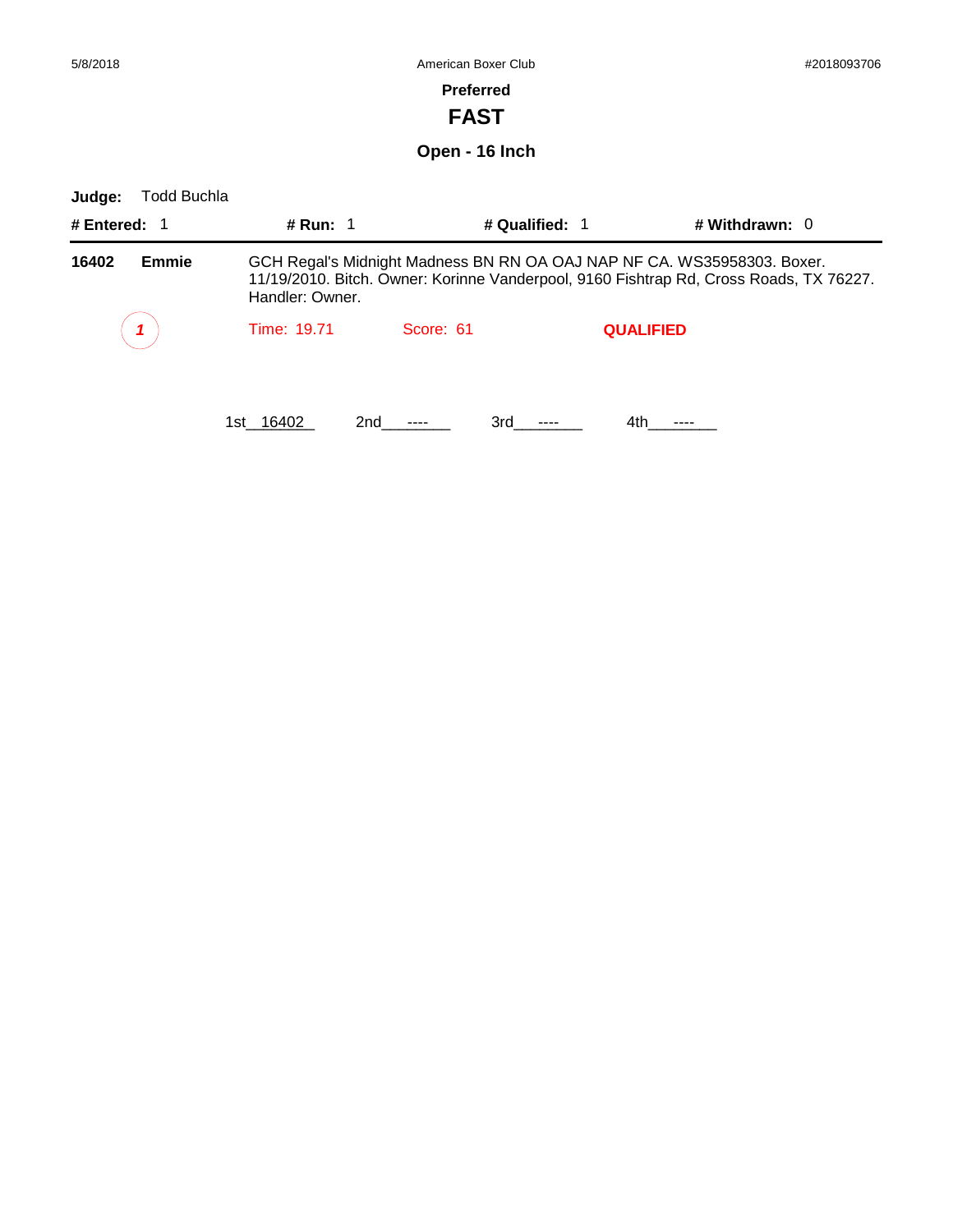5/8/2018 American Boxer Club #2018093706

**Preferred**

# FAST

## Open - 16 Inch

**Judge:** Todd Buchla

**# Entered:** 1 **# Run:** 1 **# Qualified:** 1 **# Withdrawn:** 0

---

**16402** **Emmie** GCH Regal's Midnight Madness BN RN OA OAJ NAP NF CA. WS35958303. Boxer. 11/19/2010. Bitch. Owner: Korinne Vanderpool, 9160 Fishtrap Rd, Cross Roads, TX 76227. Handler: Owner.

*1* Time: 19.71 Score: 61 **QUALIFIED**

1st__16402__ 2nd___----___ 3rd___----___ 4th___----___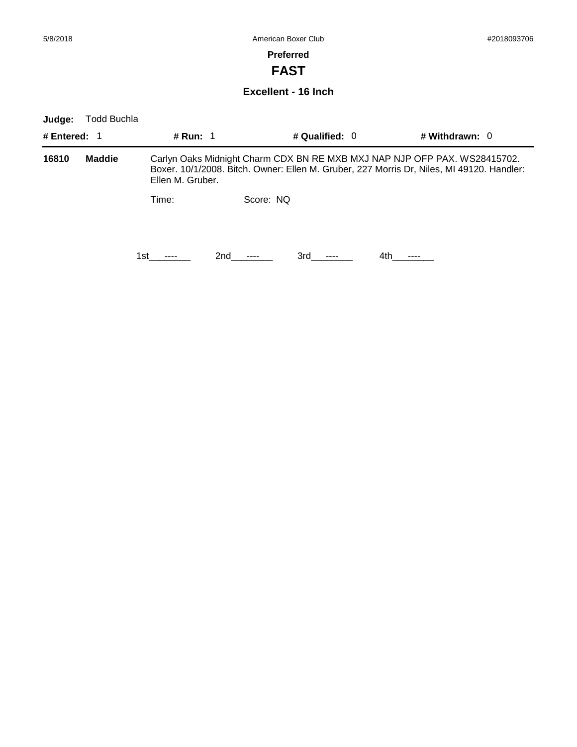**Preferred**

# FAST

## Excellent - 16 Inch

**Judge:** Todd Buchla

**# Entered:** 1 **# Run:** 1 **# Qualified:** 0 **# Withdrawn:** 0

**16810** **Maddie** Carlyn Oaks Midnight Charm CDX BN RE MXB MXJ NAP NJP OFP PAX. WS28415702. Boxer. 10/1/2008. Bitch. Owner: Ellen M. Gruber, 227 Morris Dr, Niles, MI 49120. Handler: Ellen M. Gruber.

Time: Score: NQ

1st\_\_----\_\_ 2nd\_\_----\_\_ 3rd\_\_----\_\_ 4th\_\_----\_\_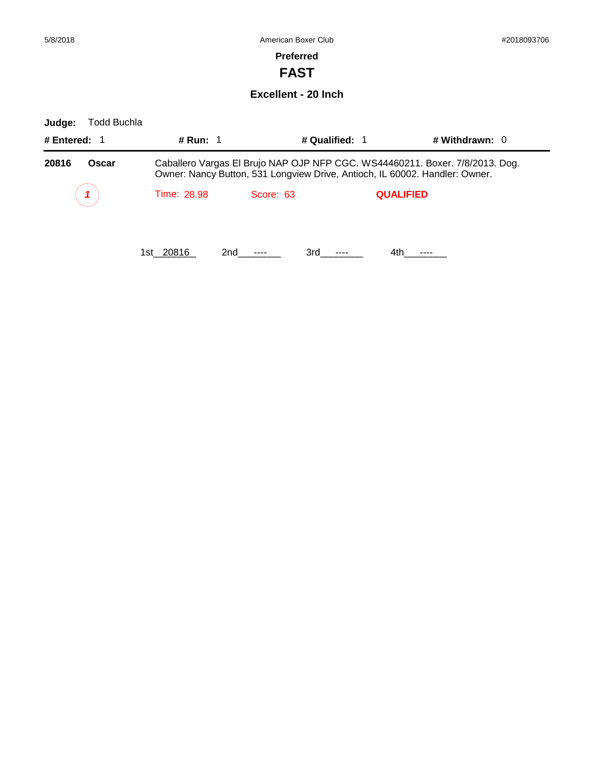### Preferred

# FAST

## Excellent - 20 Inch

**Judge:** Todd Buchla

**# Entered:** 1 **# Run:** 1 **# Qualified:** 1 **# Withdrawn:** 0

**20816** **Oscar** Caballero Vargas El Brujo NAP OJP NFP CGC. WS44460211. Boxer. 7/8/2013. Dog. Owner: Nancy Button, 531 Longview Drive, Antioch, IL 60002. Handler: Owner.

*1* Time: 28.98 Score: 63 **QUALIFIED**

1st 20816 2nd ---- 3rd ---- 4th ----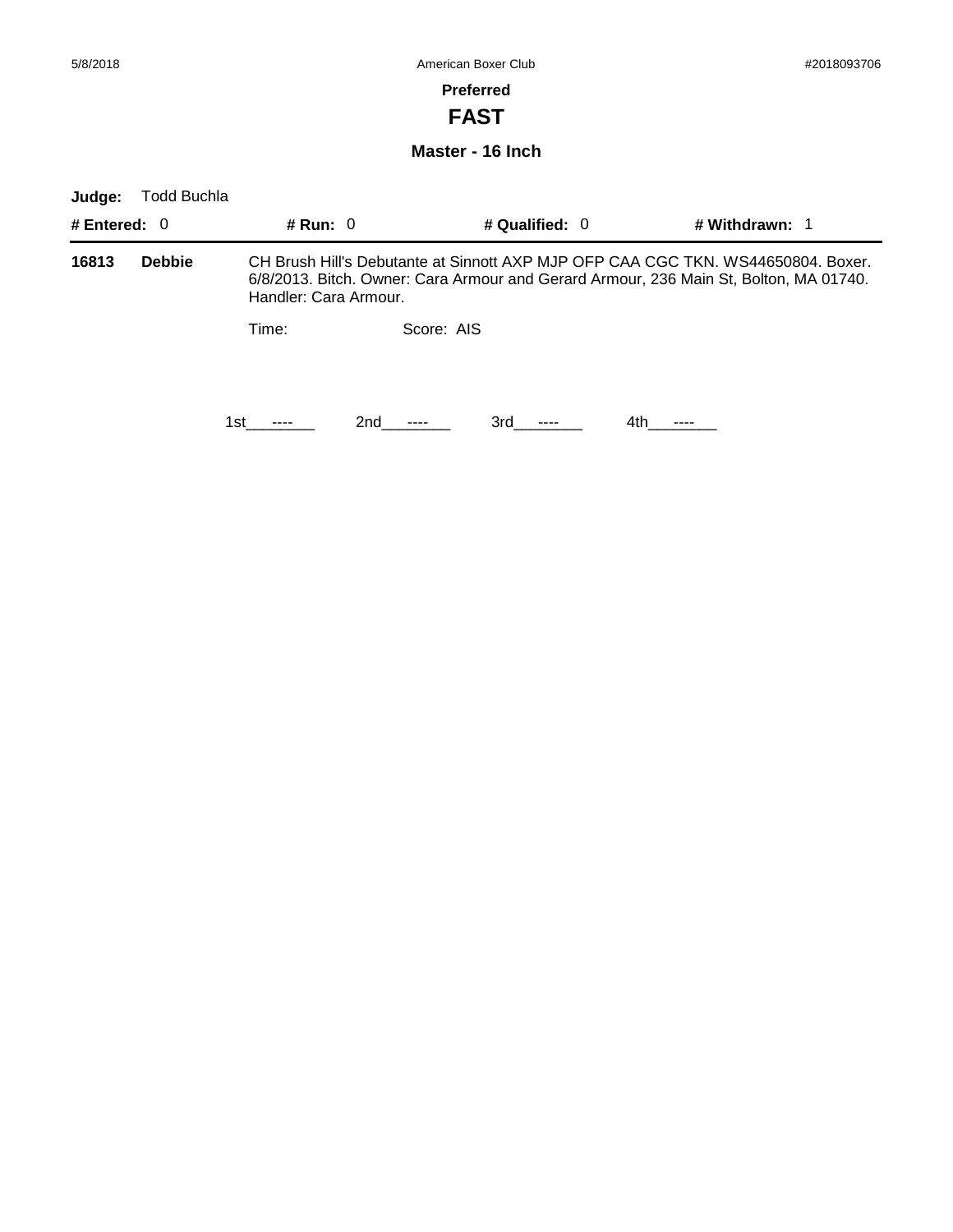**Preferred**

# FAST

## Master - 16 Inch

**Judge:** Todd Buchla

**# Entered:** 0 **# Run:** 0 **# Qualified:** 0 **# Withdrawn:** 1

**16813** **Debbie** CH Brush Hill's Debutante at Sinnott AXP MJP OFP CAA CGC TKN. WS44650804. Boxer. 6/8/2013. Bitch. Owner: Cara Armour and Gerard Armour, 236 Main St, Bolton, MA 01740. Handler: Cara Armour.

Time: Score: AIS

1st\_\_\_----\_\_\_ 2nd\_\_\_----\_\_\_ 3rd\_\_\_----\_\_\_ 4th\_\_\_----\_\_\_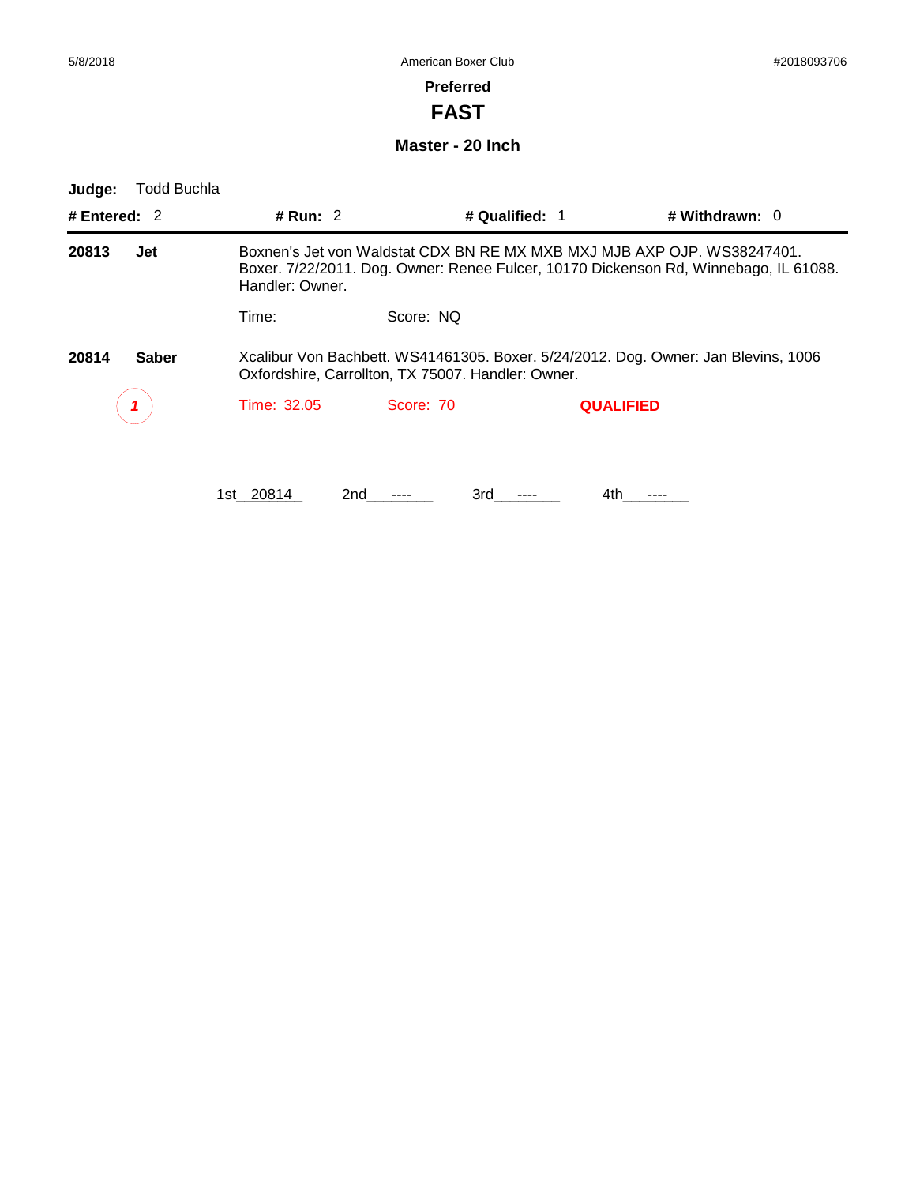5/8/2018 American Boxer Club #2018093706

## Preferred

# FAST

### Master - 20 Inch

**Judge:** Todd Buchla

**# Entered:** 2 **# Run:** 2 **# Qualified:** 1 **# Withdrawn:** 0

---

**20813** **Jet**

Boxnen's Jet von Waldstat CDX BN RE MX MXB MXJ MJB AXP OJP. WS38247401. Boxer. 7/22/2011. Dog. Owner: Renee Fulcer, 10170 Dickenson Rd, Winnebago, IL 61088. Handler: Owner.

Time: Score: NQ

**20814** **Saber**

Xcalibur Von Bachbett. WS41461305. Boxer. 5/24/2012. Dog. Owner: Jan Blevins, 1006 Oxfordshire, Carrollton, TX 75007. Handler: Owner.

*1* Time: 32.05 Score: 70 **QUALIFIED**

1st 20814 2nd ---- 3rd ---- 4th ----